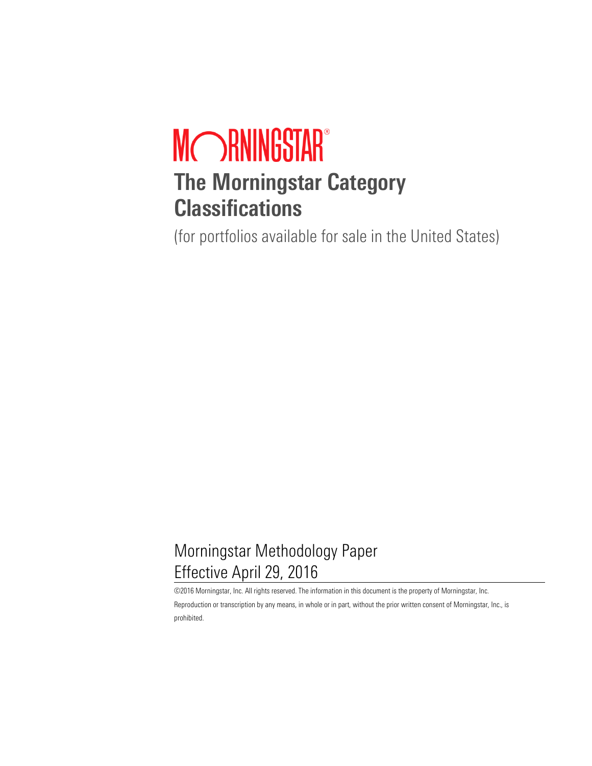MORNINGSTAR®

# The Morningstar Category Classifications

(for portfolios available for sale in the United States)

Morningstar Methodology Paper
Effective April 29, 2016

©2016 Morningstar, Inc. All rights reserved. The information in this document is the property of Morningstar, Inc. Reproduction or transcription by any means, in whole or in part, without the prior written consent of Morningstar, Inc., is prohibited.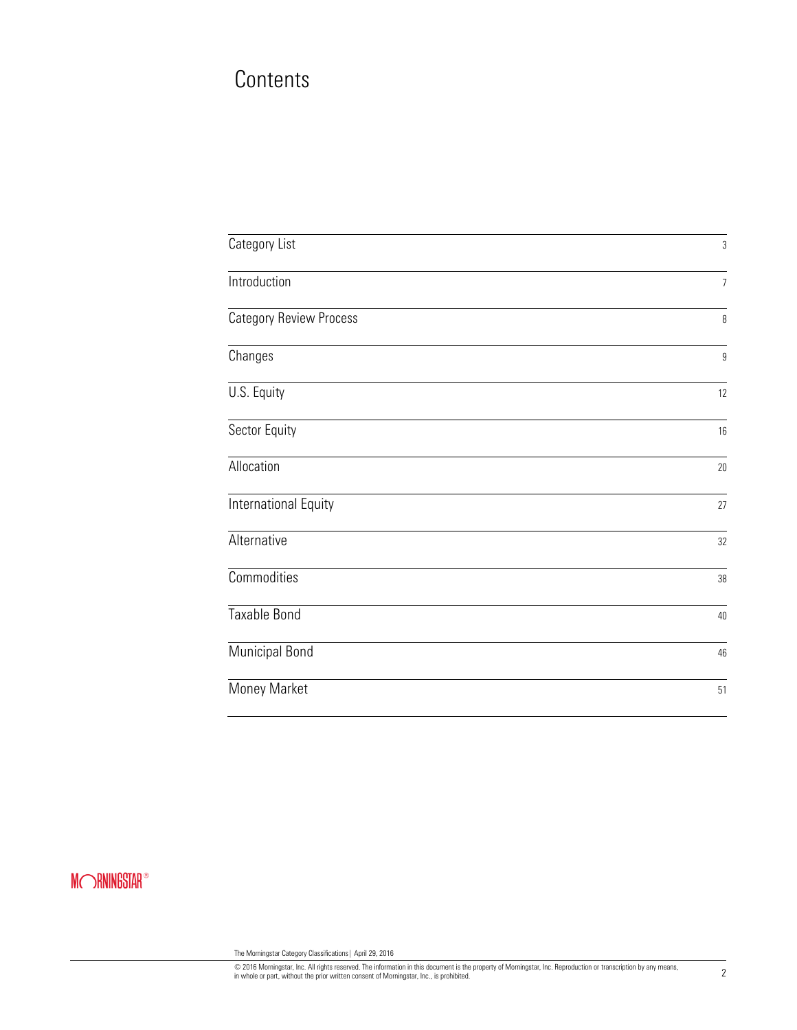# Contents

| | |
|---|---|
| Category List | 3 |
| Introduction | 7 |
| Category Review Process | 8 |
| Changes | 9 |
| U.S. Equity | 12 |
| Sector Equity | 16 |
| Allocation | 20 |
| International Equity | 27 |
| Alternative | 32 |
| Commodities | 38 |
| Taxable Bond | 40 |
| Municipal Bond | 46 |
| Money Market | 51 |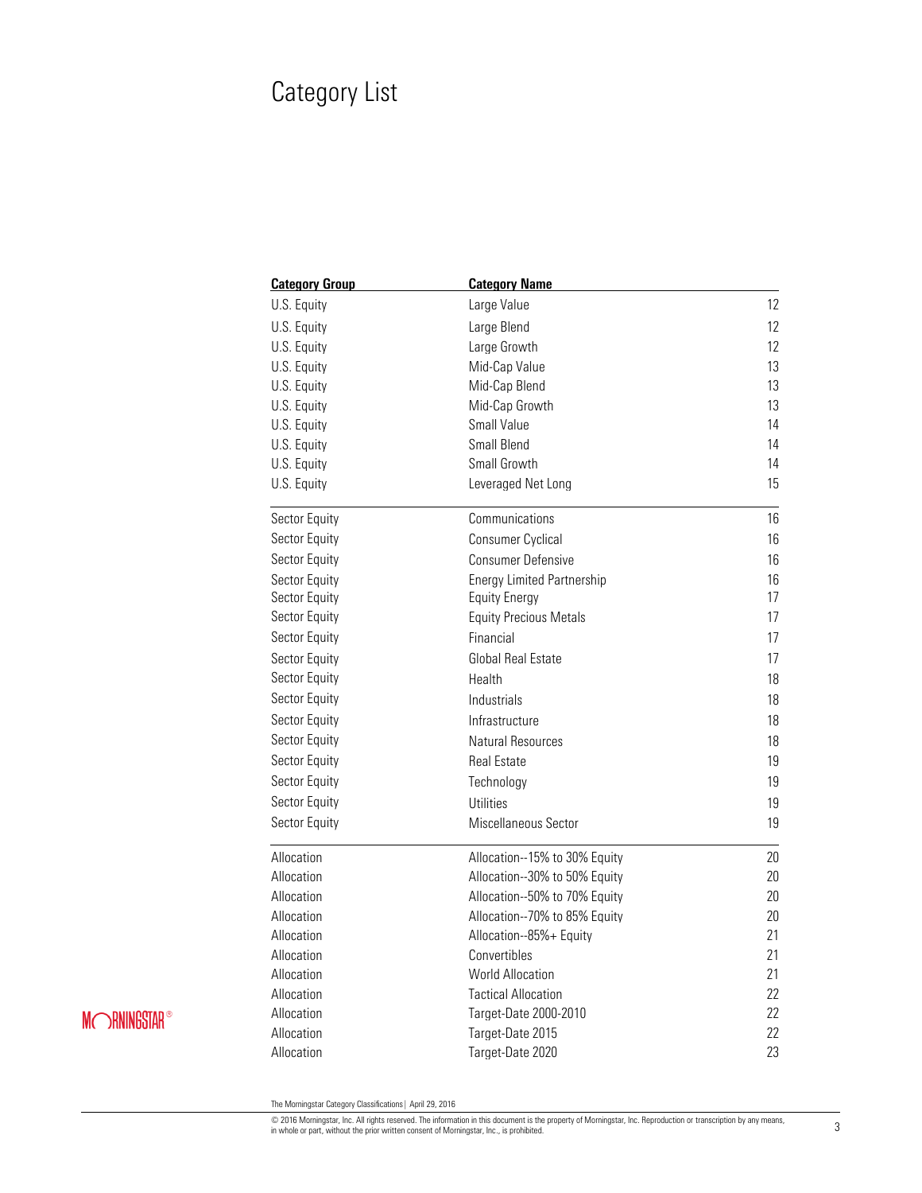# Category List

| Category Group | Category Name | |
|---|---|---|
| U.S. Equity | Large Value | 12 |
| U.S. Equity | Large Blend | 12 |
| U.S. Equity | Large Growth | 12 |
| U.S. Equity | Mid-Cap Value | 13 |
| U.S. Equity | Mid-Cap Blend | 13 |
| U.S. Equity | Mid-Cap Growth | 13 |
| U.S. Equity | Small Value | 14 |
| U.S. Equity | Small Blend | 14 |
| U.S. Equity | Small Growth | 14 |
| U.S. Equity | Leveraged Net Long | 15 |
| Sector Equity | Communications | 16 |
| Sector Equity | Consumer Cyclical | 16 |
| Sector Equity | Consumer Defensive | 16 |
| Sector Equity | Energy Limited Partnership | 16 |
| Sector Equity | Equity Energy | 17 |
| Sector Equity | Equity Precious Metals | 17 |
| Sector Equity | Financial | 17 |
| Sector Equity | Global Real Estate | 17 |
| Sector Equity | Health | 18 |
| Sector Equity | Industrials | 18 |
| Sector Equity | Infrastructure | 18 |
| Sector Equity | Natural Resources | 18 |
| Sector Equity | Real Estate | 19 |
| Sector Equity | Technology | 19 |
| Sector Equity | Utilities | 19 |
| Sector Equity | Miscellaneous Sector | 19 |
| Allocation | Allocation--15% to 30% Equity | 20 |
| Allocation | Allocation--30% to 50% Equity | 20 |
| Allocation | Allocation--50% to 70% Equity | 20 |
| Allocation | Allocation--70% to 85% Equity | 20 |
| Allocation | Allocation--85%+ Equity | 21 |
| Allocation | Convertibles | 21 |
| Allocation | World Allocation | 21 |
| Allocation | Tactical Allocation | 22 |
| Allocation | Target-Date 2000-2010 | 22 |
| Allocation | Target-Date 2015 | 22 |
| Allocation | Target-Date 2020 | 23 |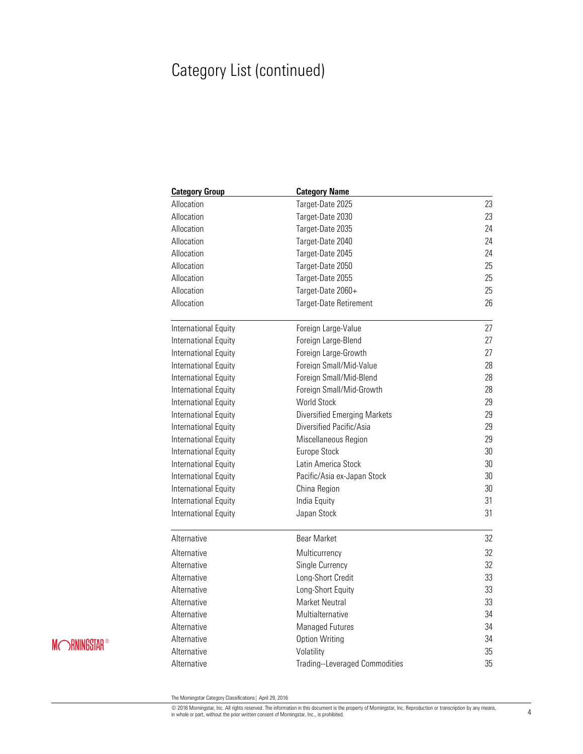# Category List (continued)

| Category Group | Category Name | |
|---|---|---|
| Allocation | Target-Date 2025 | 23 |
| Allocation | Target-Date 2030 | 23 |
| Allocation | Target-Date 2035 | 24 |
| Allocation | Target-Date 2040 | 24 |
| Allocation | Target-Date 2045 | 24 |
| Allocation | Target-Date 2050 | 25 |
| Allocation | Target-Date 2055 | 25 |
| Allocation | Target-Date 2060+ | 25 |
| Allocation | Target-Date Retirement | 26 |
| International Equity | Foreign Large-Value | 27 |
| International Equity | Foreign Large-Blend | 27 |
| International Equity | Foreign Large-Growth | 27 |
| International Equity | Foreign Small/Mid-Value | 28 |
| International Equity | Foreign Small/Mid-Blend | 28 |
| International Equity | Foreign Small/Mid-Growth | 28 |
| International Equity | World Stock | 29 |
| International Equity | Diversified Emerging Markets | 29 |
| International Equity | Diversified Pacific/Asia | 29 |
| International Equity | Miscellaneous Region | 29 |
| International Equity | Europe Stock | 30 |
| International Equity | Latin America Stock | 30 |
| International Equity | Pacific/Asia ex-Japan Stock | 30 |
| International Equity | China Region | 30 |
| International Equity | India Equity | 31 |
| International Equity | Japan Stock | 31 |
| Alternative | Bear Market | 32 |
| Alternative | Multicurrency | 32 |
| Alternative | Single Currency | 32 |
| Alternative | Long-Short Credit | 33 |
| Alternative | Long-Short Equity | 33 |
| Alternative | Market Neutral | 33 |
| Alternative | Multialternative | 34 |
| Alternative | Managed Futures | 34 |
| Alternative | Option Writing | 34 |
| Alternative | Volatility | 35 |
| Alternative | Trading--Leveraged Commodities | 35 |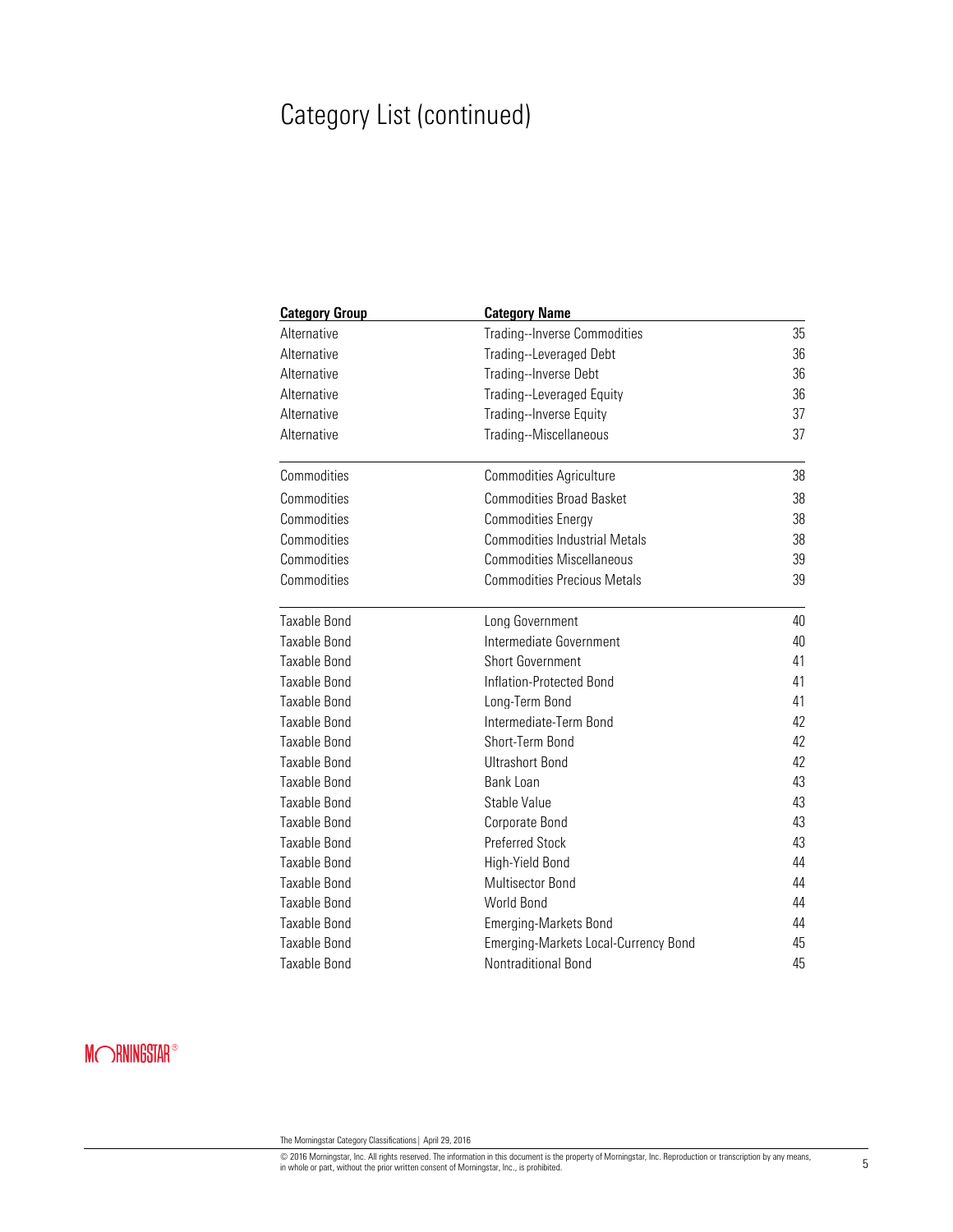# Category List (continued)

| Category Group | Category Name | |
|---|---|---|
| Alternative | Trading--Inverse Commodities | 35 |
| Alternative | Trading--Leveraged Debt | 36 |
| Alternative | Trading--Inverse Debt | 36 |
| Alternative | Trading--Leveraged Equity | 36 |
| Alternative | Trading--Inverse Equity | 37 |
| Alternative | Trading--Miscellaneous | 37 |
| Commodities | Commodities Agriculture | 38 |
| Commodities | Commodities Broad Basket | 38 |
| Commodities | Commodities Energy | 38 |
| Commodities | Commodities Industrial Metals | 38 |
| Commodities | Commodities Miscellaneous | 39 |
| Commodities | Commodities Precious Metals | 39 |
| Taxable Bond | Long Government | 40 |
| Taxable Bond | Intermediate Government | 40 |
| Taxable Bond | Short Government | 41 |
| Taxable Bond | Inflation-Protected Bond | 41 |
| Taxable Bond | Long-Term Bond | 41 |
| Taxable Bond | Intermediate-Term Bond | 42 |
| Taxable Bond | Short-Term Bond | 42 |
| Taxable Bond | Ultrashort Bond | 42 |
| Taxable Bond | Bank Loan | 43 |
| Taxable Bond | Stable Value | 43 |
| Taxable Bond | Corporate Bond | 43 |
| Taxable Bond | Preferred Stock | 43 |
| Taxable Bond | High-Yield Bond | 44 |
| Taxable Bond | Multisector Bond | 44 |
| Taxable Bond | World Bond | 44 |
| Taxable Bond | Emerging-Markets Bond | 44 |
| Taxable Bond | Emerging-Markets Local-Currency Bond | 45 |
| Taxable Bond | Nontraditional Bond | 45 |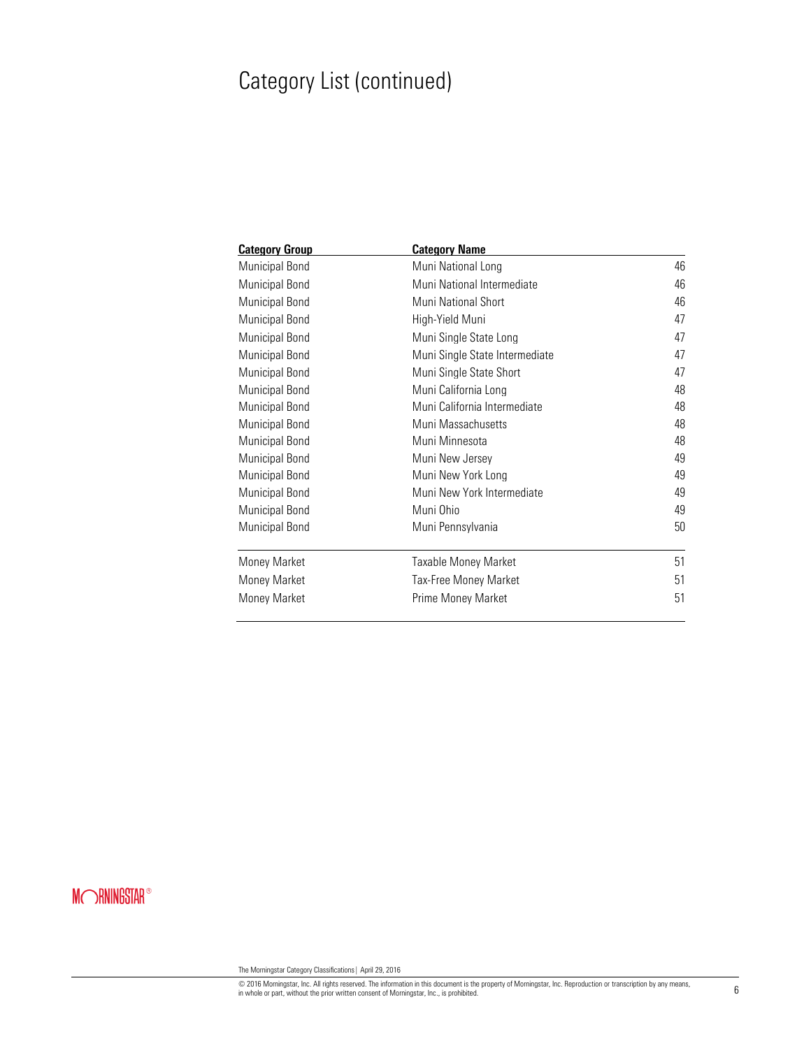# Category List (continued)

| Category Group | Category Name | |
|---|---|---|
| Municipal Bond | Muni National Long | 46 |
| Municipal Bond | Muni National Intermediate | 46 |
| Municipal Bond | Muni National Short | 46 |
| Municipal Bond | High-Yield Muni | 47 |
| Municipal Bond | Muni Single State Long | 47 |
| Municipal Bond | Muni Single State Intermediate | 47 |
| Municipal Bond | Muni Single State Short | 47 |
| Municipal Bond | Muni California Long | 48 |
| Municipal Bond | Muni California Intermediate | 48 |
| Municipal Bond | Muni Massachusetts | 48 |
| Municipal Bond | Muni Minnesota | 48 |
| Municipal Bond | Muni New Jersey | 49 |
| Municipal Bond | Muni New York Long | 49 |
| Municipal Bond | Muni New York Intermediate | 49 |
| Municipal Bond | Muni Ohio | 49 |
| Municipal Bond | Muni Pennsylvania | 50 |
| Money Market | Taxable Money Market | 51 |
| Money Market | Tax-Free Money Market | 51 |
| Money Market | Prime Money Market | 51 |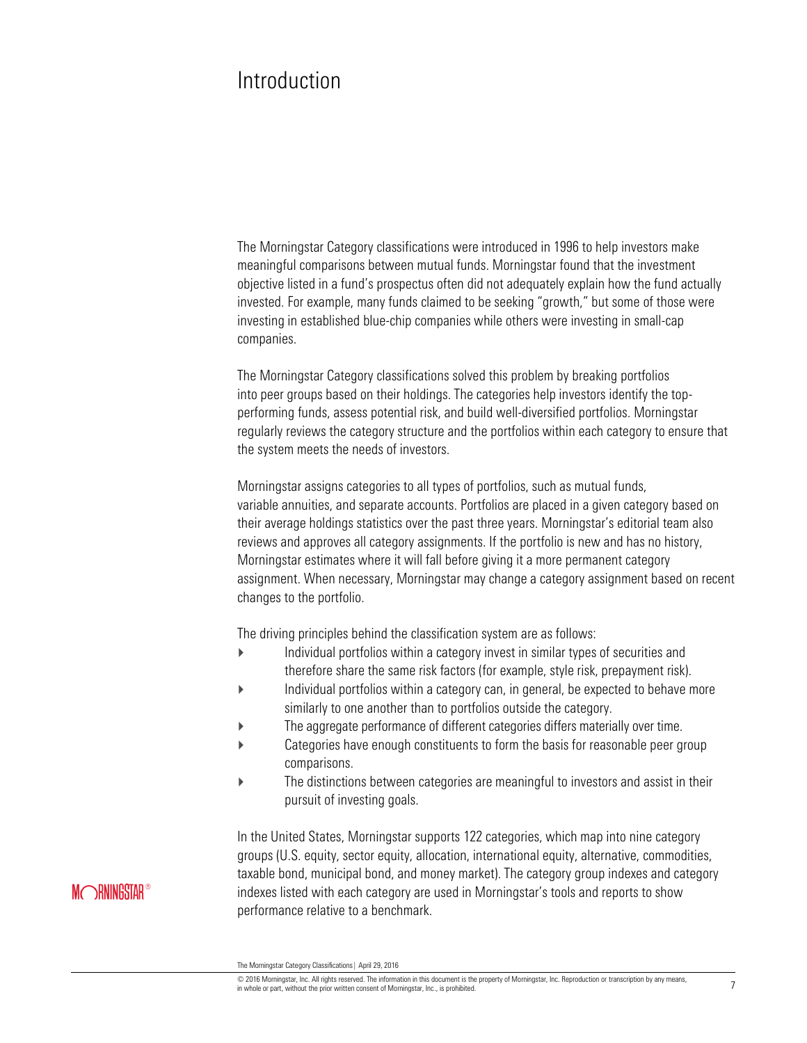# Introduction

The Morningstar Category classifications were introduced in 1996 to help investors make meaningful comparisons between mutual funds. Morningstar found that the investment objective listed in a fund's prospectus often did not adequately explain how the fund actually invested. For example, many funds claimed to be seeking "growth," but some of those were investing in established blue-chip companies while others were investing in small-cap companies.

The Morningstar Category classifications solved this problem by breaking portfolios into peer groups based on their holdings. The categories help investors identify the top-performing funds, assess potential risk, and build well-diversified portfolios. Morningstar regularly reviews the category structure and the portfolios within each category to ensure that the system meets the needs of investors.

Morningstar assigns categories to all types of portfolios, such as mutual funds, variable annuities, and separate accounts. Portfolios are placed in a given category based on their average holdings statistics over the past three years. Morningstar's editorial team also reviews and approves all category assignments. If the portfolio is new and has no history, Morningstar estimates where it will fall before giving it a more permanent category assignment. When necessary, Morningstar may change a category assignment based on recent changes to the portfolio.

The driving principles behind the classification system are as follows:

- Individual portfolios within a category invest in similar types of securities and therefore share the same risk factors (for example, style risk, prepayment risk).
- Individual portfolios within a category can, in general, be expected to behave more similarly to one another than to portfolios outside the category.
- The aggregate performance of different categories differs materially over time.
- Categories have enough constituents to form the basis for reasonable peer group comparisons.
- The distinctions between categories are meaningful to investors and assist in their pursuit of investing goals.

In the United States, Morningstar supports 122 categories, which map into nine category groups (U.S. equity, sector equity, allocation, international equity, alternative, commodities, taxable bond, municipal bond, and money market). The category group indexes and category indexes listed with each category are used in Morningstar's tools and reports to show performance relative to a benchmark.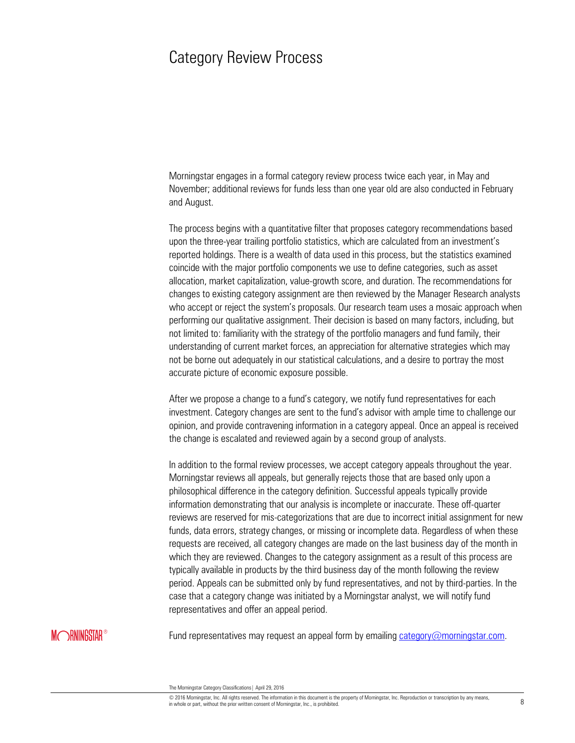# Category Review Process

Morningstar engages in a formal category review process twice each year, in May and November; additional reviews for funds less than one year old are also conducted in February and August.

The process begins with a quantitative filter that proposes category recommendations based upon the three-year trailing portfolio statistics, which are calculated from an investment's reported holdings. There is a wealth of data used in this process, but the statistics examined coincide with the major portfolio components we use to define categories, such as asset allocation, market capitalization, value-growth score, and duration. The recommendations for changes to existing category assignment are then reviewed by the Manager Research analysts who accept or reject the system's proposals. Our research team uses a mosaic approach when performing our qualitative assignment. Their decision is based on many factors, including, but not limited to: familiarity with the strategy of the portfolio managers and fund family, their understanding of current market forces, an appreciation for alternative strategies which may not be borne out adequately in our statistical calculations, and a desire to portray the most accurate picture of economic exposure possible.

After we propose a change to a fund's category, we notify fund representatives for each investment. Category changes are sent to the fund's advisor with ample time to challenge our opinion, and provide contravening information in a category appeal. Once an appeal is received the change is escalated and reviewed again by a second group of analysts.

In addition to the formal review processes, we accept category appeals throughout the year. Morningstar reviews all appeals, but generally rejects those that are based only upon a philosophical difference in the category definition. Successful appeals typically provide information demonstrating that our analysis is incomplete or inaccurate. These off-quarter reviews are reserved for mis-categorizations that are due to incorrect initial assignment for new funds, data errors, strategy changes, or missing or incomplete data. Regardless of when these requests are received, all category changes are made on the last business day of the month in which they are reviewed. Changes to the category assignment as a result of this process are typically available in products by the third business day of the month following the review period. Appeals can be submitted only by fund representatives, and not by third-parties. In the case that a category change was initiated by a Morningstar analyst, we will notify fund representatives and offer an appeal period.

Fund representatives may request an appeal form by emailing category@morningstar.com.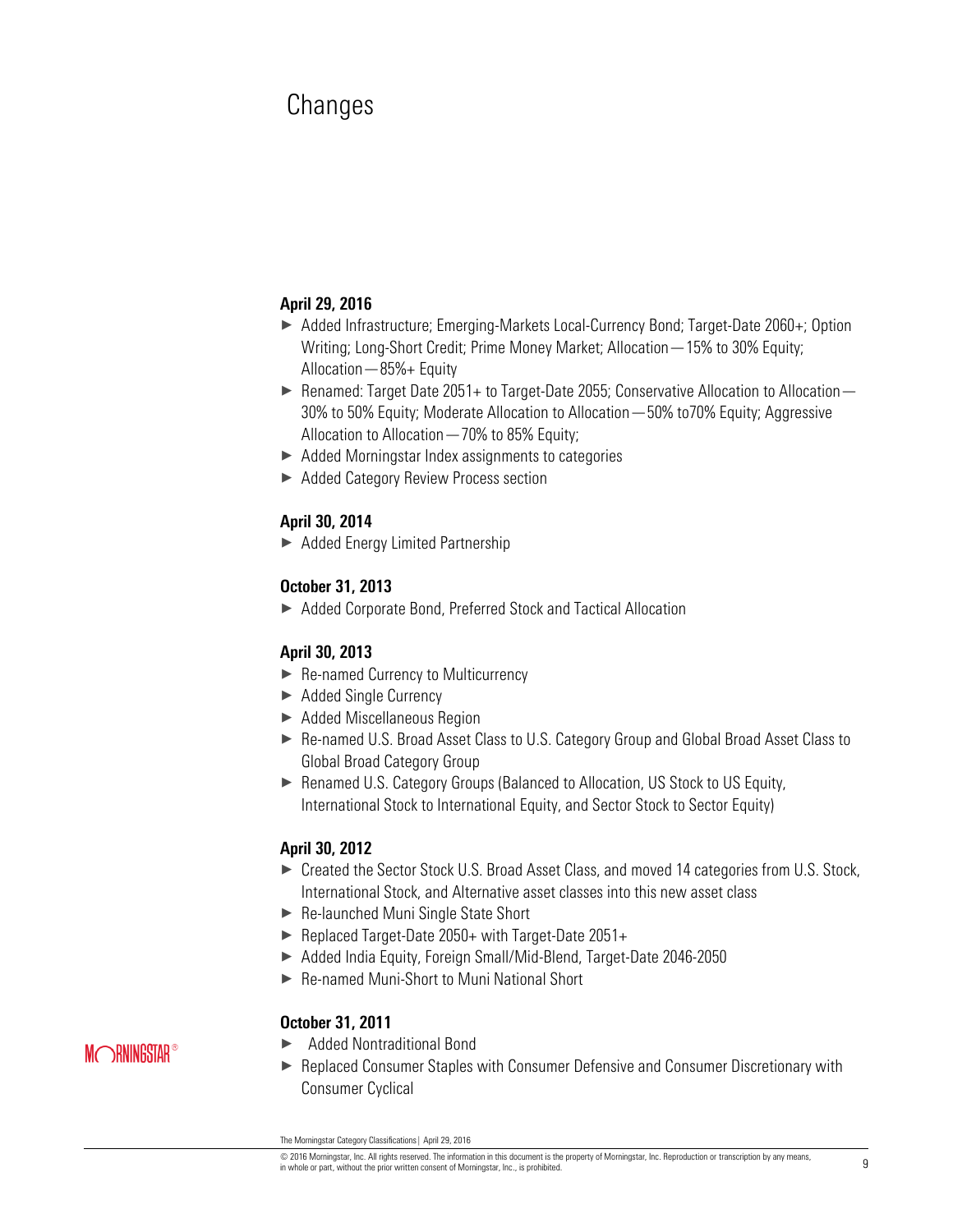# Changes

**April 29, 2016**

- Added Infrastructure; Emerging-Markets Local-Currency Bond; Target-Date 2060+; Option Writing; Long-Short Credit; Prime Money Market; Allocation—15% to 30% Equity; Allocation—85%+ Equity
- Renamed: Target Date 2051+ to Target-Date 2055; Conservative Allocation to Allocation—30% to 50% Equity; Moderate Allocation to Allocation—50% to70% Equity; Aggressive Allocation to Allocation—70% to 85% Equity;
- Added Morningstar Index assignments to categories
- Added Category Review Process section

**April 30, 2014**

- Added Energy Limited Partnership

**October 31, 2013**

- Added Corporate Bond, Preferred Stock and Tactical Allocation

**April 30, 2013**

- Re-named Currency to Multicurrency
- Added Single Currency
- Added Miscellaneous Region
- Re-named U.S. Broad Asset Class to U.S. Category Group and Global Broad Asset Class to Global Broad Category Group
- Renamed U.S. Category Groups (Balanced to Allocation, US Stock to US Equity, International Stock to International Equity, and Sector Stock to Sector Equity)

**April 30, 2012**

- Created the Sector Stock U.S. Broad Asset Class, and moved 14 categories from U.S. Stock, International Stock, and Alternative asset classes into this new asset class
- Re-launched Muni Single State Short
- Replaced Target-Date 2050+ with Target-Date 2051+
- Added India Equity, Foreign Small/Mid-Blend, Target-Date 2046-2050
- Re-named Muni-Short to Muni National Short

**October 31, 2011**

- Added Nontraditional Bond
- Replaced Consumer Staples with Consumer Defensive and Consumer Discretionary with Consumer Cyclical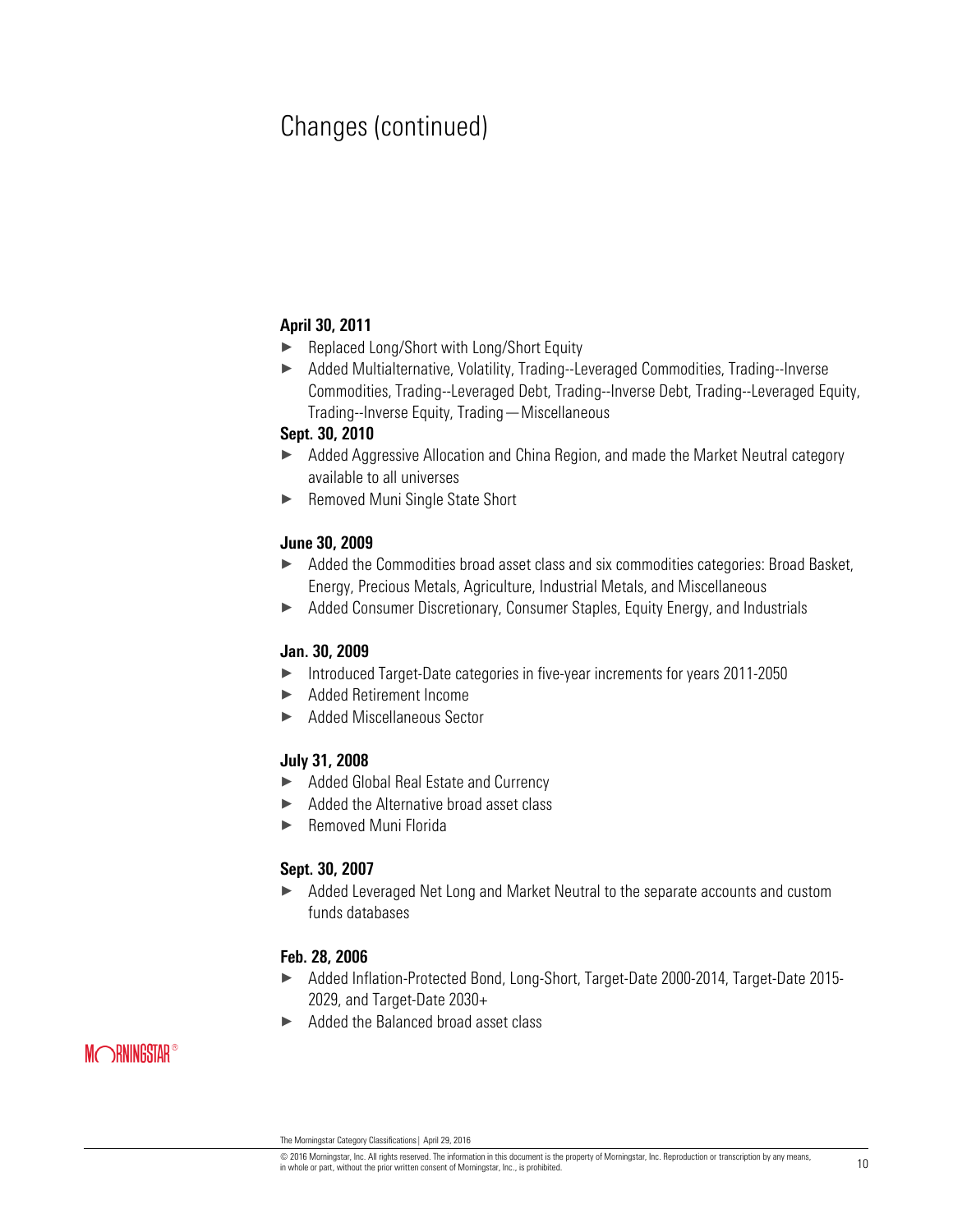# Changes (continued)

**April 30, 2011**

- Replaced Long/Short with Long/Short Equity
- Added Multialternative, Volatility, Trading--Leveraged Commodities, Trading--Inverse Commodities, Trading--Leveraged Debt, Trading--Inverse Debt, Trading--Leveraged Equity, Trading--Inverse Equity, Trading—Miscellaneous

**Sept. 30, 2010**

- Added Aggressive Allocation and China Region, and made the Market Neutral category available to all universes
- Removed Muni Single State Short

**June 30, 2009**

- Added the Commodities broad asset class and six commodities categories: Broad Basket, Energy, Precious Metals, Agriculture, Industrial Metals, and Miscellaneous
- Added Consumer Discretionary, Consumer Staples, Equity Energy, and Industrials

**Jan. 30, 2009**

- Introduced Target-Date categories in five-year increments for years 2011-2050
- Added Retirement Income
- Added Miscellaneous Sector

**July 31, 2008**

- Added Global Real Estate and Currency
- Added the Alternative broad asset class
- Removed Muni Florida

**Sept. 30, 2007**

- Added Leveraged Net Long and Market Neutral to the separate accounts and custom funds databases

**Feb. 28, 2006**

- Added Inflation-Protected Bond, Long-Short, Target-Date 2000-2014, Target-Date 2015-2029, and Target-Date 2030+
- Added the Balanced broad asset class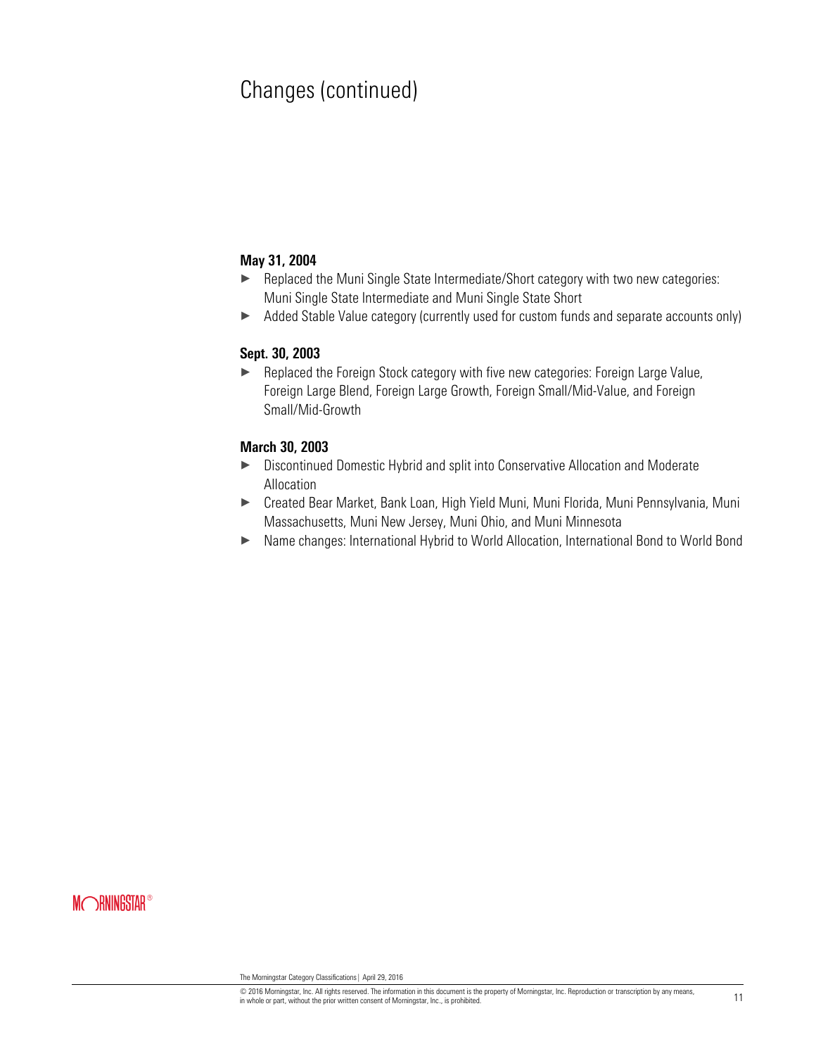# Changes (continued)

**May 31, 2004**

- Replaced the Muni Single State Intermediate/Short category with two new categories: Muni Single State Intermediate and Muni Single State Short
- Added Stable Value category (currently used for custom funds and separate accounts only)

**Sept. 30, 2003**

- Replaced the Foreign Stock category with five new categories: Foreign Large Value, Foreign Large Blend, Foreign Large Growth, Foreign Small/Mid-Value, and Foreign Small/Mid-Growth

**March 30, 2003**

- Discontinued Domestic Hybrid and split into Conservative Allocation and Moderate Allocation
- Created Bear Market, Bank Loan, High Yield Muni, Muni Florida, Muni Pennsylvania, Muni Massachusetts, Muni New Jersey, Muni Ohio, and Muni Minnesota
- Name changes: International Hybrid to World Allocation, International Bond to World Bond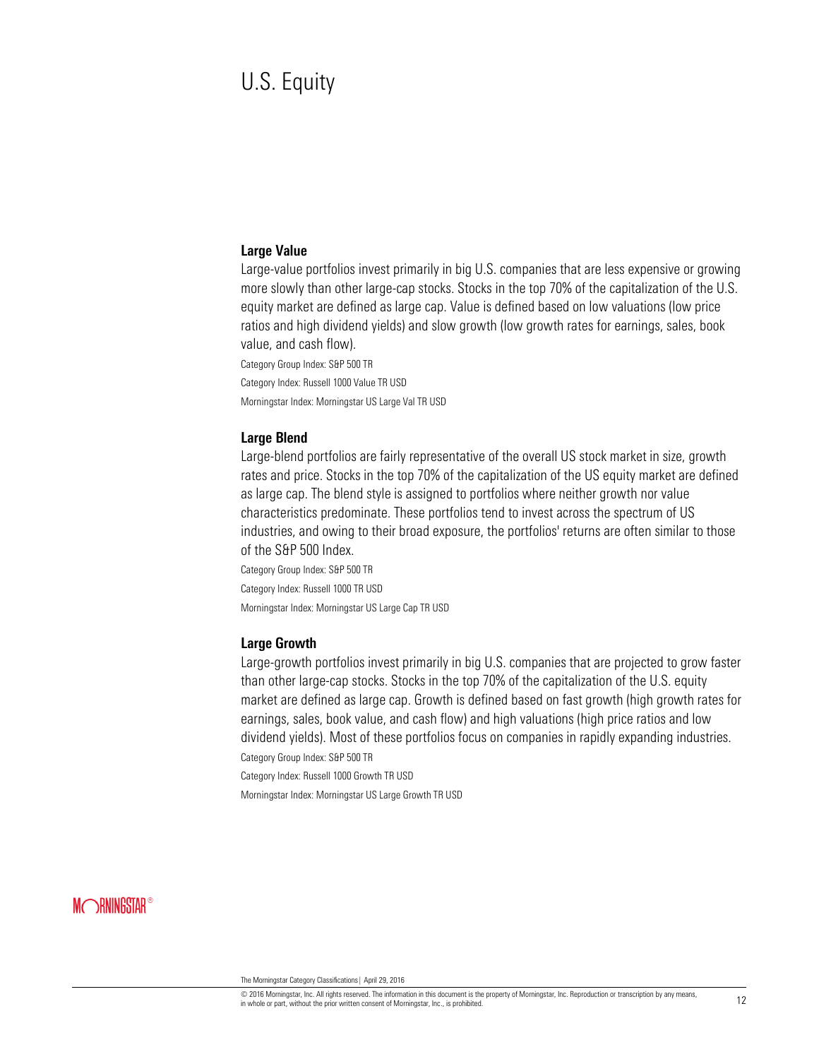# U.S. Equity

### Large Value

Large-value portfolios invest primarily in big U.S. companies that are less expensive or growing more slowly than other large-cap stocks. Stocks in the top 70% of the capitalization of the U.S. equity market are defined as large cap. Value is defined based on low valuations (low price ratios and high dividend yields) and slow growth (low growth rates for earnings, sales, book value, and cash flow).

Category Group Index: S&P 500 TR

Category Index: Russell 1000 Value TR USD

Morningstar Index: Morningstar US Large Val TR USD

### Large Blend

Large-blend portfolios are fairly representative of the overall US stock market in size, growth rates and price. Stocks in the top 70% of the capitalization of the US equity market are defined as large cap. The blend style is assigned to portfolios where neither growth nor value characteristics predominate. These portfolios tend to invest across the spectrum of US industries, and owing to their broad exposure, the portfolios' returns are often similar to those of the S&P 500 Index.

Category Group Index: S&P 500 TR

Category Index: Russell 1000 TR USD

Morningstar Index: Morningstar US Large Cap TR USD

### Large Growth

Large-growth portfolios invest primarily in big U.S. companies that are projected to grow faster than other large-cap stocks. Stocks in the top 70% of the capitalization of the U.S. equity market are defined as large cap. Growth is defined based on fast growth (high growth rates for earnings, sales, book value, and cash flow) and high valuations (high price ratios and low dividend yields). Most of these portfolios focus on companies in rapidly expanding industries.

Category Group Index: S&P 500 TR

Category Index: Russell 1000 Growth TR USD

Morningstar Index: Morningstar US Large Growth TR USD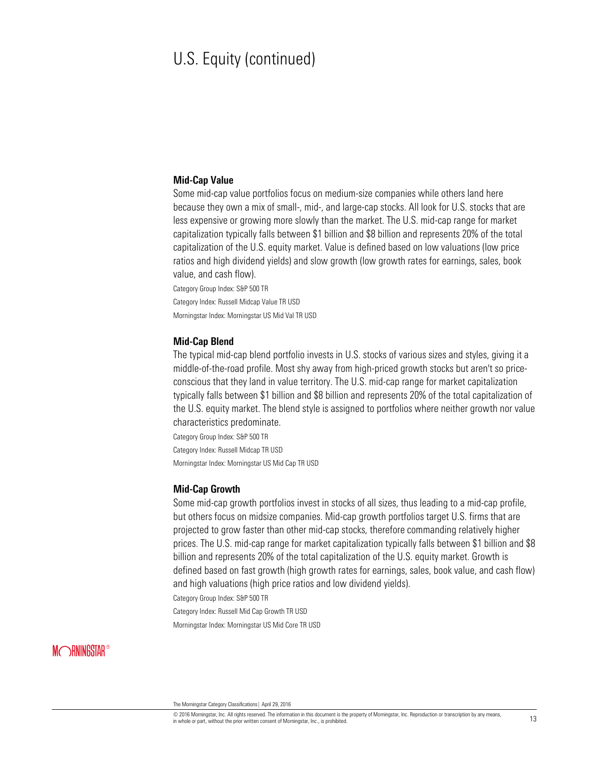# U.S. Equity (continued)

### Mid-Cap Value

Some mid-cap value portfolios focus on medium-size companies while others land here because they own a mix of small-, mid-, and large-cap stocks. All look for U.S. stocks that are less expensive or growing more slowly than the market. The U.S. mid-cap range for market capitalization typically falls between $1 billion and $8 billion and represents 20% of the total capitalization of the U.S. equity market. Value is defined based on low valuations (low price ratios and high dividend yields) and slow growth (low growth rates for earnings, sales, book value, and cash flow).

Category Group Index: S&P 500 TR

Category Index: Russell Midcap Value TR USD

Morningstar Index: Morningstar US Mid Val TR USD

### Mid-Cap Blend

The typical mid-cap blend portfolio invests in U.S. stocks of various sizes and styles, giving it a middle-of-the-road profile. Most shy away from high-priced growth stocks but aren't so price-conscious that they land in value territory. The U.S. mid-cap range for market capitalization typically falls between $1 billion and $8 billion and represents 20% of the total capitalization of the U.S. equity market. The blend style is assigned to portfolios where neither growth nor value characteristics predominate.

Category Group Index: S&P 500 TR

Category Index: Russell Midcap TR USD

Morningstar Index: Morningstar US Mid Cap TR USD

### Mid-Cap Growth

Some mid-cap growth portfolios invest in stocks of all sizes, thus leading to a mid-cap profile, but others focus on midsize companies. Mid-cap growth portfolios target U.S. firms that are projected to grow faster than other mid-cap stocks, therefore commanding relatively higher prices. The U.S. mid-cap range for market capitalization typically falls between $1 billion and $8 billion and represents 20% of the total capitalization of the U.S. equity market. Growth is defined based on fast growth (high growth rates for earnings, sales, book value, and cash flow) and high valuations (high price ratios and low dividend yields).

Category Group Index: S&P 500 TR

Category Index: Russell Mid Cap Growth TR USD

Morningstar Index: Morningstar US Mid Core TR USD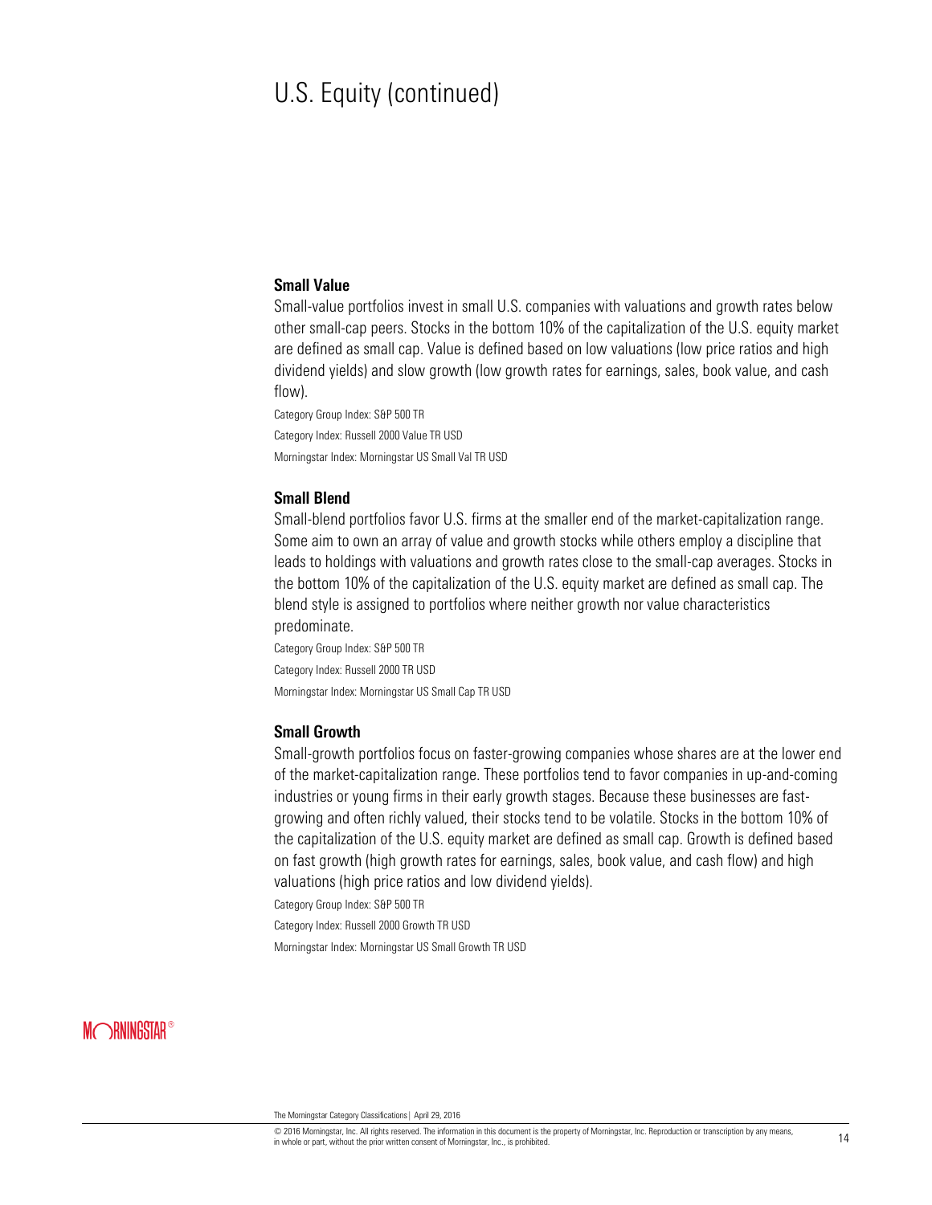# U.S. Equity (continued)

### Small Value

Small-value portfolios invest in small U.S. companies with valuations and growth rates below other small-cap peers. Stocks in the bottom 10% of the capitalization of the U.S. equity market are defined as small cap. Value is defined based on low valuations (low price ratios and high dividend yields) and slow growth (low growth rates for earnings, sales, book value, and cash flow).

Category Group Index: S&P 500 TR

Category Index: Russell 2000 Value TR USD

Morningstar Index: Morningstar US Small Val TR USD

### Small Blend

Small-blend portfolios favor U.S. firms at the smaller end of the market-capitalization range. Some aim to own an array of value and growth stocks while others employ a discipline that leads to holdings with valuations and growth rates close to the small-cap averages. Stocks in the bottom 10% of the capitalization of the U.S. equity market are defined as small cap. The blend style is assigned to portfolios where neither growth nor value characteristics predominate.

Category Group Index: S&P 500 TR

Category Index: Russell 2000 TR USD

Morningstar Index: Morningstar US Small Cap TR USD

### Small Growth

Small-growth portfolios focus on faster-growing companies whose shares are at the lower end of the market-capitalization range. These portfolios tend to favor companies in up-and-coming industries or young firms in their early growth stages. Because these businesses are fast-growing and often richly valued, their stocks tend to be volatile. Stocks in the bottom 10% of the capitalization of the U.S. equity market are defined as small cap. Growth is defined based on fast growth (high growth rates for earnings, sales, book value, and cash flow) and high valuations (high price ratios and low dividend yields).

Category Group Index: S&P 500 TR

Category Index: Russell 2000 Growth TR USD

Morningstar Index: Morningstar US Small Growth TR USD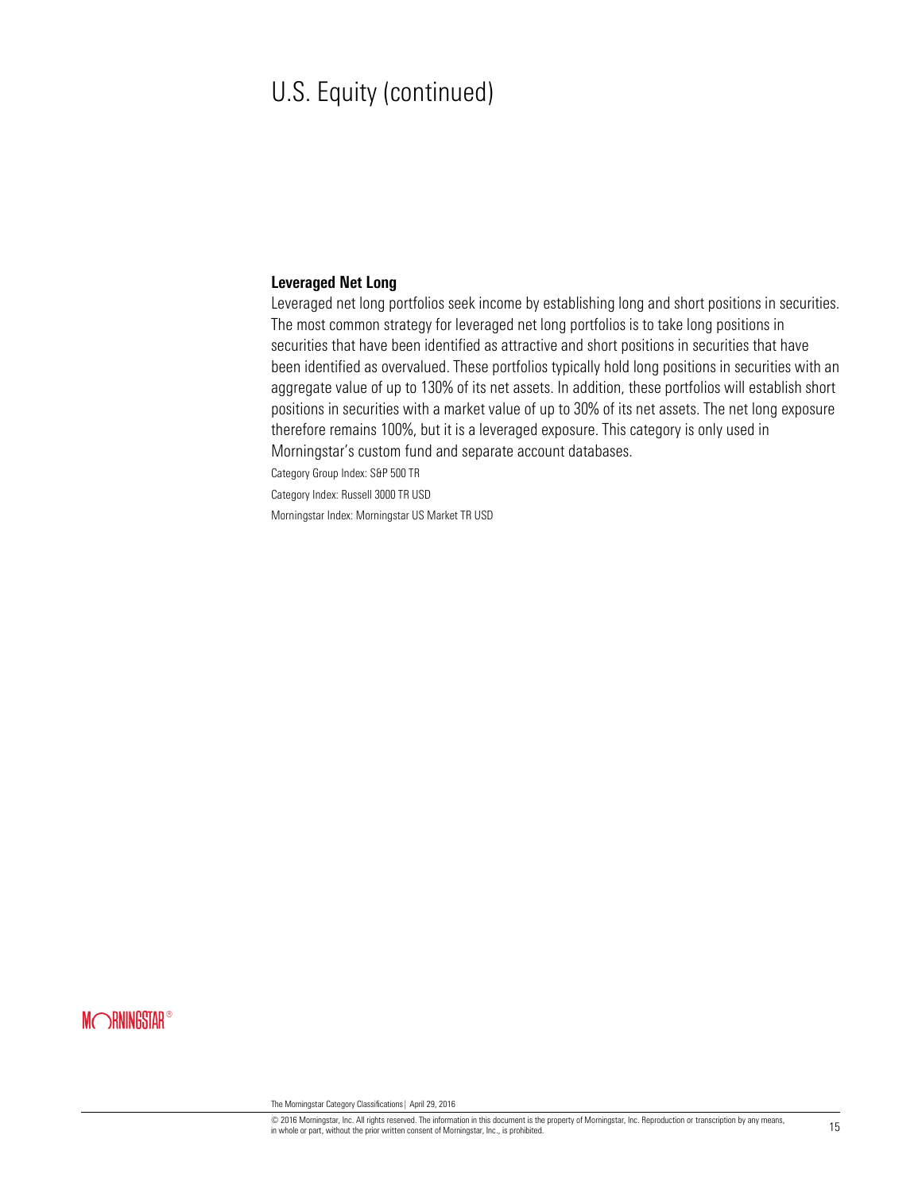# U.S. Equity (continued)

**Leveraged Net Long**

Leveraged net long portfolios seek income by establishing long and short positions in securities. The most common strategy for leveraged net long portfolios is to take long positions in securities that have been identified as attractive and short positions in securities that have been identified as overvalued. These portfolios typically hold long positions in securities with an aggregate value of up to 130% of its net assets. In addition, these portfolios will establish short positions in securities with a market value of up to 30% of its net assets. The net long exposure therefore remains 100%, but it is a leveraged exposure. This category is only used in Morningstar's custom fund and separate account databases.

Category Group Index: S&P 500 TR

Category Index: Russell 3000 TR USD

Morningstar Index: Morningstar US Market TR USD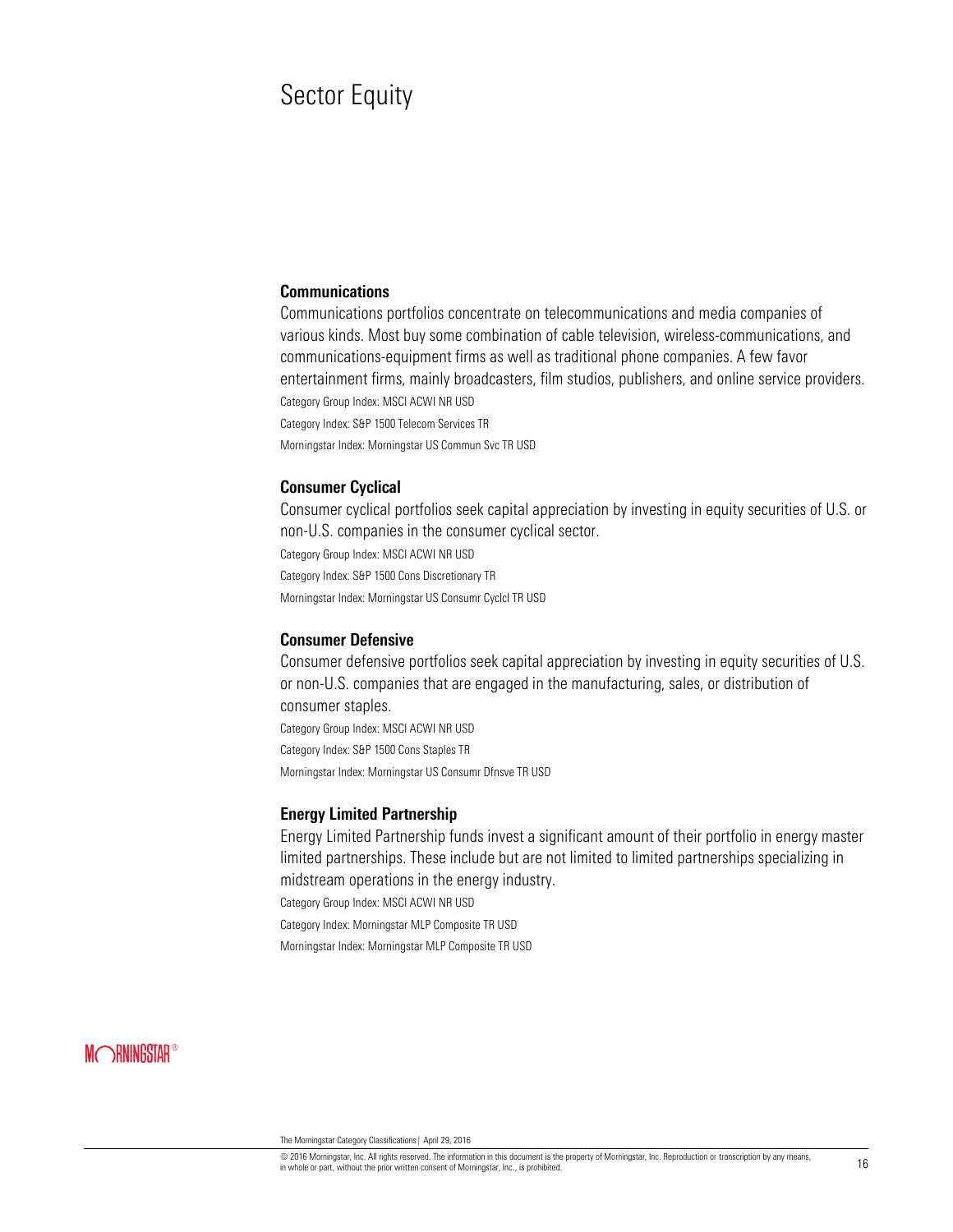# Sector Equity

### Communications

Communications portfolios concentrate on telecommunications and media companies of various kinds. Most buy some combination of cable television, wireless-communications, and communications-equipment firms as well as traditional phone companies. A few favor entertainment firms, mainly broadcasters, film studios, publishers, and online service providers.

Category Group Index: MSCI ACWI NR USD

Category Index: S&P 1500 Telecom Services TR

Morningstar Index: Morningstar US Commun Svc TR USD

### Consumer Cyclical

Consumer cyclical portfolios seek capital appreciation by investing in equity securities of U.S. or non-U.S. companies in the consumer cyclical sector.

Category Group Index: MSCI ACWI NR USD

Category Index: S&P 1500 Cons Discretionary TR

Morningstar Index: Morningstar US Consumr Cyclcl TR USD

### Consumer Defensive

Consumer defensive portfolios seek capital appreciation by investing in equity securities of U.S. or non-U.S. companies that are engaged in the manufacturing, sales, or distribution of consumer staples.

Category Group Index: MSCI ACWI NR USD

Category Index: S&P 1500 Cons Staples TR

Morningstar Index: Morningstar US Consumr Dfnsve TR USD

### Energy Limited Partnership

Energy Limited Partnership funds invest a significant amount of their portfolio in energy master limited partnerships. These include but are not limited to limited partnerships specializing in midstream operations in the energy industry.

Category Group Index: MSCI ACWI NR USD

Category Index: Morningstar MLP Composite TR USD

Morningstar Index: Morningstar MLP Composite TR USD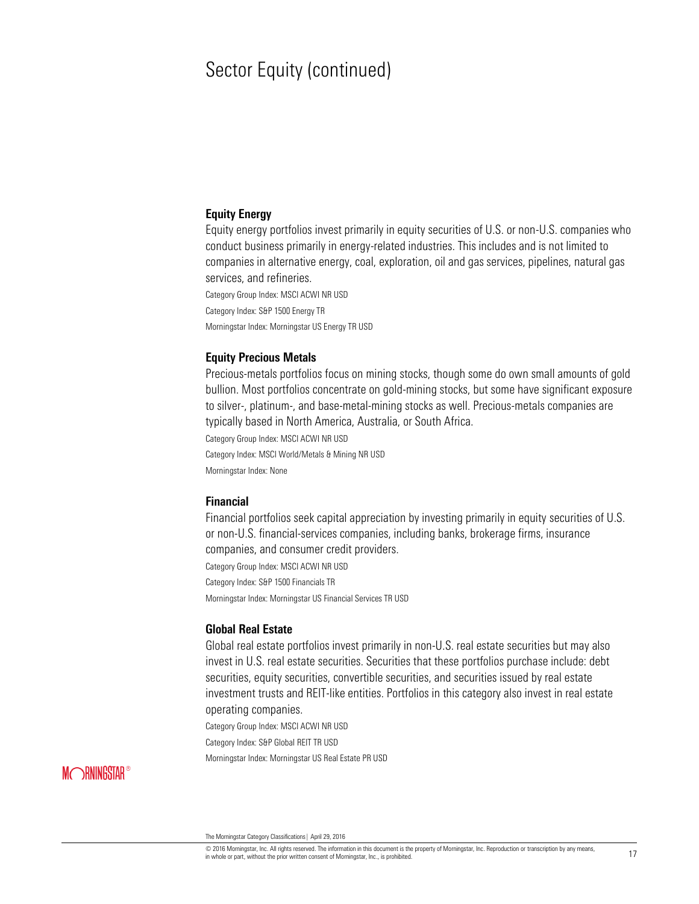# Sector Equity (continued)

### Equity Energy

Equity energy portfolios invest primarily in equity securities of U.S. or non-U.S. companies who conduct business primarily in energy-related industries. This includes and is not limited to companies in alternative energy, coal, exploration, oil and gas services, pipelines, natural gas services, and refineries.

Category Group Index: MSCI ACWI NR USD

Category Index: S&P 1500 Energy TR

Morningstar Index: Morningstar US Energy TR USD

### Equity Precious Metals

Precious-metals portfolios focus on mining stocks, though some do own small amounts of gold bullion. Most portfolios concentrate on gold-mining stocks, but some have significant exposure to silver-, platinum-, and base-metal-mining stocks as well. Precious-metals companies are typically based in North America, Australia, or South Africa.

Category Group Index: MSCI ACWI NR USD

Category Index: MSCI World/Metals & Mining NR USD

Morningstar Index: None

### Financial

Financial portfolios seek capital appreciation by investing primarily in equity securities of U.S. or non-U.S. financial-services companies, including banks, brokerage firms, insurance companies, and consumer credit providers.

Category Group Index: MSCI ACWI NR USD

Category Index: S&P 1500 Financials TR

Morningstar Index: Morningstar US Financial Services TR USD

### Global Real Estate

Global real estate portfolios invest primarily in non-U.S. real estate securities but may also invest in U.S. real estate securities. Securities that these portfolios purchase include: debt securities, equity securities, convertible securities, and securities issued by real estate investment trusts and REIT-like entities. Portfolios in this category also invest in real estate operating companies.

Category Group Index: MSCI ACWI NR USD

Category Index: S&P Global REIT TR USD

Morningstar Index: Morningstar US Real Estate PR USD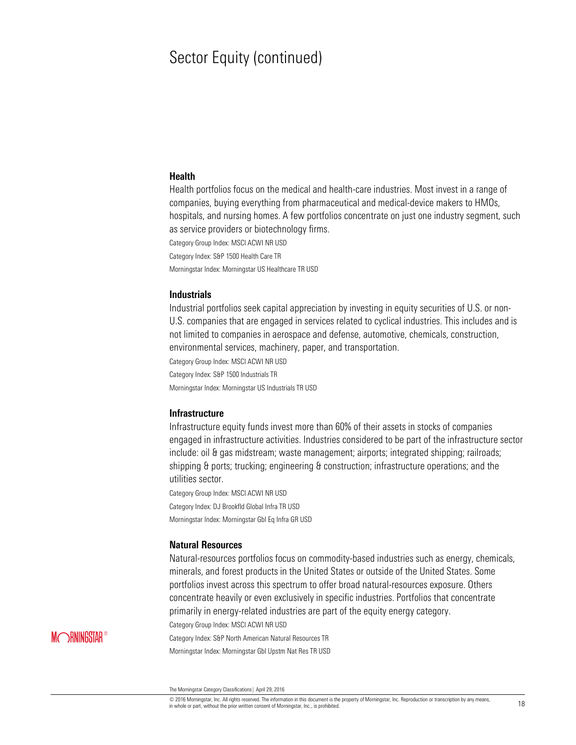# Sector Equity (continued)

### Health

Health portfolios focus on the medical and health-care industries. Most invest in a range of companies, buying everything from pharmaceutical and medical-device makers to HMOs, hospitals, and nursing homes. A few portfolios concentrate on just one industry segment, such as service providers or biotechnology firms.

Category Group Index: MSCI ACWI NR USD

Category Index: S&P 1500 Health Care TR

Morningstar Index: Morningstar US Healthcare TR USD

### Industrials

Industrial portfolios seek capital appreciation by investing in equity securities of U.S. or non-U.S. companies that are engaged in services related to cyclical industries. This includes and is not limited to companies in aerospace and defense, automotive, chemicals, construction, environmental services, machinery, paper, and transportation.

Category Group Index: MSCI ACWI NR USD

Category Index: S&P 1500 Industrials TR

Morningstar Index: Morningstar US Industrials TR USD

### Infrastructure

Infrastructure equity funds invest more than 60% of their assets in stocks of companies engaged in infrastructure activities. Industries considered to be part of the infrastructure sector include: oil & gas midstream; waste management; airports; integrated shipping; railroads; shipping & ports; trucking; engineering & construction; infrastructure operations; and the utilities sector.

Category Group Index: MSCI ACWI NR USD

Category Index: DJ Brookfld Global Infra TR USD

Morningstar Index: Morningstar Gbl Eq Infra GR USD

### Natural Resources

Natural-resources portfolios focus on commodity-based industries such as energy, chemicals, minerals, and forest products in the United States or outside of the United States. Some portfolios invest across this spectrum to offer broad natural-resources exposure. Others concentrate heavily or even exclusively in specific industries. Portfolios that concentrate primarily in energy-related industries are part of the equity energy category.

Category Group Index: MSCI ACWI NR USD

Category Index: S&P North American Natural Resources TR

Morningstar Index: Morningstar Gbl Upstm Nat Res TR USD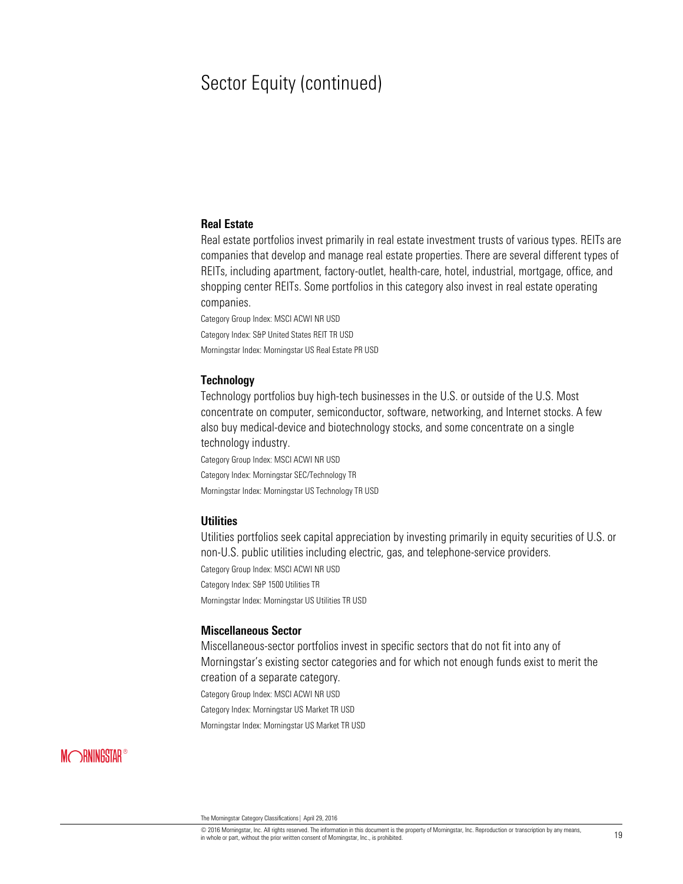# Sector Equity (continued)

### Real Estate

Real estate portfolios invest primarily in real estate investment trusts of various types. REITs are companies that develop and manage real estate properties. There are several different types of REITs, including apartment, factory-outlet, health-care, hotel, industrial, mortgage, office, and shopping center REITs. Some portfolios in this category also invest in real estate operating companies.

Category Group Index: MSCI ACWI NR USD

Category Index: S&P United States REIT TR USD

Morningstar Index: Morningstar US Real Estate PR USD

### Technology

Technology portfolios buy high-tech businesses in the U.S. or outside of the U.S. Most concentrate on computer, semiconductor, software, networking, and Internet stocks. A few also buy medical-device and biotechnology stocks, and some concentrate on a single technology industry.

Category Group Index: MSCI ACWI NR USD

Category Index: Morningstar SEC/Technology TR

Morningstar Index: Morningstar US Technology TR USD

### Utilities

Utilities portfolios seek capital appreciation by investing primarily in equity securities of U.S. or non-U.S. public utilities including electric, gas, and telephone-service providers.

Category Group Index: MSCI ACWI NR USD

Category Index: S&P 1500 Utilities TR

Morningstar Index: Morningstar US Utilities TR USD

### Miscellaneous Sector

Miscellaneous-sector portfolios invest in specific sectors that do not fit into any of Morningstar's existing sector categories and for which not enough funds exist to merit the creation of a separate category.

Category Group Index: MSCI ACWI NR USD

Category Index: Morningstar US Market TR USD

Morningstar Index: Morningstar US Market TR USD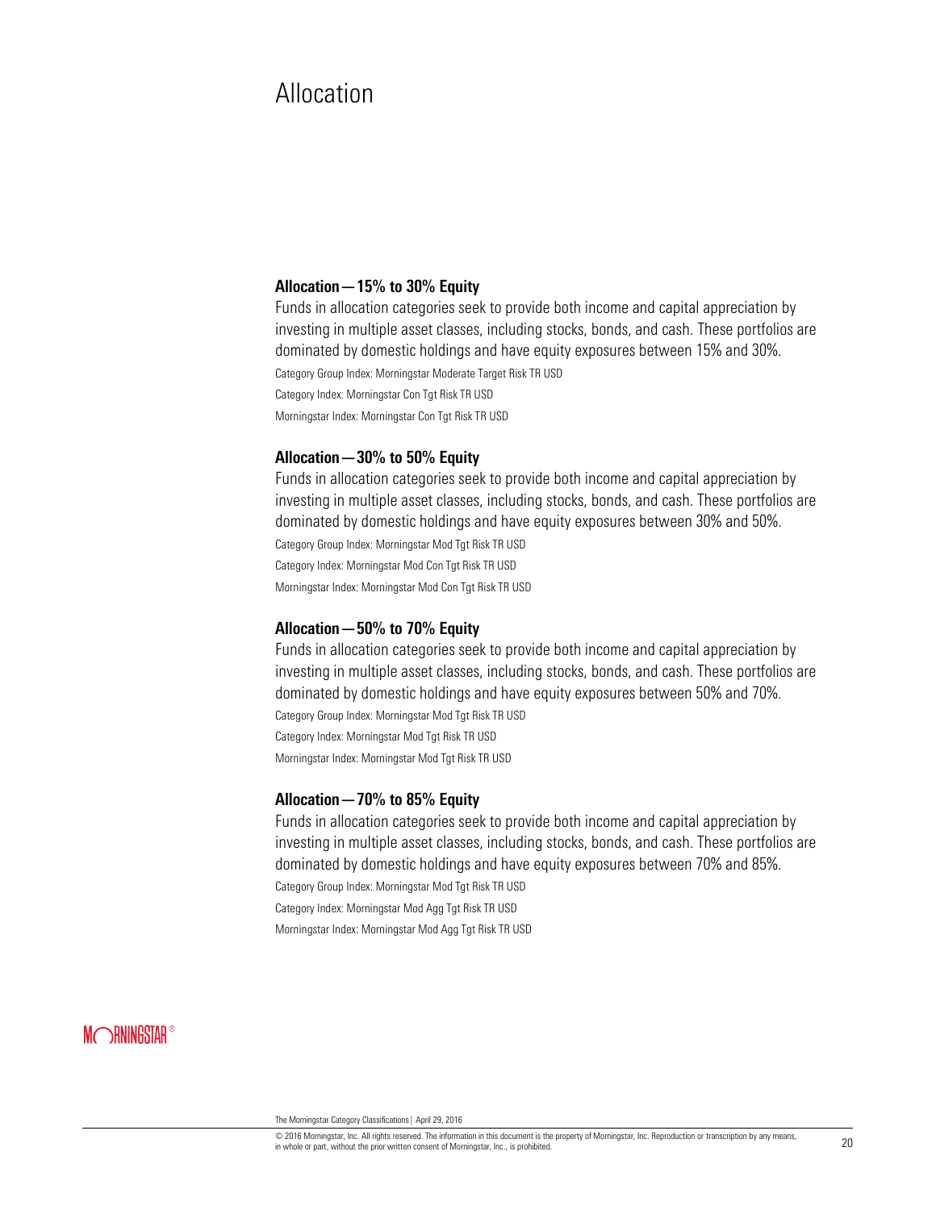# Allocation

### Allocation—15% to 30% Equity

Funds in allocation categories seek to provide both income and capital appreciation by investing in multiple asset classes, including stocks, bonds, and cash. These portfolios are dominated by domestic holdings and have equity exposures between 15% and 30%.

Category Group Index: Morningstar Moderate Target Risk TR USD

Category Index: Morningstar Con Tgt Risk TR USD

Morningstar Index: Morningstar Con Tgt Risk TR USD

### Allocation—30% to 50% Equity

Funds in allocation categories seek to provide both income and capital appreciation by investing in multiple asset classes, including stocks, bonds, and cash. These portfolios are dominated by domestic holdings and have equity exposures between 30% and 50%.

Category Group Index: Morningstar Mod Tgt Risk TR USD

Category Index: Morningstar Mod Con Tgt Risk TR USD

Morningstar Index: Morningstar Mod Con Tgt Risk TR USD

### Allocation—50% to 70% Equity

Funds in allocation categories seek to provide both income and capital appreciation by investing in multiple asset classes, including stocks, bonds, and cash. These portfolios are dominated by domestic holdings and have equity exposures between 50% and 70%.

Category Group Index: Morningstar Mod Tgt Risk TR USD

Category Index: Morningstar Mod Tgt Risk TR USD

Morningstar Index: Morningstar Mod Tgt Risk TR USD

### Allocation—70% to 85% Equity

Funds in allocation categories seek to provide both income and capital appreciation by investing in multiple asset classes, including stocks, bonds, and cash. These portfolios are dominated by domestic holdings and have equity exposures between 70% and 85%.

Category Group Index: Morningstar Mod Tgt Risk TR USD

Category Index: Morningstar Mod Agg Tgt Risk TR USD

Morningstar Index: Morningstar Mod Agg Tgt Risk TR USD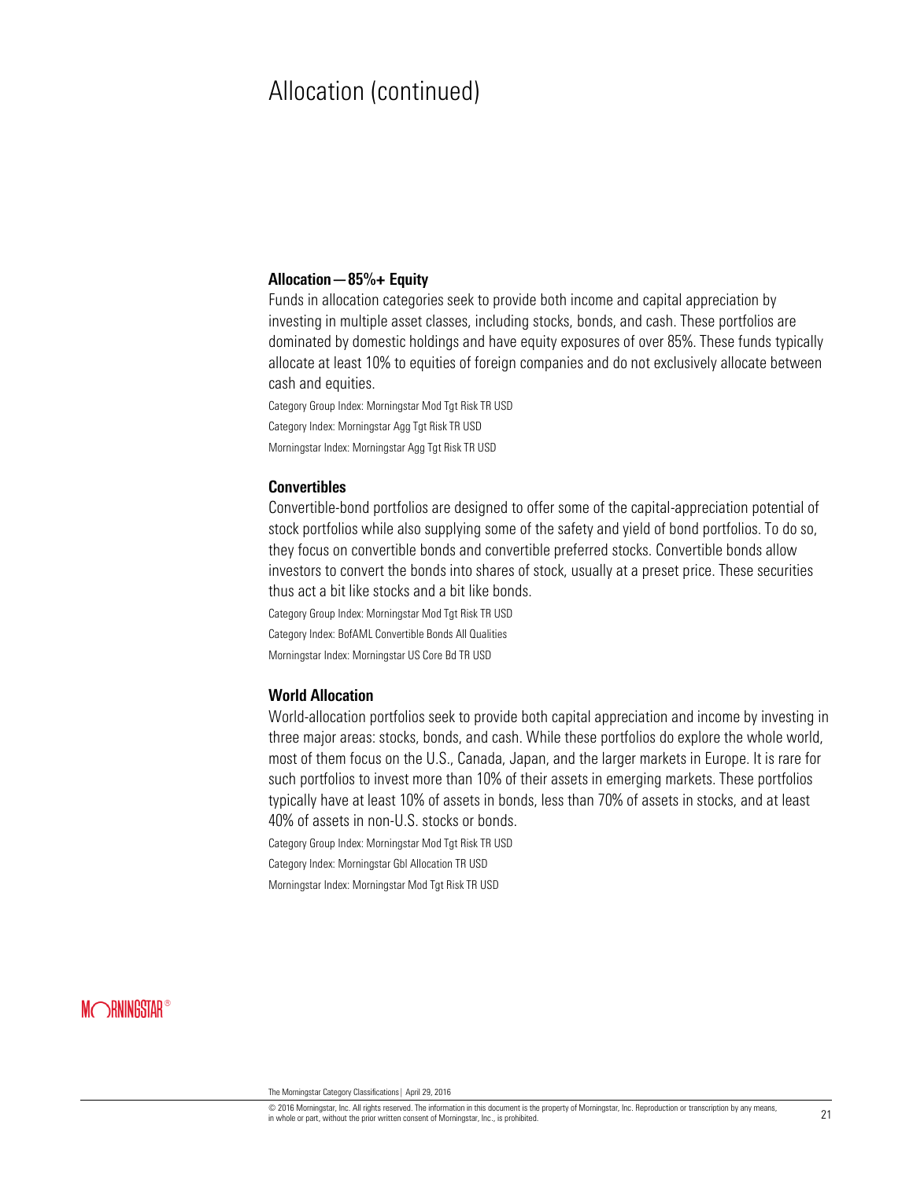# Allocation (continued)

### Allocation—85%+ Equity

Funds in allocation categories seek to provide both income and capital appreciation by investing in multiple asset classes, including stocks, bonds, and cash. These portfolios are dominated by domestic holdings and have equity exposures of over 85%. These funds typically allocate at least 10% to equities of foreign companies and do not exclusively allocate between cash and equities.

Category Group Index: Morningstar Mod Tgt Risk TR USD

Category Index: Morningstar Agg Tgt Risk TR USD

Morningstar Index: Morningstar Agg Tgt Risk TR USD

### Convertibles

Convertible-bond portfolios are designed to offer some of the capital-appreciation potential of stock portfolios while also supplying some of the safety and yield of bond portfolios. To do so, they focus on convertible bonds and convertible preferred stocks. Convertible bonds allow investors to convert the bonds into shares of stock, usually at a preset price. These securities thus act a bit like stocks and a bit like bonds.

Category Group Index: Morningstar Mod Tgt Risk TR USD

Category Index: BofAML Convertible Bonds All Qualities

Morningstar Index: Morningstar US Core Bd TR USD

### World Allocation

World-allocation portfolios seek to provide both capital appreciation and income by investing in three major areas: stocks, bonds, and cash. While these portfolios do explore the whole world, most of them focus on the U.S., Canada, Japan, and the larger markets in Europe. It is rare for such portfolios to invest more than 10% of their assets in emerging markets. These portfolios typically have at least 10% of assets in bonds, less than 70% of assets in stocks, and at least 40% of assets in non-U.S. stocks or bonds.

Category Group Index: Morningstar Mod Tgt Risk TR USD

Category Index: Morningstar Gbl Allocation TR USD

Morningstar Index: Morningstar Mod Tgt Risk TR USD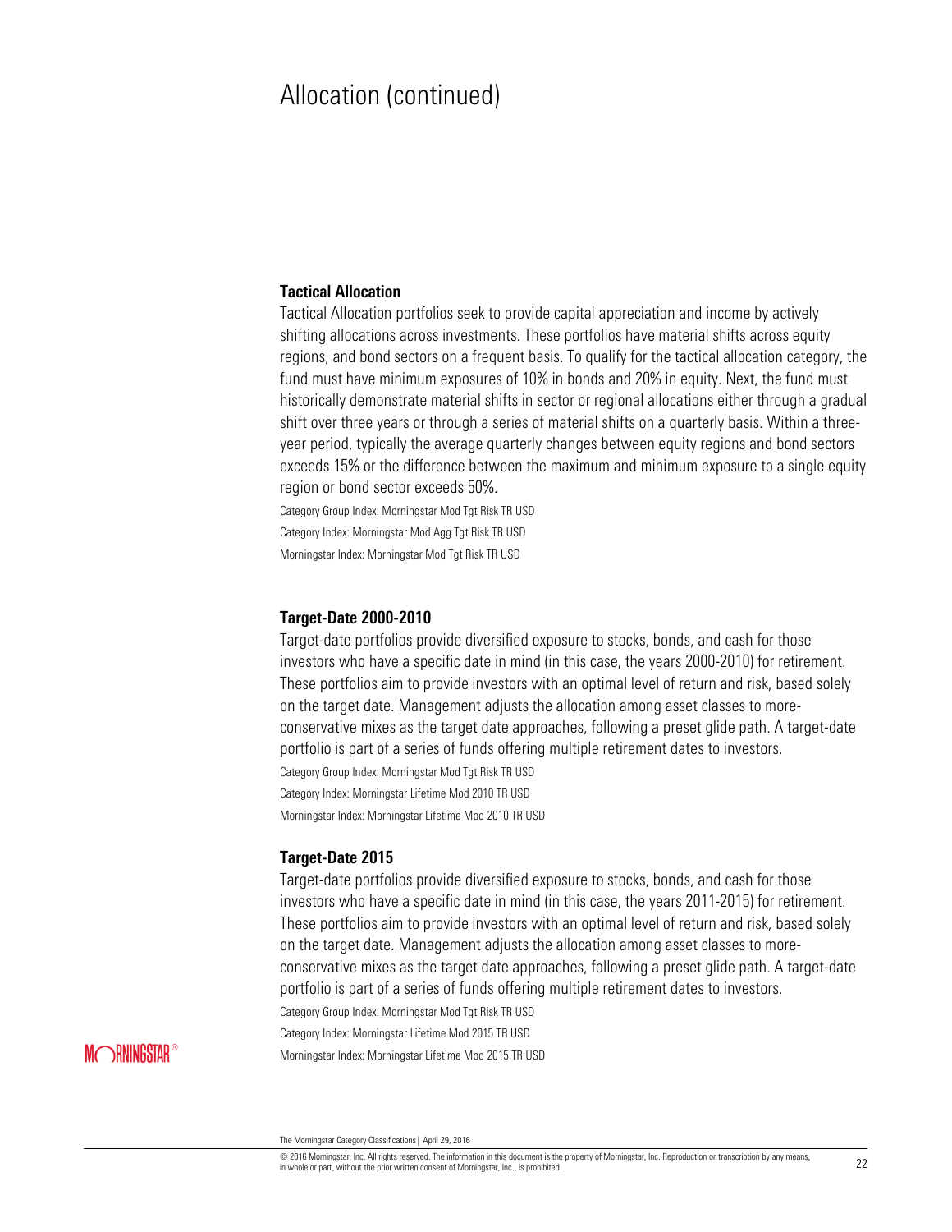# Allocation (continued)

### Tactical Allocation

Tactical Allocation portfolios seek to provide capital appreciation and income by actively shifting allocations across investments. These portfolios have material shifts across equity regions, and bond sectors on a frequent basis. To qualify for the tactical allocation category, the fund must have minimum exposures of 10% in bonds and 20% in equity. Next, the fund must historically demonstrate material shifts in sector or regional allocations either through a gradual shift over three years or through a series of material shifts on a quarterly basis. Within a three-year period, typically the average quarterly changes between equity regions and bond sectors exceeds 15% or the difference between the maximum and minimum exposure to a single equity region or bond sector exceeds 50%.

Category Group Index: Morningstar Mod Tgt Risk TR USD
Category Index: Morningstar Mod Agg Tgt Risk TR USD
Morningstar Index: Morningstar Mod Tgt Risk TR USD

### Target-Date 2000-2010

Target-date portfolios provide diversified exposure to stocks, bonds, and cash for those investors who have a specific date in mind (in this case, the years 2000-2010) for retirement. These portfolios aim to provide investors with an optimal level of return and risk, based solely on the target date. Management adjusts the allocation among asset classes to more-conservative mixes as the target date approaches, following a preset glide path. A target-date portfolio is part of a series of funds offering multiple retirement dates to investors.

Category Group Index: Morningstar Mod Tgt Risk TR USD
Category Index: Morningstar Lifetime Mod 2010 TR USD
Morningstar Index: Morningstar Lifetime Mod 2010 TR USD

### Target-Date 2015

Target-date portfolios provide diversified exposure to stocks, bonds, and cash for those investors who have a specific date in mind (in this case, the years 2011-2015) for retirement. These portfolios aim to provide investors with an optimal level of return and risk, based solely on the target date. Management adjusts the allocation among asset classes to more-conservative mixes as the target date approaches, following a preset glide path. A target-date portfolio is part of a series of funds offering multiple retirement dates to investors.

Category Group Index: Morningstar Mod Tgt Risk TR USD
Category Index: Morningstar Lifetime Mod 2015 TR USD
Morningstar Index: Morningstar Lifetime Mod 2015 TR USD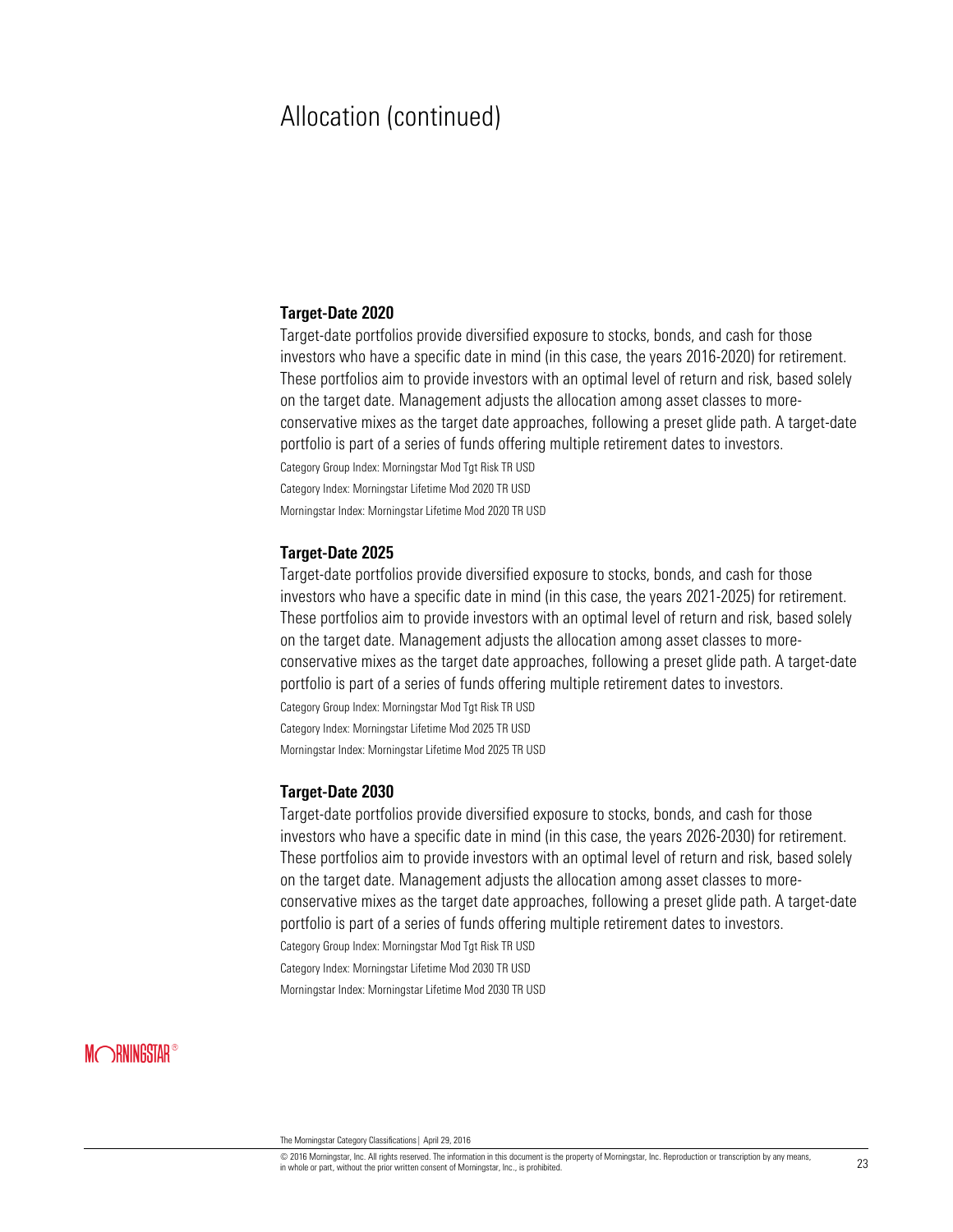# Allocation (continued)

### Target-Date 2020

Target-date portfolios provide diversified exposure to stocks, bonds, and cash for those investors who have a specific date in mind (in this case, the years 2016-2020) for retirement. These portfolios aim to provide investors with an optimal level of return and risk, based solely on the target date. Management adjusts the allocation among asset classes to more-conservative mixes as the target date approaches, following a preset glide path. A target-date portfolio is part of a series of funds offering multiple retirement dates to investors.

Category Group Index: Morningstar Mod Tgt Risk TR USD

Category Index: Morningstar Lifetime Mod 2020 TR USD

Morningstar Index: Morningstar Lifetime Mod 2020 TR USD

### Target-Date 2025

Target-date portfolios provide diversified exposure to stocks, bonds, and cash for those investors who have a specific date in mind (in this case, the years 2021-2025) for retirement. These portfolios aim to provide investors with an optimal level of return and risk, based solely on the target date. Management adjusts the allocation among asset classes to more-conservative mixes as the target date approaches, following a preset glide path. A target-date portfolio is part of a series of funds offering multiple retirement dates to investors.

Category Group Index: Morningstar Mod Tgt Risk TR USD

Category Index: Morningstar Lifetime Mod 2025 TR USD

Morningstar Index: Morningstar Lifetime Mod 2025 TR USD

### Target-Date 2030

Target-date portfolios provide diversified exposure to stocks, bonds, and cash for those investors who have a specific date in mind (in this case, the years 2026-2030) for retirement. These portfolios aim to provide investors with an optimal level of return and risk, based solely on the target date. Management adjusts the allocation among asset classes to more-conservative mixes as the target date approaches, following a preset glide path. A target-date portfolio is part of a series of funds offering multiple retirement dates to investors.

Category Group Index: Morningstar Mod Tgt Risk TR USD

Category Index: Morningstar Lifetime Mod 2030 TR USD

Morningstar Index: Morningstar Lifetime Mod 2030 TR USD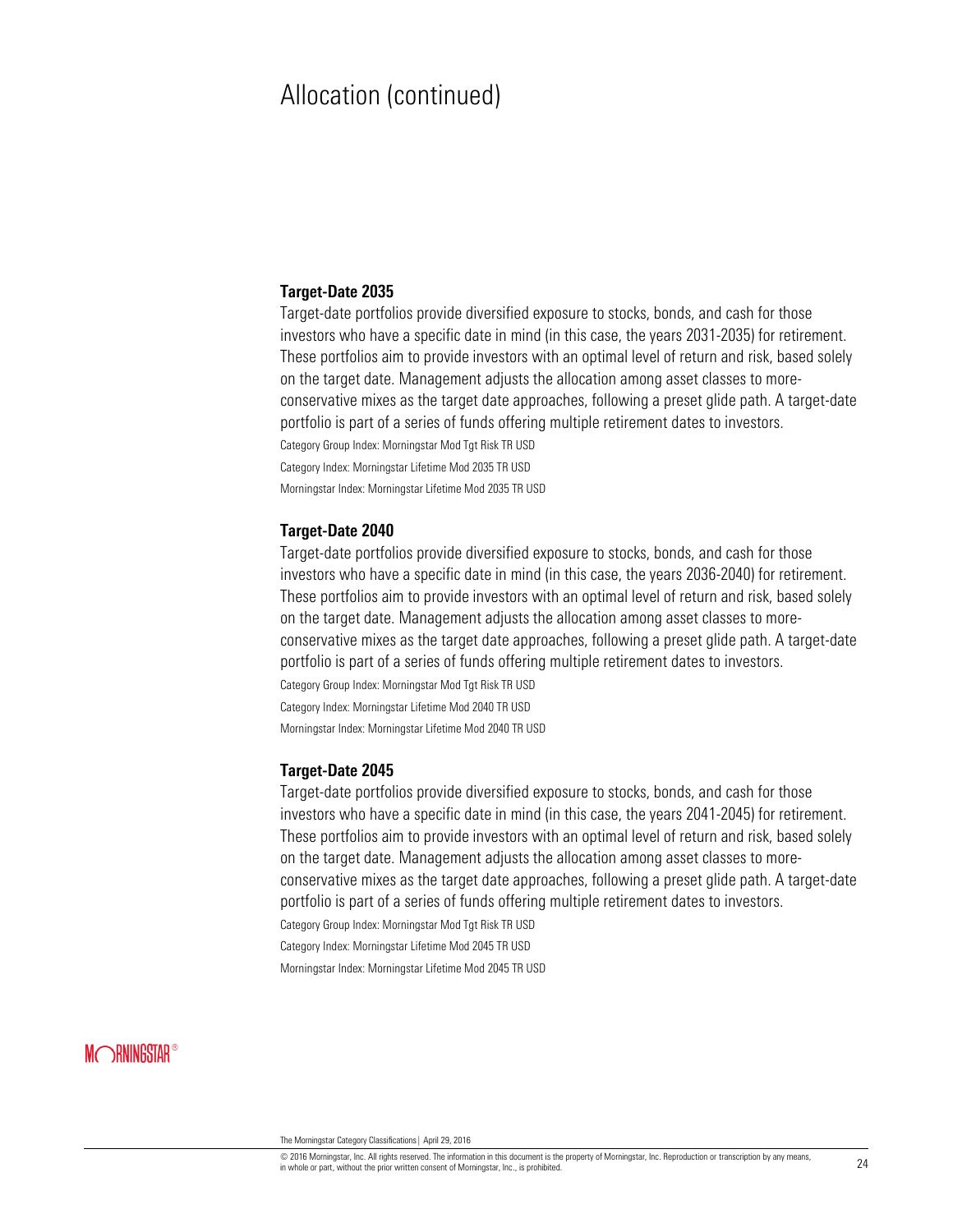# Allocation (continued)

### Target-Date 2035

Target-date portfolios provide diversified exposure to stocks, bonds, and cash for those investors who have a specific date in mind (in this case, the years 2031-2035) for retirement. These portfolios aim to provide investors with an optimal level of return and risk, based solely on the target date. Management adjusts the allocation among asset classes to more-conservative mixes as the target date approaches, following a preset glide path. A target-date portfolio is part of a series of funds offering multiple retirement dates to investors.

Category Group Index: Morningstar Mod Tgt Risk TR USD

Category Index: Morningstar Lifetime Mod 2035 TR USD

Morningstar Index: Morningstar Lifetime Mod 2035 TR USD

### Target-Date 2040

Target-date portfolios provide diversified exposure to stocks, bonds, and cash for those investors who have a specific date in mind (in this case, the years 2036-2040) for retirement. These portfolios aim to provide investors with an optimal level of return and risk, based solely on the target date. Management adjusts the allocation among asset classes to more-conservative mixes as the target date approaches, following a preset glide path. A target-date portfolio is part of a series of funds offering multiple retirement dates to investors.

Category Group Index: Morningstar Mod Tgt Risk TR USD

Category Index: Morningstar Lifetime Mod 2040 TR USD

Morningstar Index: Morningstar Lifetime Mod 2040 TR USD

### Target-Date 2045

Target-date portfolios provide diversified exposure to stocks, bonds, and cash for those investors who have a specific date in mind (in this case, the years 2041-2045) for retirement. These portfolios aim to provide investors with an optimal level of return and risk, based solely on the target date. Management adjusts the allocation among asset classes to more-conservative mixes as the target date approaches, following a preset glide path. A target-date portfolio is part of a series of funds offering multiple retirement dates to investors.

Category Group Index: Morningstar Mod Tgt Risk TR USD

Category Index: Morningstar Lifetime Mod 2045 TR USD

Morningstar Index: Morningstar Lifetime Mod 2045 TR USD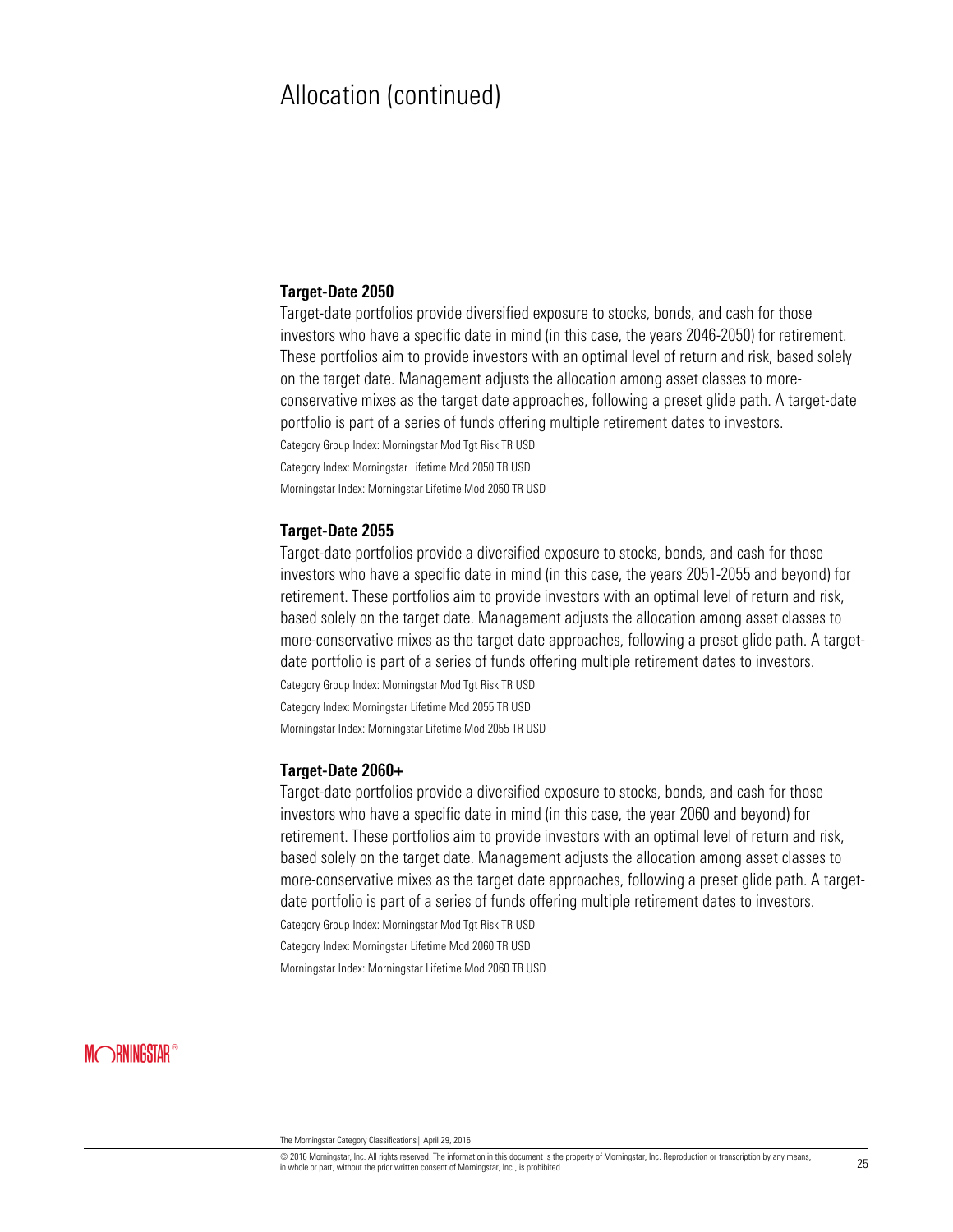# Allocation (continued)

### Target-Date 2050

Target-date portfolios provide diversified exposure to stocks, bonds, and cash for those investors who have a specific date in mind (in this case, the years 2046-2050) for retirement. These portfolios aim to provide investors with an optimal level of return and risk, based solely on the target date. Management adjusts the allocation among asset classes to more-conservative mixes as the target date approaches, following a preset glide path. A target-date portfolio is part of a series of funds offering multiple retirement dates to investors.

Category Group Index: Morningstar Mod Tgt Risk TR USD

Category Index: Morningstar Lifetime Mod 2050 TR USD

Morningstar Index: Morningstar Lifetime Mod 2050 TR USD

### Target-Date 2055

Target-date portfolios provide a diversified exposure to stocks, bonds, and cash for those investors who have a specific date in mind (in this case, the years 2051-2055 and beyond) for retirement. These portfolios aim to provide investors with an optimal level of return and risk, based solely on the target date. Management adjusts the allocation among asset classes to more-conservative mixes as the target date approaches, following a preset glide path. A target-date portfolio is part of a series of funds offering multiple retirement dates to investors.

Category Group Index: Morningstar Mod Tgt Risk TR USD

Category Index: Morningstar Lifetime Mod 2055 TR USD

Morningstar Index: Morningstar Lifetime Mod 2055 TR USD

### Target-Date 2060+

Target-date portfolios provide a diversified exposure to stocks, bonds, and cash for those investors who have a specific date in mind (in this case, the year 2060 and beyond) for retirement. These portfolios aim to provide investors with an optimal level of return and risk, based solely on the target date. Management adjusts the allocation among asset classes to more-conservative mixes as the target date approaches, following a preset glide path. A target-date portfolio is part of a series of funds offering multiple retirement dates to investors.

Category Group Index: Morningstar Mod Tgt Risk TR USD

Category Index: Morningstar Lifetime Mod 2060 TR USD

Morningstar Index: Morningstar Lifetime Mod 2060 TR USD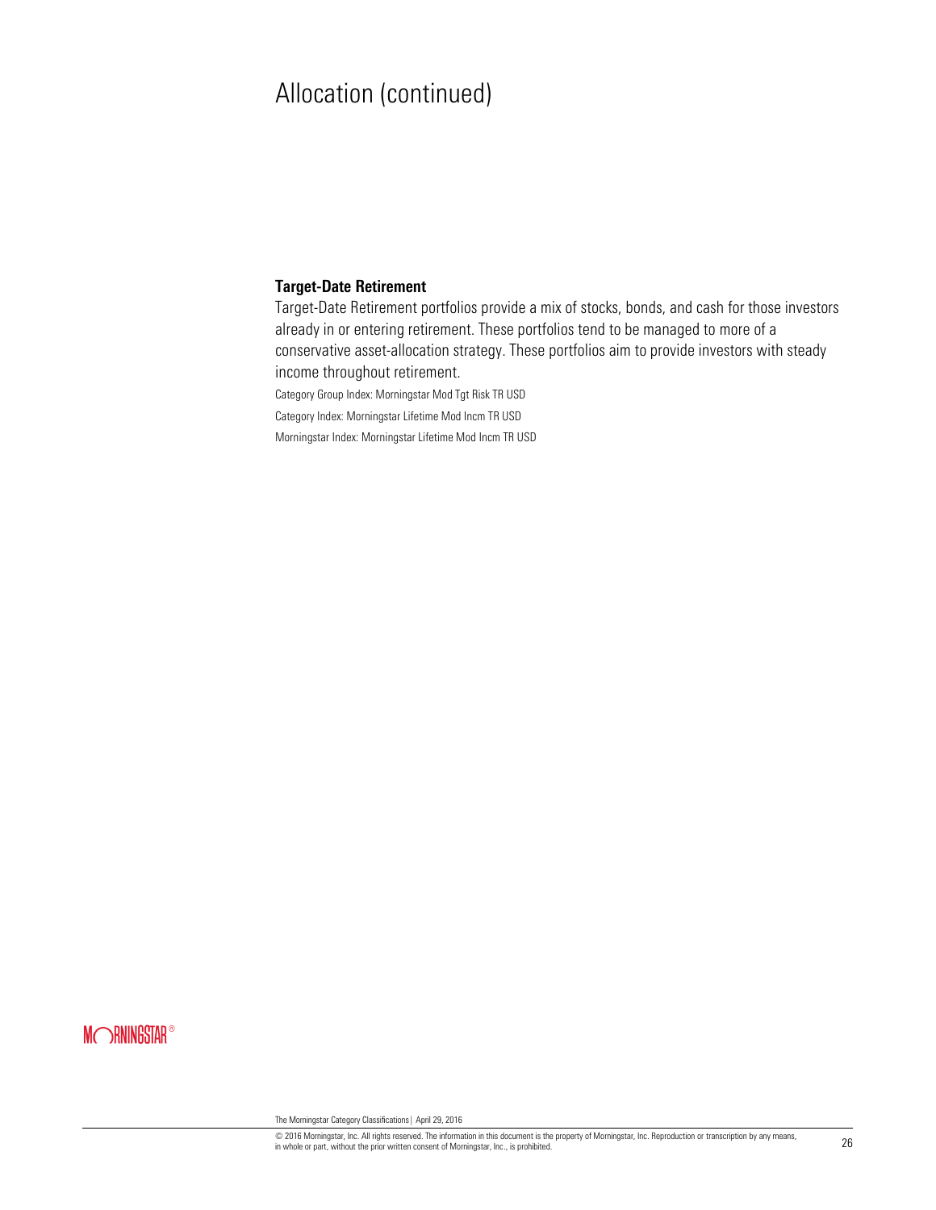# Allocation (continued)

### Target-Date Retirement

Target-Date Retirement portfolios provide a mix of stocks, bonds, and cash for those investors already in or entering retirement. These portfolios tend to be managed to more of a conservative asset-allocation strategy. These portfolios aim to provide investors with steady income throughout retirement.

Category Group Index: Morningstar Mod Tgt Risk TR USD

Category Index: Morningstar Lifetime Mod Incm TR USD

Morningstar Index: Morningstar Lifetime Mod Incm TR USD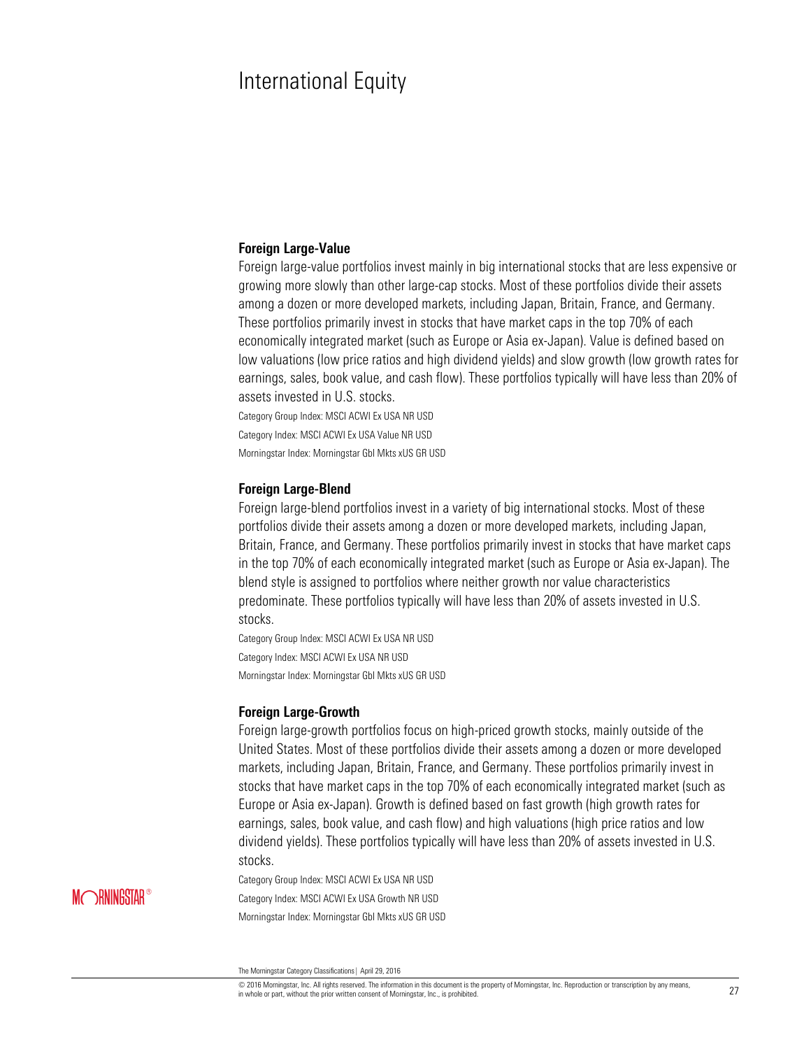# International Equity

### Foreign Large-Value

Foreign large-value portfolios invest mainly in big international stocks that are less expensive or growing more slowly than other large-cap stocks. Most of these portfolios divide their assets among a dozen or more developed markets, including Japan, Britain, France, and Germany. These portfolios primarily invest in stocks that have market caps in the top 70% of each economically integrated market (such as Europe or Asia ex-Japan). Value is defined based on low valuations (low price ratios and high dividend yields) and slow growth (low growth rates for earnings, sales, book value, and cash flow). These portfolios typically will have less than 20% of assets invested in U.S. stocks.

Category Group Index: MSCI ACWI Ex USA NR USD

Category Index: MSCI ACWI Ex USA Value NR USD

Morningstar Index: Morningstar Gbl Mkts xUS GR USD

### Foreign Large-Blend

Foreign large-blend portfolios invest in a variety of big international stocks. Most of these portfolios divide their assets among a dozen or more developed markets, including Japan, Britain, France, and Germany. These portfolios primarily invest in stocks that have market caps in the top 70% of each economically integrated market (such as Europe or Asia ex-Japan). The blend style is assigned to portfolios where neither growth nor value characteristics predominate. These portfolios typically will have less than 20% of assets invested in U.S. stocks.

Category Group Index: MSCI ACWI Ex USA NR USD

Category Index: MSCI ACWI Ex USA NR USD

Morningstar Index: Morningstar Gbl Mkts xUS GR USD

### Foreign Large-Growth

Foreign large-growth portfolios focus on high-priced growth stocks, mainly outside of the United States. Most of these portfolios divide their assets among a dozen or more developed markets, including Japan, Britain, France, and Germany. These portfolios primarily invest in stocks that have market caps in the top 70% of each economically integrated market (such as Europe or Asia ex-Japan). Growth is defined based on fast growth (high growth rates for earnings, sales, book value, and cash flow) and high valuations (high price ratios and low dividend yields). These portfolios typically will have less than 20% of assets invested in U.S. stocks.

Category Group Index: MSCI ACWI Ex USA NR USD

Category Index: MSCI ACWI Ex USA Growth NR USD

Morningstar Index: Morningstar Gbl Mkts xUS GR USD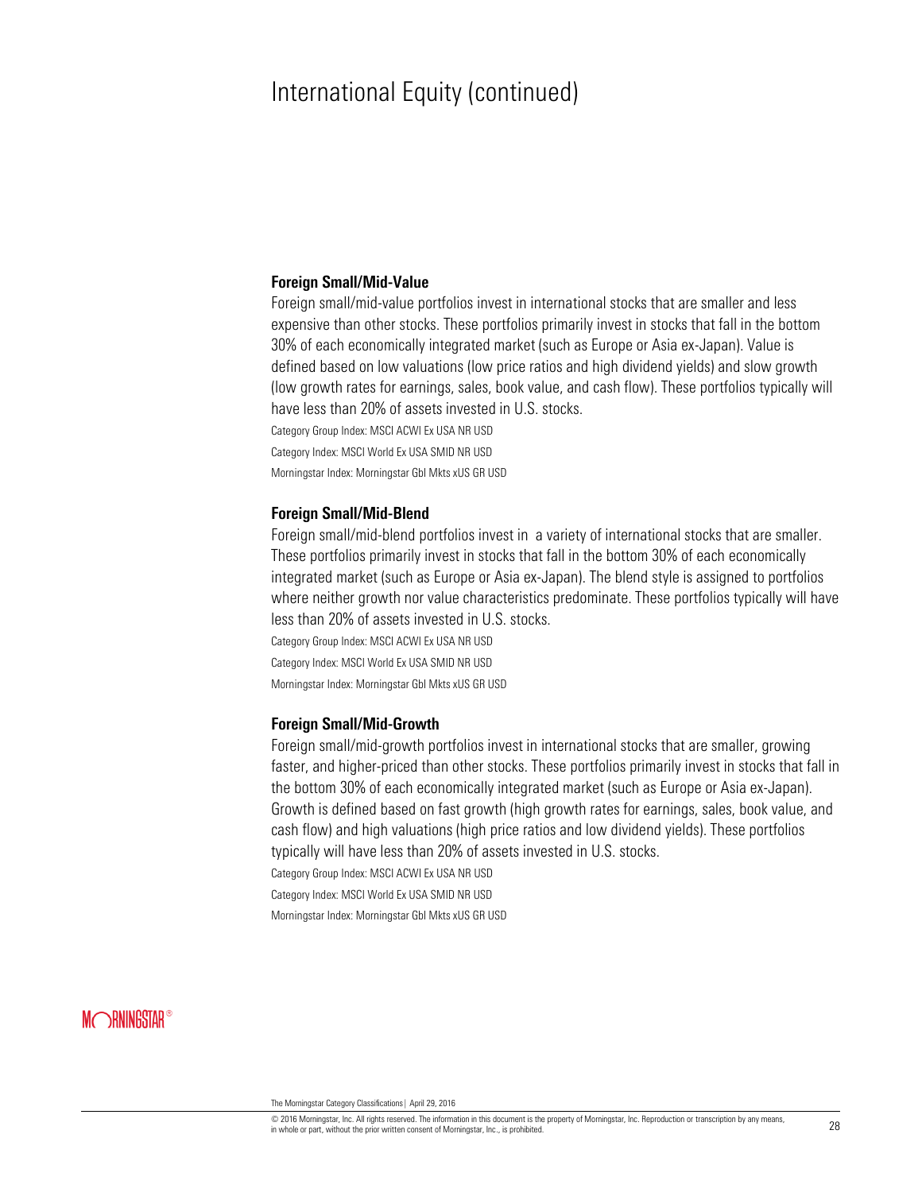# International Equity (continued)

### Foreign Small/Mid-Value

Foreign small/mid-value portfolios invest in international stocks that are smaller and less expensive than other stocks. These portfolios primarily invest in stocks that fall in the bottom 30% of each economically integrated market (such as Europe or Asia ex-Japan). Value is defined based on low valuations (low price ratios and high dividend yields) and slow growth (low growth rates for earnings, sales, book value, and cash flow). These portfolios typically will have less than 20% of assets invested in U.S. stocks.

Category Group Index: MSCI ACWI Ex USA NR USD

Category Index: MSCI World Ex USA SMID NR USD

Morningstar Index: Morningstar Gbl Mkts xUS GR USD

### Foreign Small/Mid-Blend

Foreign small/mid-blend portfolios invest in a variety of international stocks that are smaller. These portfolios primarily invest in stocks that fall in the bottom 30% of each economically integrated market (such as Europe or Asia ex-Japan). The blend style is assigned to portfolios where neither growth nor value characteristics predominate. These portfolios typically will have less than 20% of assets invested in U.S. stocks.

Category Group Index: MSCI ACWI Ex USA NR USD

Category Index: MSCI World Ex USA SMID NR USD

Morningstar Index: Morningstar Gbl Mkts xUS GR USD

### Foreign Small/Mid-Growth

Foreign small/mid-growth portfolios invest in international stocks that are smaller, growing faster, and higher-priced than other stocks. These portfolios primarily invest in stocks that fall in the bottom 30% of each economically integrated market (such as Europe or Asia ex-Japan). Growth is defined based on fast growth (high growth rates for earnings, sales, book value, and cash flow) and high valuations (high price ratios and low dividend yields). These portfolios typically will have less than 20% of assets invested in U.S. stocks.

Category Group Index: MSCI ACWI Ex USA NR USD

Category Index: MSCI World Ex USA SMID NR USD

Morningstar Index: Morningstar Gbl Mkts xUS GR USD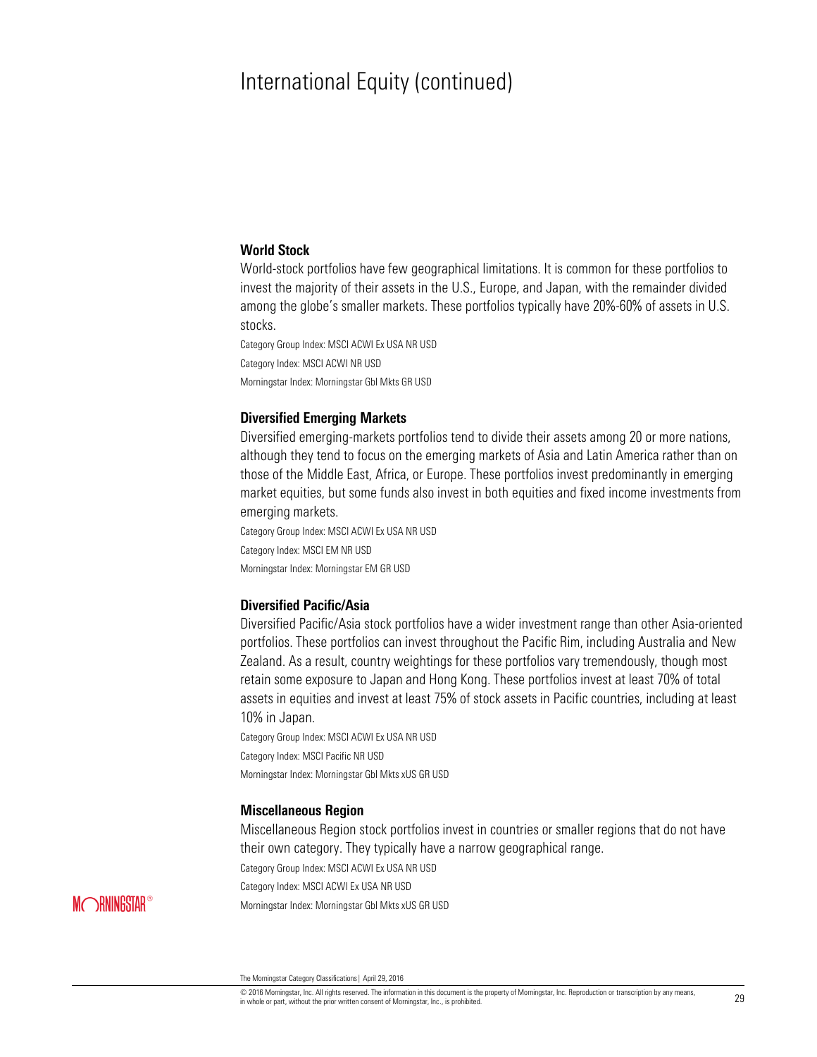# International Equity (continued)

### World Stock

World-stock portfolios have few geographical limitations. It is common for these portfolios to invest the majority of their assets in the U.S., Europe, and Japan, with the remainder divided among the globe's smaller markets. These portfolios typically have 20%-60% of assets in U.S. stocks.

Category Group Index: MSCI ACWI Ex USA NR USD

Category Index: MSCI ACWI NR USD

Morningstar Index: Morningstar Gbl Mkts GR USD

### Diversified Emerging Markets

Diversified emerging-markets portfolios tend to divide their assets among 20 or more nations, although they tend to focus on the emerging markets of Asia and Latin America rather than on those of the Middle East, Africa, or Europe. These portfolios invest predominantly in emerging market equities, but some funds also invest in both equities and fixed income investments from emerging markets.

Category Group Index: MSCI ACWI Ex USA NR USD

Category Index: MSCI EM NR USD

Morningstar Index: Morningstar EM GR USD

### Diversified Pacific/Asia

Diversified Pacific/Asia stock portfolios have a wider investment range than other Asia-oriented portfolios. These portfolios can invest throughout the Pacific Rim, including Australia and New Zealand. As a result, country weightings for these portfolios vary tremendously, though most retain some exposure to Japan and Hong Kong. These portfolios invest at least 70% of total assets in equities and invest at least 75% of stock assets in Pacific countries, including at least 10% in Japan.

Category Group Index: MSCI ACWI Ex USA NR USD

Category Index: MSCI Pacific NR USD

Morningstar Index: Morningstar Gbl Mkts xUS GR USD

### Miscellaneous Region

Miscellaneous Region stock portfolios invest in countries or smaller regions that do not have their own category. They typically have a narrow geographical range.

Category Group Index: MSCI ACWI Ex USA NR USD

Category Index: MSCI ACWI Ex USA NR USD

Morningstar Index: Morningstar Gbl Mkts xUS GR USD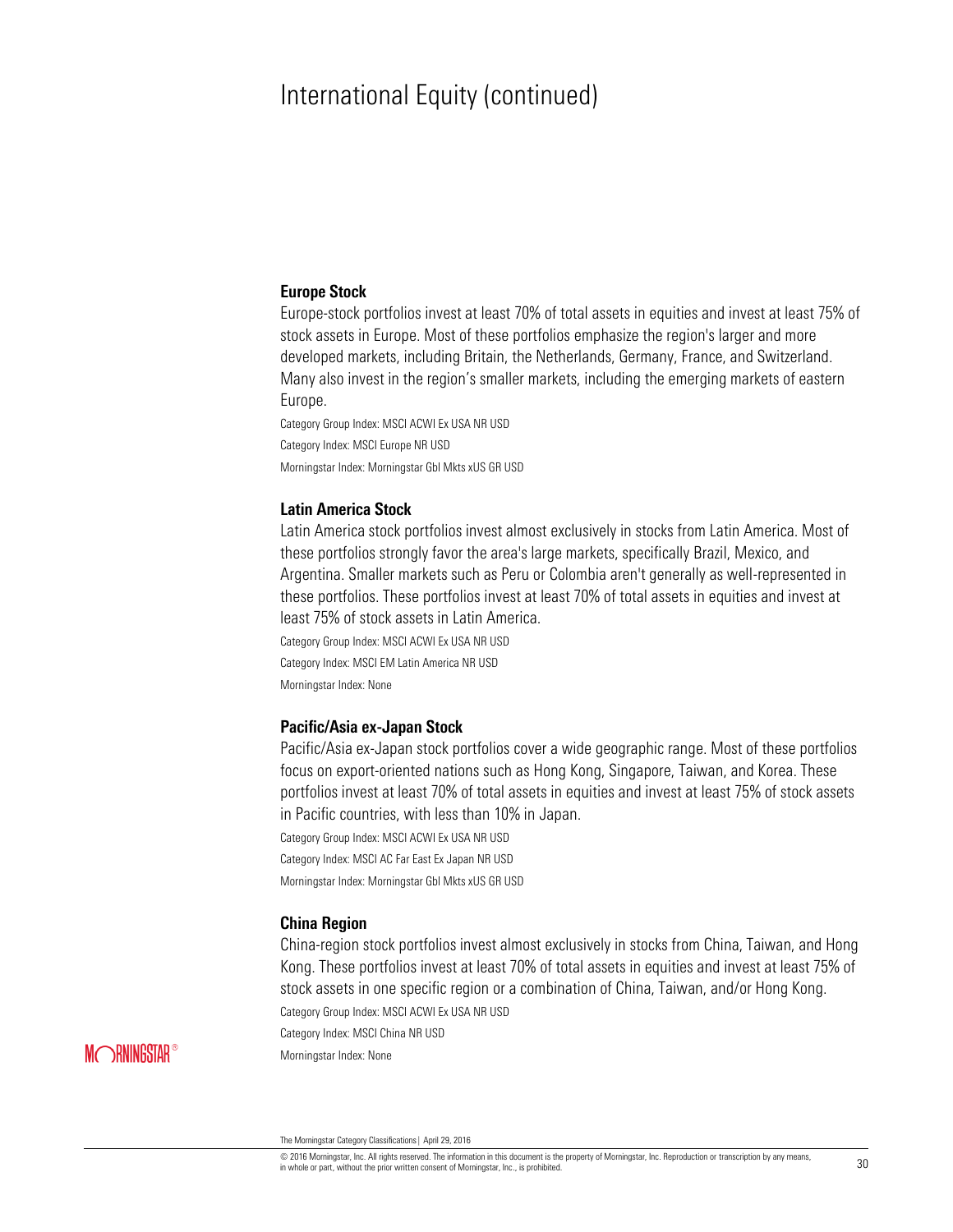# International Equity (continued)

### Europe Stock

Europe-stock portfolios invest at least 70% of total assets in equities and invest at least 75% of stock assets in Europe. Most of these portfolios emphasize the region's larger and more developed markets, including Britain, the Netherlands, Germany, France, and Switzerland. Many also invest in the region's smaller markets, including the emerging markets of eastern Europe.

Category Group Index: MSCI ACWI Ex USA NR USD

Category Index: MSCI Europe NR USD

Morningstar Index: Morningstar Gbl Mkts xUS GR USD

### Latin America Stock

Latin America stock portfolios invest almost exclusively in stocks from Latin America. Most of these portfolios strongly favor the area's large markets, specifically Brazil, Mexico, and Argentina. Smaller markets such as Peru or Colombia aren't generally as well-represented in these portfolios. These portfolios invest at least 70% of total assets in equities and invest at least 75% of stock assets in Latin America.

Category Group Index: MSCI ACWI Ex USA NR USD

Category Index: MSCI EM Latin America NR USD

Morningstar Index: None

### Pacific/Asia ex-Japan Stock

Pacific/Asia ex-Japan stock portfolios cover a wide geographic range. Most of these portfolios focus on export-oriented nations such as Hong Kong, Singapore, Taiwan, and Korea. These portfolios invest at least 70% of total assets in equities and invest at least 75% of stock assets in Pacific countries, with less than 10% in Japan.

Category Group Index: MSCI ACWI Ex USA NR USD

Category Index: MSCI AC Far East Ex Japan NR USD

Morningstar Index: Morningstar Gbl Mkts xUS GR USD

### China Region

China-region stock portfolios invest almost exclusively in stocks from China, Taiwan, and Hong Kong. These portfolios invest at least 70% of total assets in equities and invest at least 75% of stock assets in one specific region or a combination of China, Taiwan, and/or Hong Kong.

Category Group Index: MSCI ACWI Ex USA NR USD

Category Index: MSCI China NR USD

Morningstar Index: None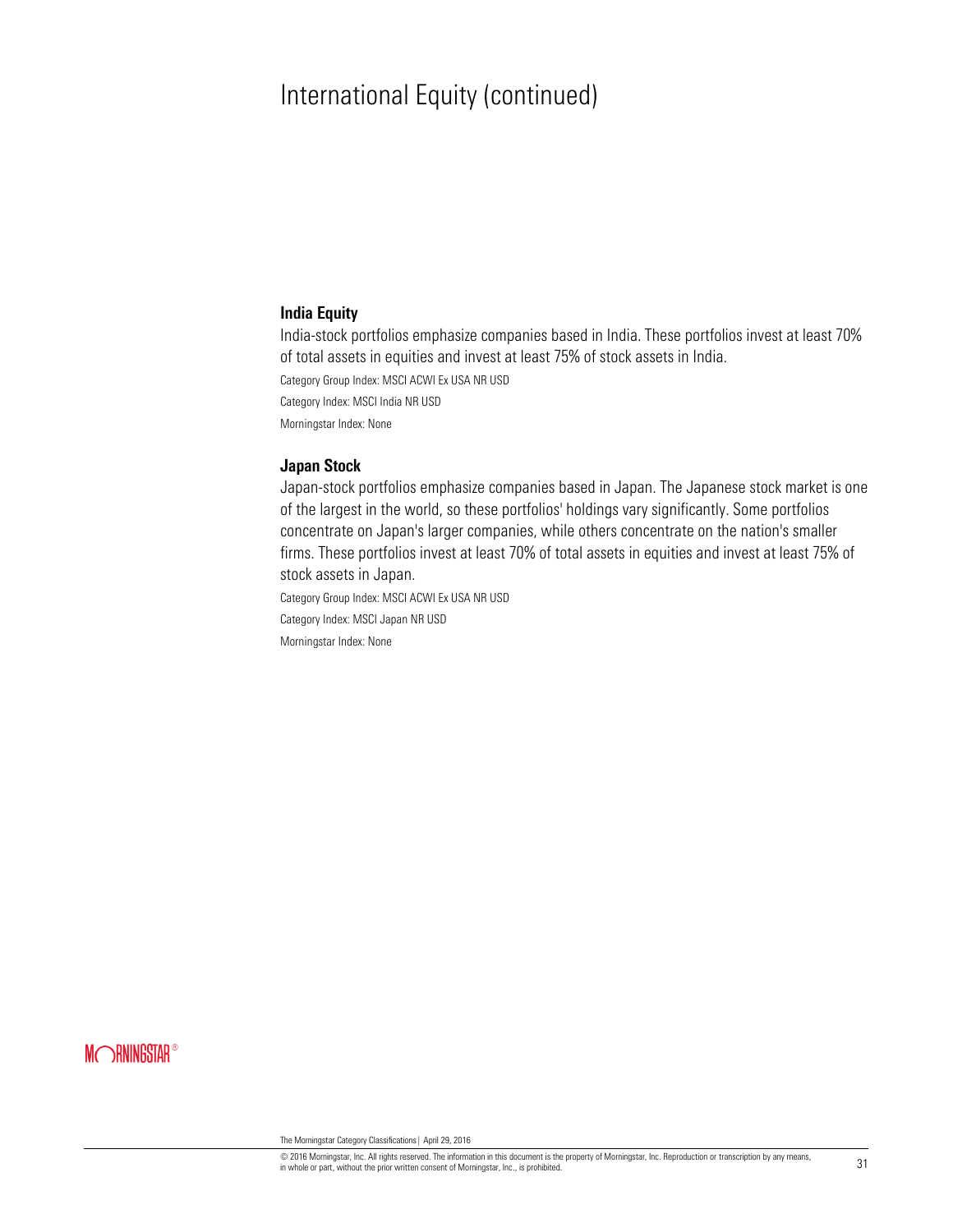# International Equity (continued)

### India Equity

India-stock portfolios emphasize companies based in India. These portfolios invest at least 70% of total assets in equities and invest at least 75% of stock assets in India.

Category Group Index: MSCI ACWI Ex USA NR USD

Category Index: MSCI India NR USD

Morningstar Index: None

### Japan Stock

Japan-stock portfolios emphasize companies based in Japan. The Japanese stock market is one of the largest in the world, so these portfolios' holdings vary significantly. Some portfolios concentrate on Japan's larger companies, while others concentrate on the nation's smaller firms. These portfolios invest at least 70% of total assets in equities and invest at least 75% of stock assets in Japan.

Category Group Index: MSCI ACWI Ex USA NR USD

Category Index: MSCI Japan NR USD

Morningstar Index: None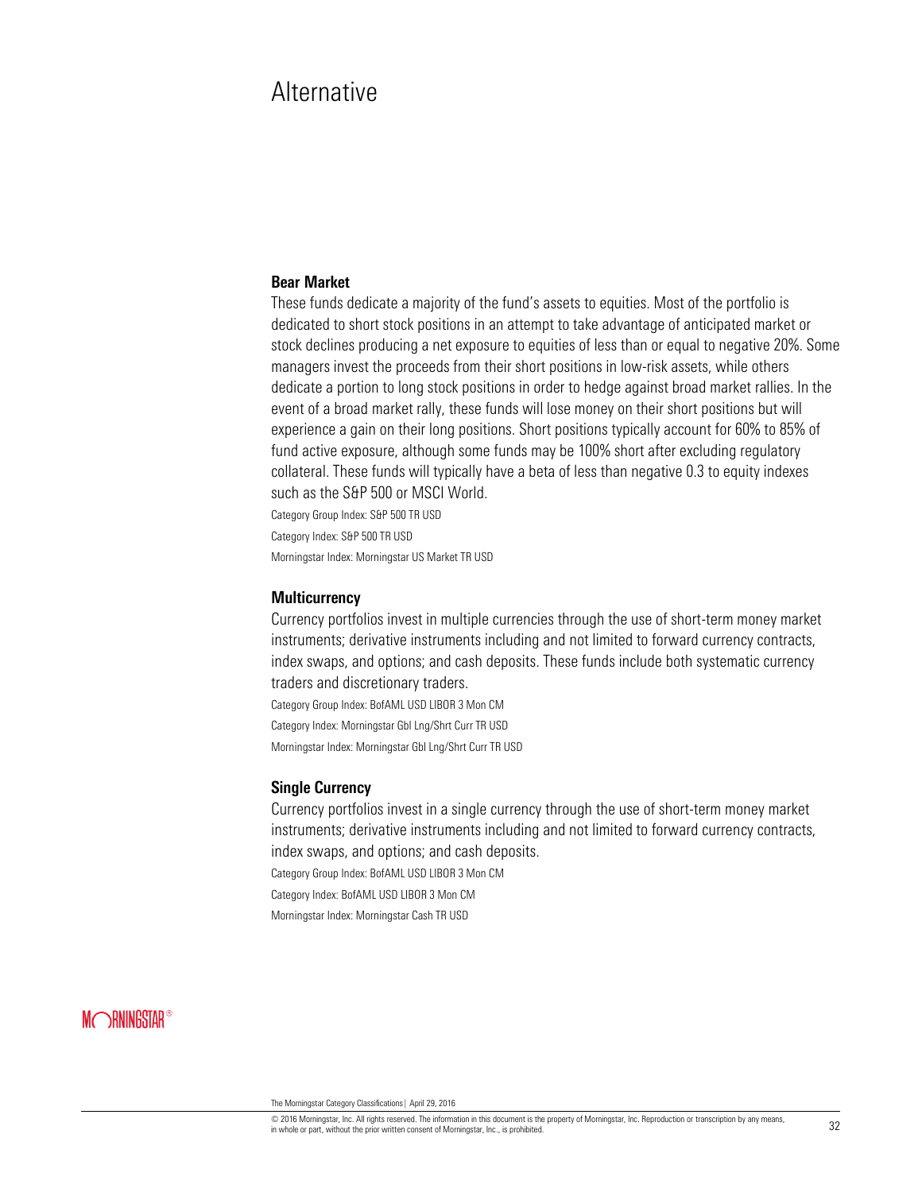# Alternative

### Bear Market

These funds dedicate a majority of the fund's assets to equities. Most of the portfolio is dedicated to short stock positions in an attempt to take advantage of anticipated market or stock declines producing a net exposure to equities of less than or equal to negative 20%. Some managers invest the proceeds from their short positions in low-risk assets, while others dedicate a portion to long stock positions in order to hedge against broad market rallies. In the event of a broad market rally, these funds will lose money on their short positions but will experience a gain on their long positions. Short positions typically account for 60% to 85% of fund active exposure, although some funds may be 100% short after excluding regulatory collateral. These funds will typically have a beta of less than negative 0.3 to equity indexes such as the S&P 500 or MSCI World.

Category Group Index: S&P 500 TR USD

Category Index: S&P 500 TR USD

Morningstar Index: Morningstar US Market TR USD

### Multicurrency

Currency portfolios invest in multiple currencies through the use of short-term money market instruments; derivative instruments including and not limited to forward currency contracts, index swaps, and options; and cash deposits. These funds include both systematic currency traders and discretionary traders.

Category Group Index: BofAML USD LIBOR 3 Mon CM

Category Index: Morningstar Gbl Lng/Shrt Curr TR USD

Morningstar Index: Morningstar Gbl Lng/Shrt Curr TR USD

### Single Currency

Currency portfolios invest in a single currency through the use of short-term money market instruments; derivative instruments including and not limited to forward currency contracts, index swaps, and options; and cash deposits.

Category Group Index: BofAML USD LIBOR 3 Mon CM

Category Index: BofAML USD LIBOR 3 Mon CM

Morningstar Index: Morningstar Cash TR USD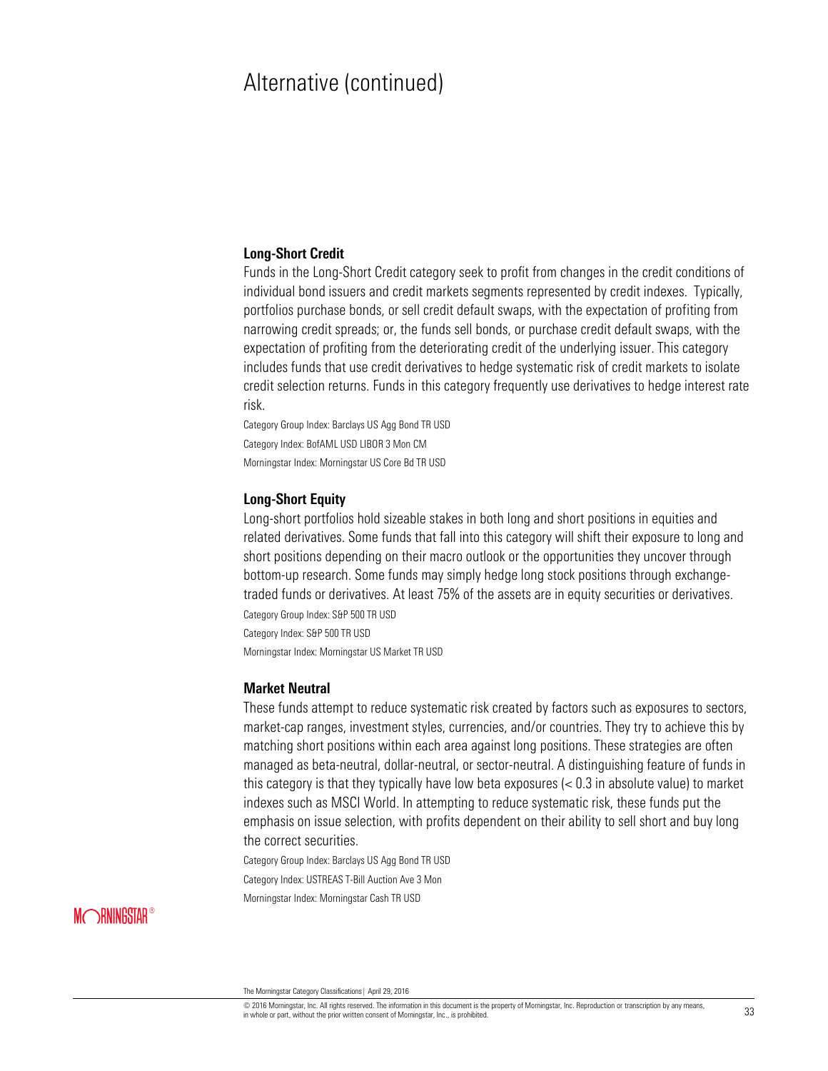# Alternative (continued)

### Long-Short Credit

Funds in the Long-Short Credit category seek to profit from changes in the credit conditions of individual bond issuers and credit markets segments represented by credit indexes.  Typically, portfolios purchase bonds, or sell credit default swaps, with the expectation of profiting from narrowing credit spreads; or, the funds sell bonds, or purchase credit default swaps, with the expectation of profiting from the deteriorating credit of the underlying issuer. This category includes funds that use credit derivatives to hedge systematic risk of credit markets to isolate credit selection returns. Funds in this category frequently use derivatives to hedge interest rate risk.

Category Group Index: Barclays US Agg Bond TR USD
Category Index: BofAML USD LIBOR 3 Mon CM
Morningstar Index: Morningstar US Core Bd TR USD

### Long-Short Equity

Long-short portfolios hold sizeable stakes in both long and short positions in equities and related derivatives. Some funds that fall into this category will shift their exposure to long and short positions depending on their macro outlook or the opportunities they uncover through bottom-up research. Some funds may simply hedge long stock positions through exchange-traded funds or derivatives. At least 75% of the assets are in equity securities or derivatives.

Category Group Index: S&P 500 TR USD
Category Index: S&P 500 TR USD
Morningstar Index: Morningstar US Market TR USD

### Market Neutral

These funds attempt to reduce systematic risk created by factors such as exposures to sectors, market-cap ranges, investment styles, currencies, and/or countries. They try to achieve this by matching short positions within each area against long positions. These strategies are often managed as beta-neutral, dollar-neutral, or sector-neutral. A distinguishing feature of funds in this category is that they typically have low beta exposures (< 0.3 in absolute value) to market indexes such as MSCI World. In attempting to reduce systematic risk, these funds put the emphasis on issue selection, with profits dependent on their ability to sell short and buy long the correct securities.

Category Group Index: Barclays US Agg Bond TR USD
Category Index: USTREAS T-Bill Auction Ave 3 Mon
Morningstar Index: Morningstar Cash TR USD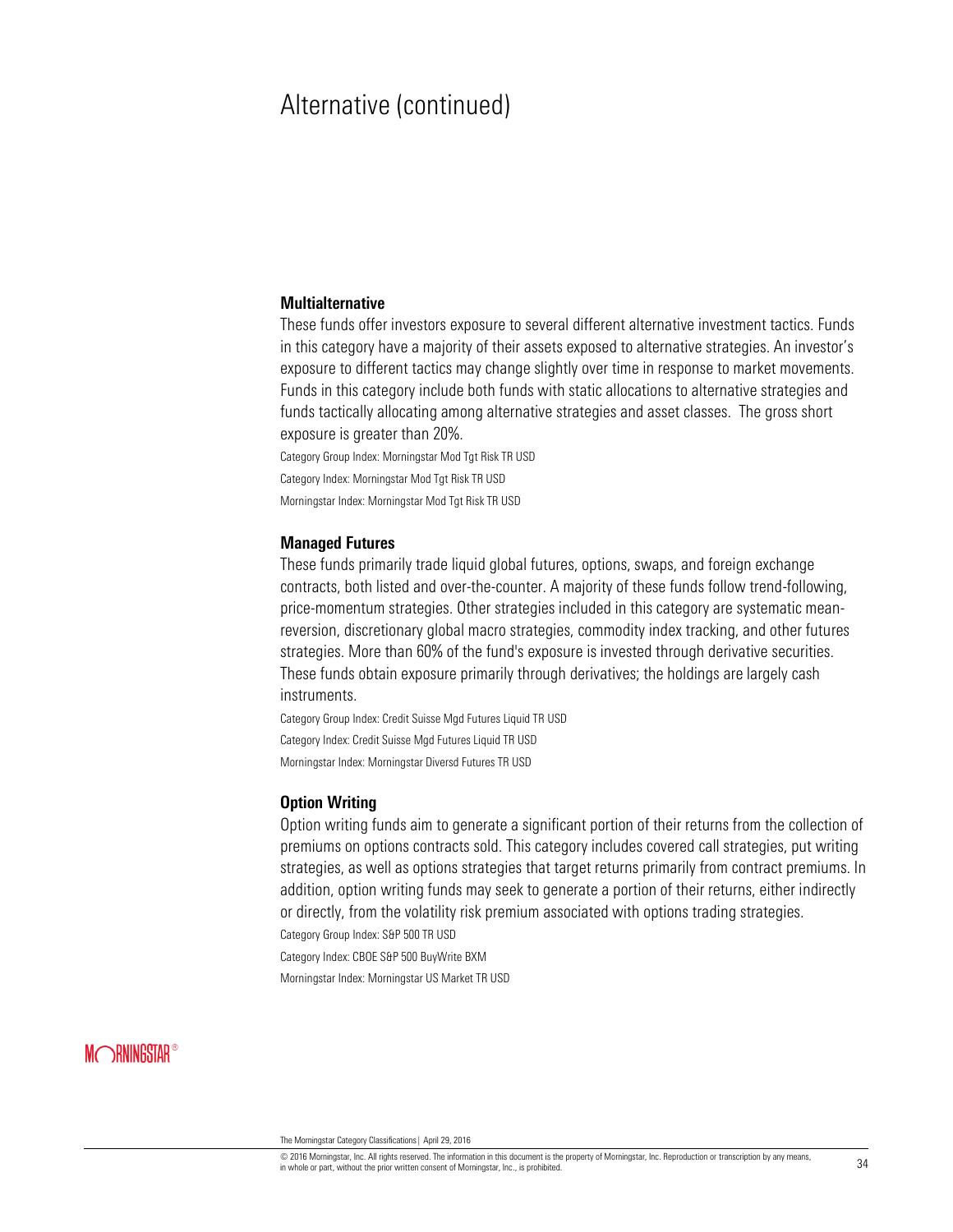# Alternative (continued)

### Multialternative

These funds offer investors exposure to several different alternative investment tactics. Funds in this category have a majority of their assets exposed to alternative strategies. An investor's exposure to different tactics may change slightly over time in response to market movements. Funds in this category include both funds with static allocations to alternative strategies and funds tactically allocating among alternative strategies and asset classes. The gross short exposure is greater than 20%.

Category Group Index: Morningstar Mod Tgt Risk TR USD
Category Index: Morningstar Mod Tgt Risk TR USD
Morningstar Index: Morningstar Mod Tgt Risk TR USD

### Managed Futures

These funds primarily trade liquid global futures, options, swaps, and foreign exchange contracts, both listed and over-the-counter. A majority of these funds follow trend-following, price-momentum strategies. Other strategies included in this category are systematic mean-reversion, discretionary global macro strategies, commodity index tracking, and other futures strategies. More than 60% of the fund's exposure is invested through derivative securities. These funds obtain exposure primarily through derivatives; the holdings are largely cash instruments.

Category Group Index: Credit Suisse Mgd Futures Liquid TR USD
Category Index: Credit Suisse Mgd Futures Liquid TR USD
Morningstar Index: Morningstar Diversd Futures TR USD

### Option Writing

Option writing funds aim to generate a significant portion of their returns from the collection of premiums on options contracts sold. This category includes covered call strategies, put writing strategies, as well as options strategies that target returns primarily from contract premiums. In addition, option writing funds may seek to generate a portion of their returns, either indirectly or directly, from the volatility risk premium associated with options trading strategies.

Category Group Index: S&P 500 TR USD
Category Index: CBOE S&P 500 BuyWrite BXM
Morningstar Index: Morningstar US Market TR USD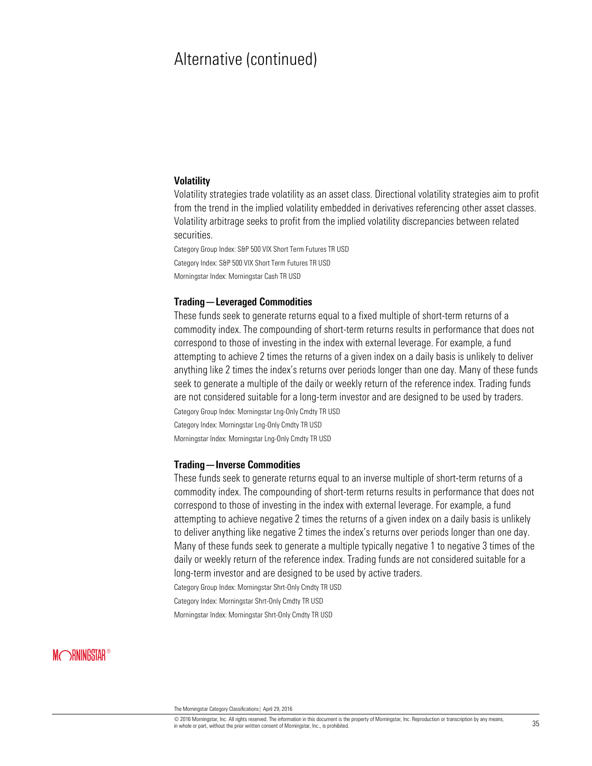# Alternative (continued)

### Volatility

Volatility strategies trade volatility as an asset class. Directional volatility strategies aim to profit from the trend in the implied volatility embedded in derivatives referencing other asset classes. Volatility arbitrage seeks to profit from the implied volatility discrepancies between related securities.

Category Group Index: S&P 500 VIX Short Term Futures TR USD

Category Index: S&P 500 VIX Short Term Futures TR USD

Morningstar Index: Morningstar Cash TR USD

### Trading—Leveraged Commodities

These funds seek to generate returns equal to a fixed multiple of short-term returns of a commodity index. The compounding of short-term returns results in performance that does not correspond to those of investing in the index with external leverage. For example, a fund attempting to achieve 2 times the returns of a given index on a daily basis is unlikely to deliver anything like 2 times the index's returns over periods longer than one day. Many of these funds seek to generate a multiple of the daily or weekly return of the reference index. Trading funds are not considered suitable for a long-term investor and are designed to be used by traders.

Category Group Index: Morningstar Lng-Only Cmdty TR USD

Category Index: Morningstar Lng-Only Cmdty TR USD

Morningstar Index: Morningstar Lng-Only Cmdty TR USD

### Trading—Inverse Commodities

These funds seek to generate returns equal to an inverse multiple of short-term returns of a commodity index. The compounding of short-term returns results in performance that does not correspond to those of investing in the index with external leverage. For example, a fund attempting to achieve negative 2 times the returns of a given index on a daily basis is unlikely to deliver anything like negative 2 times the index's returns over periods longer than one day. Many of these funds seek to generate a multiple typically negative 1 to negative 3 times of the daily or weekly return of the reference index. Trading funds are not considered suitable for a long-term investor and are designed to be used by active traders.

Category Group Index: Morningstar Shrt-Only Cmdty TR USD

Category Index: Morningstar Shrt-Only Cmdty TR USD

Morningstar Index: Morningstar Shrt-Only Cmdty TR USD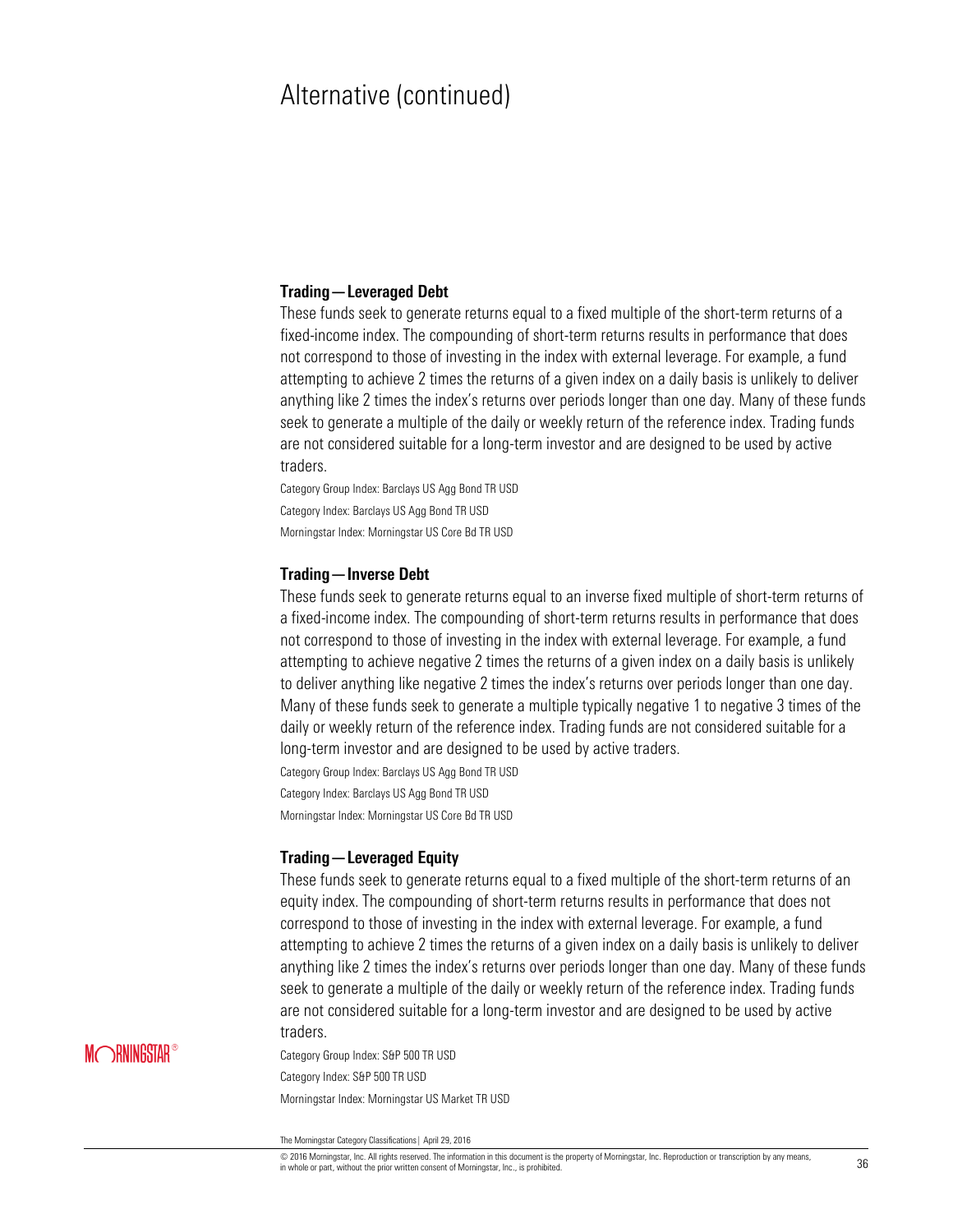# Alternative (continued)

### Trading—Leveraged Debt

These funds seek to generate returns equal to a fixed multiple of the short-term returns of a fixed-income index. The compounding of short-term returns results in performance that does not correspond to those of investing in the index with external leverage. For example, a fund attempting to achieve 2 times the returns of a given index on a daily basis is unlikely to deliver anything like 2 times the index's returns over periods longer than one day. Many of these funds seek to generate a multiple of the daily or weekly return of the reference index. Trading funds are not considered suitable for a long-term investor and are designed to be used by active traders.

Category Group Index: Barclays US Agg Bond TR USD
Category Index: Barclays US Agg Bond TR USD
Morningstar Index: Morningstar US Core Bd TR USD

### Trading—Inverse Debt

These funds seek to generate returns equal to an inverse fixed multiple of short-term returns of a fixed-income index. The compounding of short-term returns results in performance that does not correspond to those of investing in the index with external leverage. For example, a fund attempting to achieve negative 2 times the returns of a given index on a daily basis is unlikely to deliver anything like negative 2 times the index's returns over periods longer than one day. Many of these funds seek to generate a multiple typically negative 1 to negative 3 times of the daily or weekly return of the reference index. Trading funds are not considered suitable for a long-term investor and are designed to be used by active traders.

Category Group Index: Barclays US Agg Bond TR USD
Category Index: Barclays US Agg Bond TR USD
Morningstar Index: Morningstar US Core Bd TR USD

### Trading—Leveraged Equity

These funds seek to generate returns equal to a fixed multiple of the short-term returns of an equity index. The compounding of short-term returns results in performance that does not correspond to those of investing in the index with external leverage. For example, a fund attempting to achieve 2 times the returns of a given index on a daily basis is unlikely to deliver anything like 2 times the index's returns over periods longer than one day. Many of these funds seek to generate a multiple of the daily or weekly return of the reference index. Trading funds are not considered suitable for a long-term investor and are designed to be used by active traders.

Category Group Index: S&P 500 TR USD
Category Index: S&P 500 TR USD
Morningstar Index: Morningstar US Market TR USD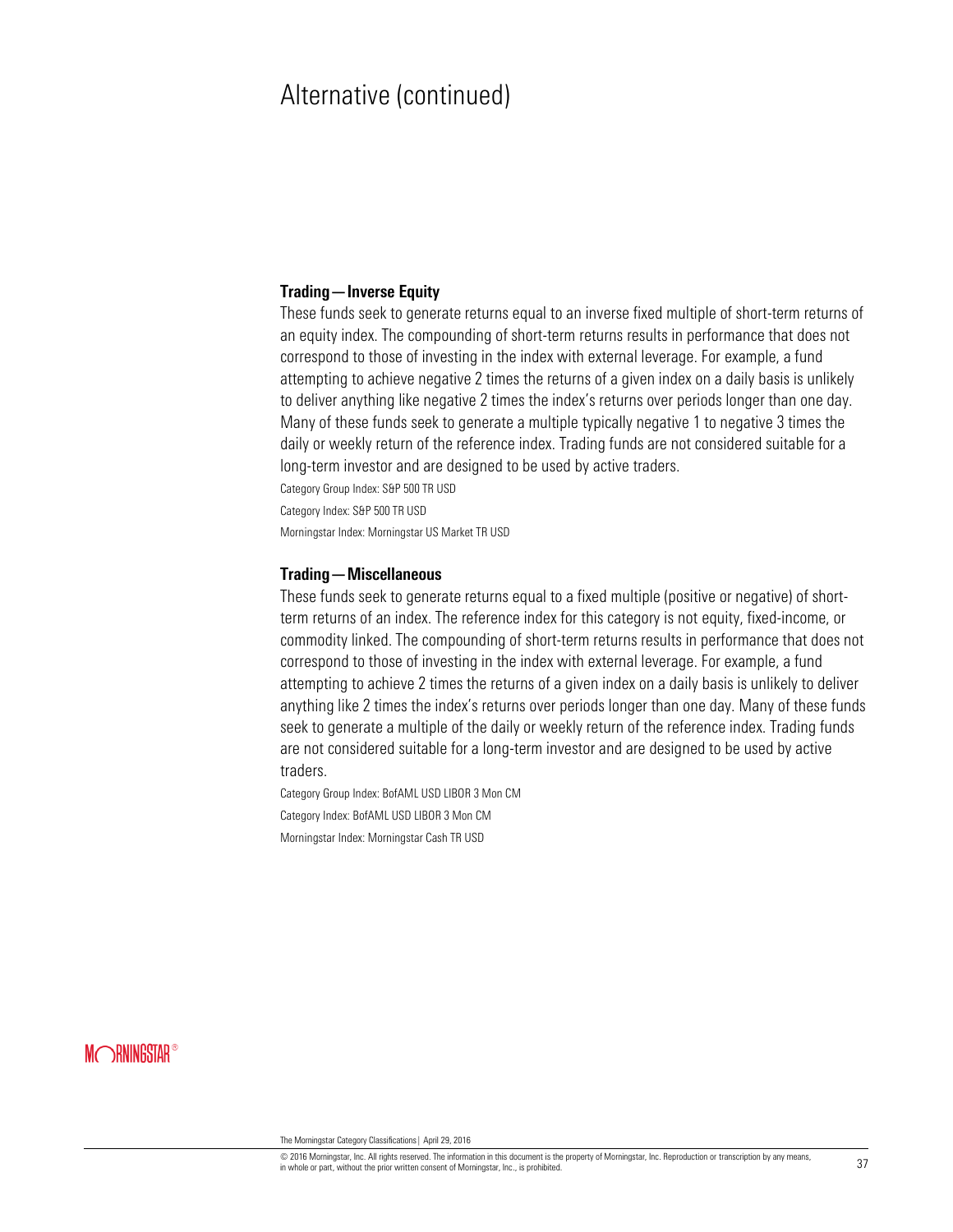# Alternative (continued)

### Trading—Inverse Equity

These funds seek to generate returns equal to an inverse fixed multiple of short-term returns of an equity index. The compounding of short-term returns results in performance that does not correspond to those of investing in the index with external leverage. For example, a fund attempting to achieve negative 2 times the returns of a given index on a daily basis is unlikely to deliver anything like negative 2 times the index's returns over periods longer than one day. Many of these funds seek to generate a multiple typically negative 1 to negative 3 times the daily or weekly return of the reference index. Trading funds are not considered suitable for a long-term investor and are designed to be used by active traders.

Category Group Index: S&P 500 TR USD

Category Index: S&P 500 TR USD

Morningstar Index: Morningstar US Market TR USD

### Trading—Miscellaneous

These funds seek to generate returns equal to a fixed multiple (positive or negative) of short-term returns of an index. The reference index for this category is not equity, fixed-income, or commodity linked. The compounding of short-term returns results in performance that does not correspond to those of investing in the index with external leverage. For example, a fund attempting to achieve 2 times the returns of a given index on a daily basis is unlikely to deliver anything like 2 times the index's returns over periods longer than one day. Many of these funds seek to generate a multiple of the daily or weekly return of the reference index. Trading funds are not considered suitable for a long-term investor and are designed to be used by active traders.

Category Group Index: BofAML USD LIBOR 3 Mon CM

Category Index: BofAML USD LIBOR 3 Mon CM

Morningstar Index: Morningstar Cash TR USD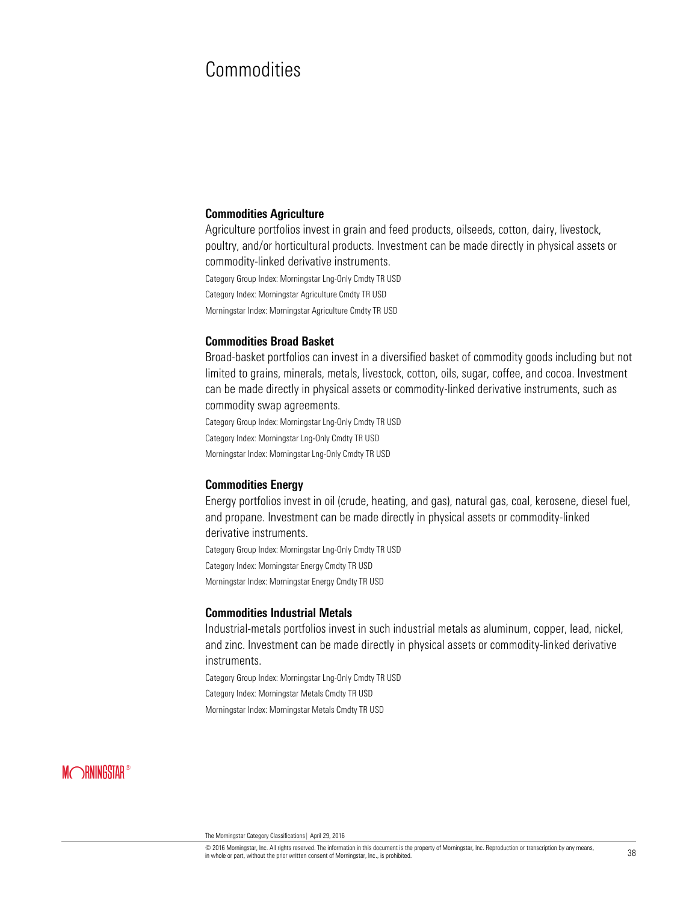# Commodities

### Commodities Agriculture

Agriculture portfolios invest in grain and feed products, oilseeds, cotton, dairy, livestock, poultry, and/or horticultural products. Investment can be made directly in physical assets or commodity-linked derivative instruments.

Category Group Index: Morningstar Lng-Only Cmdty TR USD

Category Index: Morningstar Agriculture Cmdty TR USD

Morningstar Index: Morningstar Agriculture Cmdty TR USD

### Commodities Broad Basket

Broad-basket portfolios can invest in a diversified basket of commodity goods including but not limited to grains, minerals, metals, livestock, cotton, oils, sugar, coffee, and cocoa. Investment can be made directly in physical assets or commodity-linked derivative instruments, such as commodity swap agreements.

Category Group Index: Morningstar Lng-Only Cmdty TR USD

Category Index: Morningstar Lng-Only Cmdty TR USD

Morningstar Index: Morningstar Lng-Only Cmdty TR USD

### Commodities Energy

Energy portfolios invest in oil (crude, heating, and gas), natural gas, coal, kerosene, diesel fuel, and propane. Investment can be made directly in physical assets or commodity-linked derivative instruments.

Category Group Index: Morningstar Lng-Only Cmdty TR USD

Category Index: Morningstar Energy Cmdty TR USD

Morningstar Index: Morningstar Energy Cmdty TR USD

### Commodities Industrial Metals

Industrial-metals portfolios invest in such industrial metals as aluminum, copper, lead, nickel, and zinc. Investment can be made directly in physical assets or commodity-linked derivative instruments.

Category Group Index: Morningstar Lng-Only Cmdty TR USD

Category Index: Morningstar Metals Cmdty TR USD

Morningstar Index: Morningstar Metals Cmdty TR USD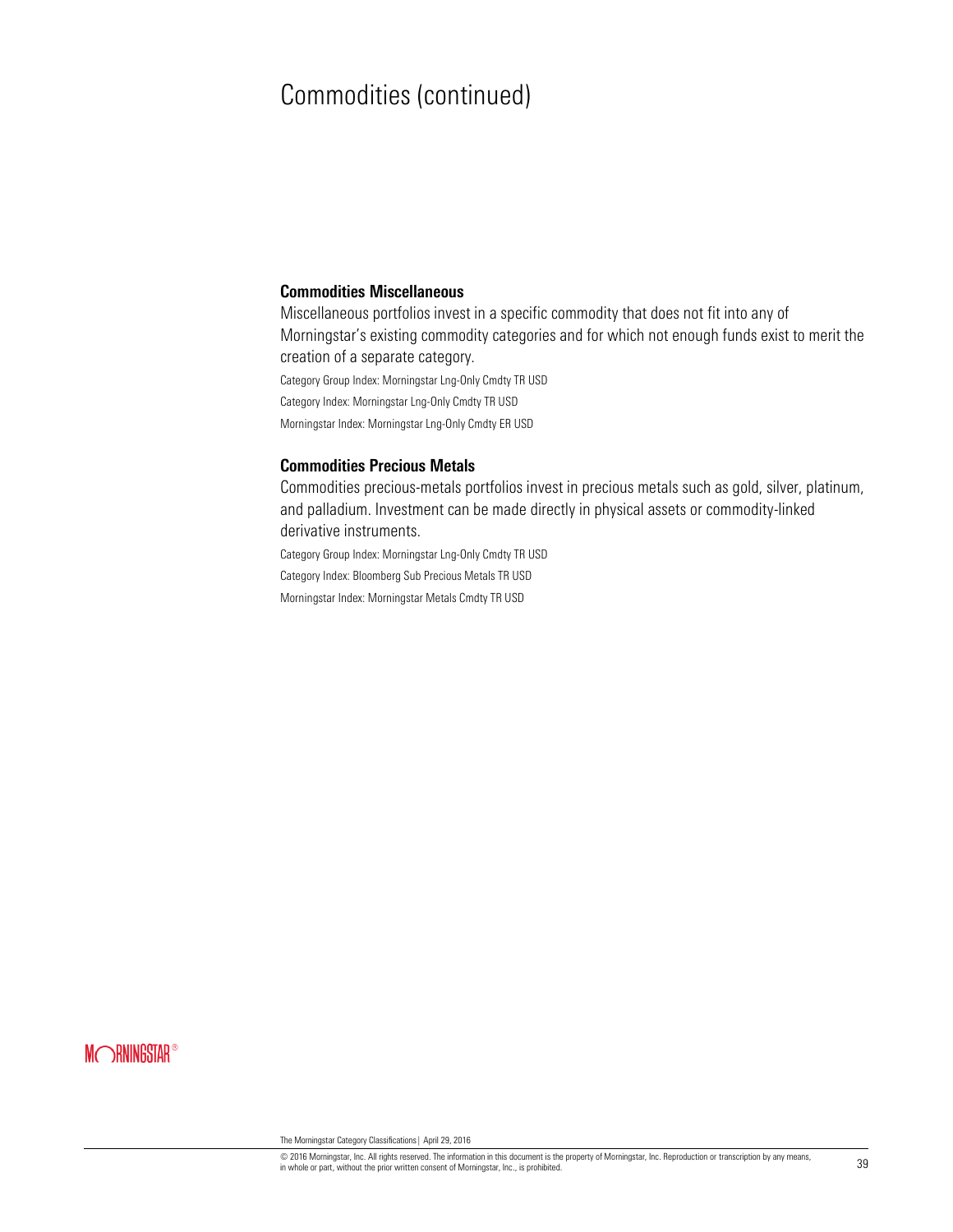# Commodities (continued)

### Commodities Miscellaneous

Miscellaneous portfolios invest in a specific commodity that does not fit into any of Morningstar's existing commodity categories and for which not enough funds exist to merit the creation of a separate category.

Category Group Index: Morningstar Lng-Only Cmdty TR USD

Category Index: Morningstar Lng-Only Cmdty TR USD

Morningstar Index: Morningstar Lng-Only Cmdty ER USD

### Commodities Precious Metals

Commodities precious-metals portfolios invest in precious metals such as gold, silver, platinum, and palladium. Investment can be made directly in physical assets or commodity-linked derivative instruments.

Category Group Index: Morningstar Lng-Only Cmdty TR USD

Category Index: Bloomberg Sub Precious Metals TR USD

Morningstar Index: Morningstar Metals Cmdty TR USD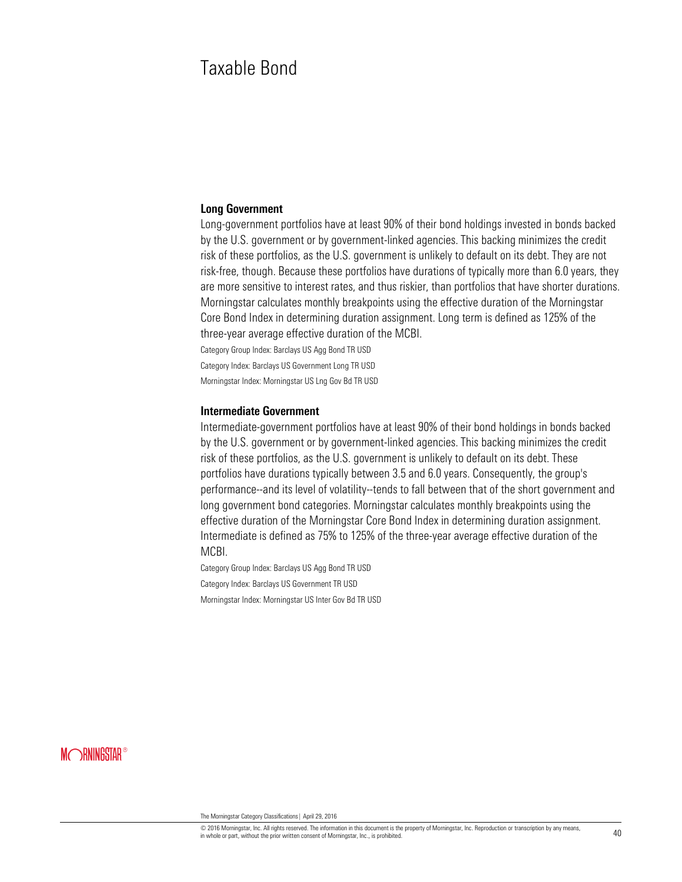# Taxable Bond

### Long Government

Long-government portfolios have at least 90% of their bond holdings invested in bonds backed by the U.S. government or by government-linked agencies. This backing minimizes the credit risk of these portfolios, as the U.S. government is unlikely to default on its debt. They are not risk-free, though. Because these portfolios have durations of typically more than 6.0 years, they are more sensitive to interest rates, and thus riskier, than portfolios that have shorter durations. Morningstar calculates monthly breakpoints using the effective duration of the Morningstar Core Bond Index in determining duration assignment. Long term is defined as 125% of the three-year average effective duration of the MCBI.

Category Group Index: Barclays US Agg Bond TR USD

Category Index: Barclays US Government Long TR USD

Morningstar Index: Morningstar US Lng Gov Bd TR USD

### Intermediate Government

Intermediate-government portfolios have at least 90% of their bond holdings in bonds backed by the U.S. government or by government-linked agencies. This backing minimizes the credit risk of these portfolios, as the U.S. government is unlikely to default on its debt. These portfolios have durations typically between 3.5 and 6.0 years. Consequently, the group's performance--and its level of volatility--tends to fall between that of the short government and long government bond categories. Morningstar calculates monthly breakpoints using the effective duration of the Morningstar Core Bond Index in determining duration assignment. Intermediate is defined as 75% to 125% of the three-year average effective duration of the MCBI.

Category Group Index: Barclays US Agg Bond TR USD

Category Index: Barclays US Government TR USD

Morningstar Index: Morningstar US Inter Gov Bd TR USD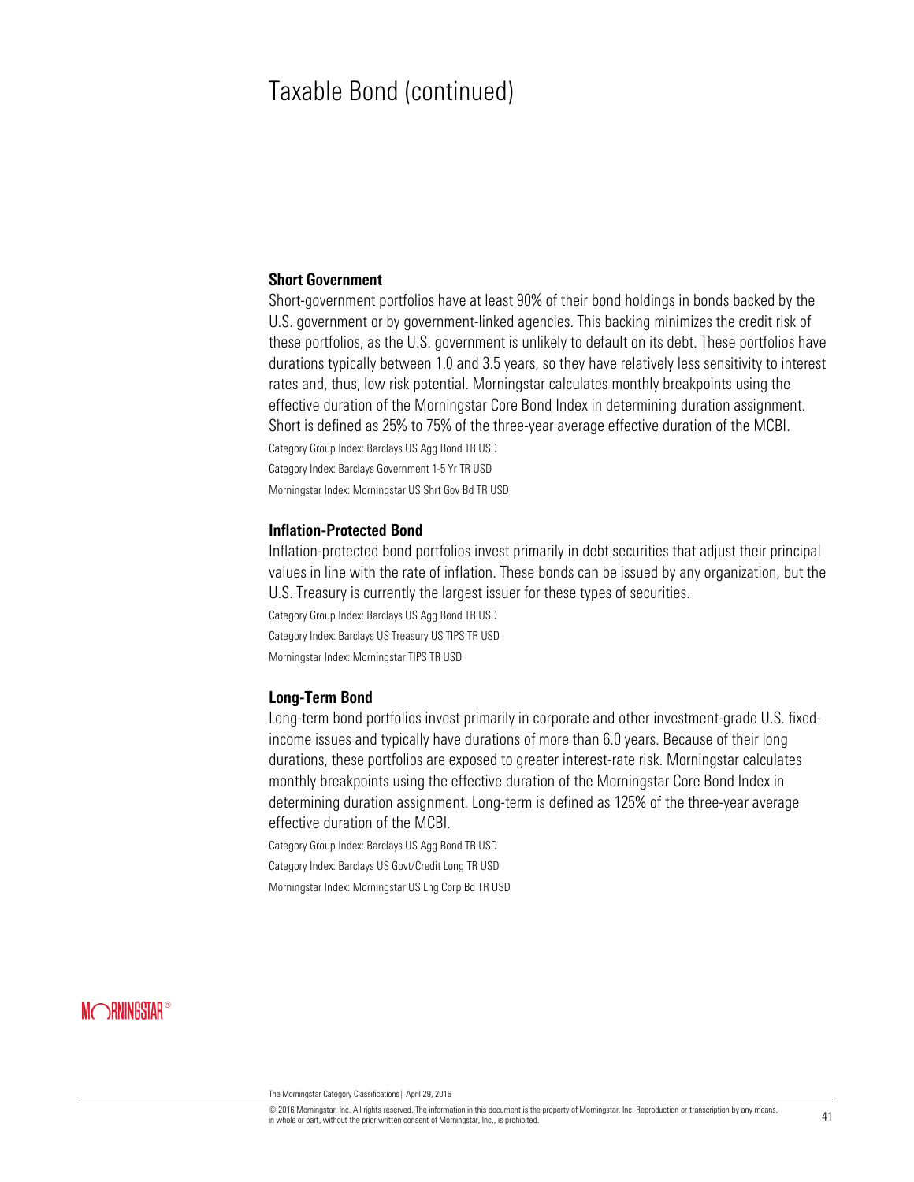# Taxable Bond (continued)

### Short Government

Short-government portfolios have at least 90% of their bond holdings in bonds backed by the U.S. government or by government-linked agencies. This backing minimizes the credit risk of these portfolios, as the U.S. government is unlikely to default on its debt. These portfolios have durations typically between 1.0 and 3.5 years, so they have relatively less sensitivity to interest rates and, thus, low risk potential. Morningstar calculates monthly breakpoints using the effective duration of the Morningstar Core Bond Index in determining duration assignment. Short is defined as 25% to 75% of the three-year average effective duration of the MCBI.

Category Group Index: Barclays US Agg Bond TR USD

Category Index: Barclays Government 1-5 Yr TR USD

Morningstar Index: Morningstar US Shrt Gov Bd TR USD

### Inflation-Protected Bond

Inflation-protected bond portfolios invest primarily in debt securities that adjust their principal values in line with the rate of inflation. These bonds can be issued by any organization, but the U.S. Treasury is currently the largest issuer for these types of securities.

Category Group Index: Barclays US Agg Bond TR USD

Category Index: Barclays US Treasury US TIPS TR USD

Morningstar Index: Morningstar TIPS TR USD

### Long-Term Bond

Long-term bond portfolios invest primarily in corporate and other investment-grade U.S. fixed-income issues and typically have durations of more than 6.0 years. Because of their long durations, these portfolios are exposed to greater interest-rate risk. Morningstar calculates monthly breakpoints using the effective duration of the Morningstar Core Bond Index in determining duration assignment. Long-term is defined as 125% of the three-year average effective duration of the MCBI.

Category Group Index: Barclays US Agg Bond TR USD

Category Index: Barclays US Govt/Credit Long TR USD

Morningstar Index: Morningstar US Lng Corp Bd TR USD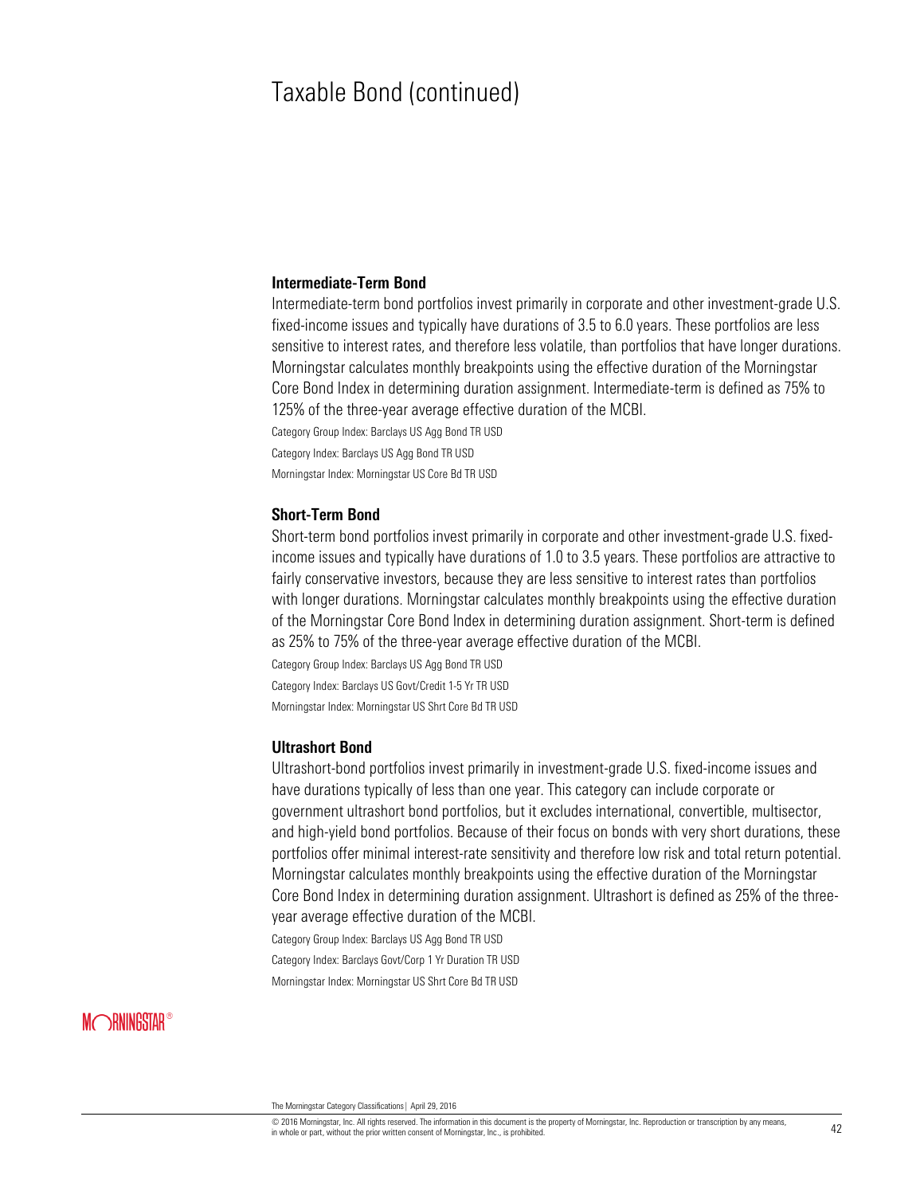# Taxable Bond (continued)

### Intermediate-Term Bond

Intermediate-term bond portfolios invest primarily in corporate and other investment-grade U.S. fixed-income issues and typically have durations of 3.5 to 6.0 years. These portfolios are less sensitive to interest rates, and therefore less volatile, than portfolios that have longer durations. Morningstar calculates monthly breakpoints using the effective duration of the Morningstar Core Bond Index in determining duration assignment. Intermediate-term is defined as 75% to 125% of the three-year average effective duration of the MCBI.

Category Group Index: Barclays US Agg Bond TR USD

Category Index: Barclays US Agg Bond TR USD

Morningstar Index: Morningstar US Core Bd TR USD

### Short-Term Bond

Short-term bond portfolios invest primarily in corporate and other investment-grade U.S. fixed-income issues and typically have durations of 1.0 to 3.5 years. These portfolios are attractive to fairly conservative investors, because they are less sensitive to interest rates than portfolios with longer durations. Morningstar calculates monthly breakpoints using the effective duration of the Morningstar Core Bond Index in determining duration assignment. Short-term is defined as 25% to 75% of the three-year average effective duration of the MCBI.

Category Group Index: Barclays US Agg Bond TR USD

Category Index: Barclays US Govt/Credit 1-5 Yr TR USD

Morningstar Index: Morningstar US Shrt Core Bd TR USD

### Ultrashort Bond

Ultrashort-bond portfolios invest primarily in investment-grade U.S. fixed-income issues and have durations typically of less than one year. This category can include corporate or government ultrashort bond portfolios, but it excludes international, convertible, multisector, and high-yield bond portfolios. Because of their focus on bonds with very short durations, these portfolios offer minimal interest-rate sensitivity and therefore low risk and total return potential. Morningstar calculates monthly breakpoints using the effective duration of the Morningstar Core Bond Index in determining duration assignment. Ultrashort is defined as 25% of the three-year average effective duration of the MCBI.

Category Group Index: Barclays US Agg Bond TR USD

Category Index: Barclays Govt/Corp 1 Yr Duration TR USD

Morningstar Index: Morningstar US Shrt Core Bd TR USD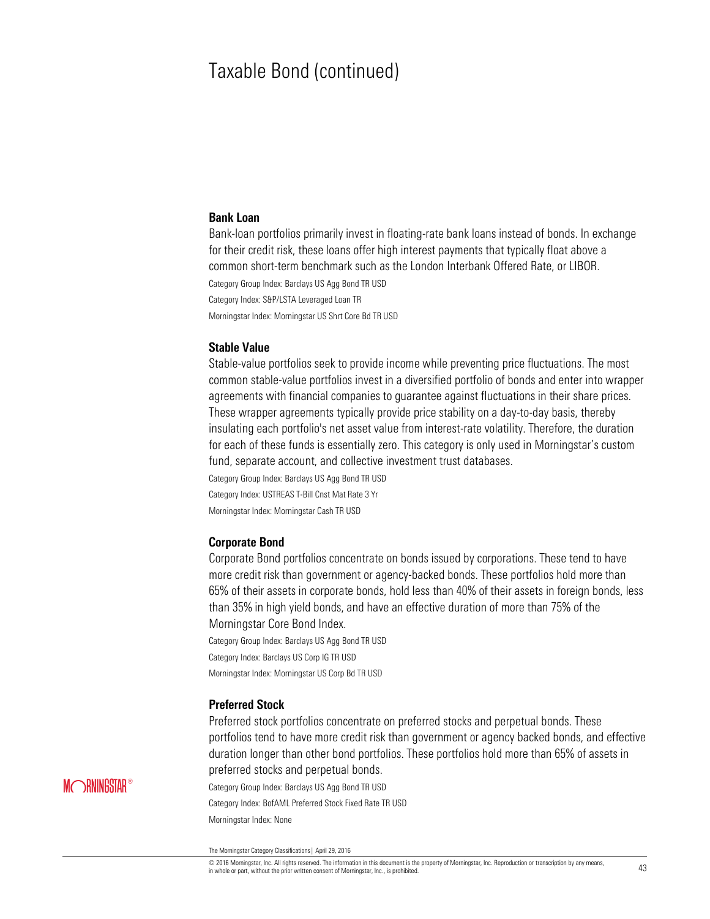# Taxable Bond (continued)

### Bank Loan

Bank-loan portfolios primarily invest in floating-rate bank loans instead of bonds. In exchange for their credit risk, these loans offer high interest payments that typically float above a common short-term benchmark such as the London Interbank Offered Rate, or LIBOR.

Category Group Index: Barclays US Agg Bond TR USD

Category Index: S&P/LSTA Leveraged Loan TR

Morningstar Index: Morningstar US Shrt Core Bd TR USD

### Stable Value

Stable-value portfolios seek to provide income while preventing price fluctuations. The most common stable-value portfolios invest in a diversified portfolio of bonds and enter into wrapper agreements with financial companies to guarantee against fluctuations in their share prices. These wrapper agreements typically provide price stability on a day-to-day basis, thereby insulating each portfolio's net asset value from interest-rate volatility. Therefore, the duration for each of these funds is essentially zero. This category is only used in Morningstar's custom fund, separate account, and collective investment trust databases.

Category Group Index: Barclays US Agg Bond TR USD

Category Index: USTREAS T-Bill Cnst Mat Rate 3 Yr

Morningstar Index: Morningstar Cash TR USD

### Corporate Bond

Corporate Bond portfolios concentrate on bonds issued by corporations. These tend to have more credit risk than government or agency-backed bonds. These portfolios hold more than 65% of their assets in corporate bonds, hold less than 40% of their assets in foreign bonds, less than 35% in high yield bonds, and have an effective duration of more than 75% of the Morningstar Core Bond Index.

Category Group Index: Barclays US Agg Bond TR USD

Category Index: Barclays US Corp IG TR USD

Morningstar Index: Morningstar US Corp Bd TR USD

### Preferred Stock

Preferred stock portfolios concentrate on preferred stocks and perpetual bonds. These portfolios tend to have more credit risk than government or agency backed bonds, and effective duration longer than other bond portfolios. These portfolios hold more than 65% of assets in preferred stocks and perpetual bonds.

Category Group Index: Barclays US Agg Bond TR USD

Category Index: BofAML Preferred Stock Fixed Rate TR USD

Morningstar Index: None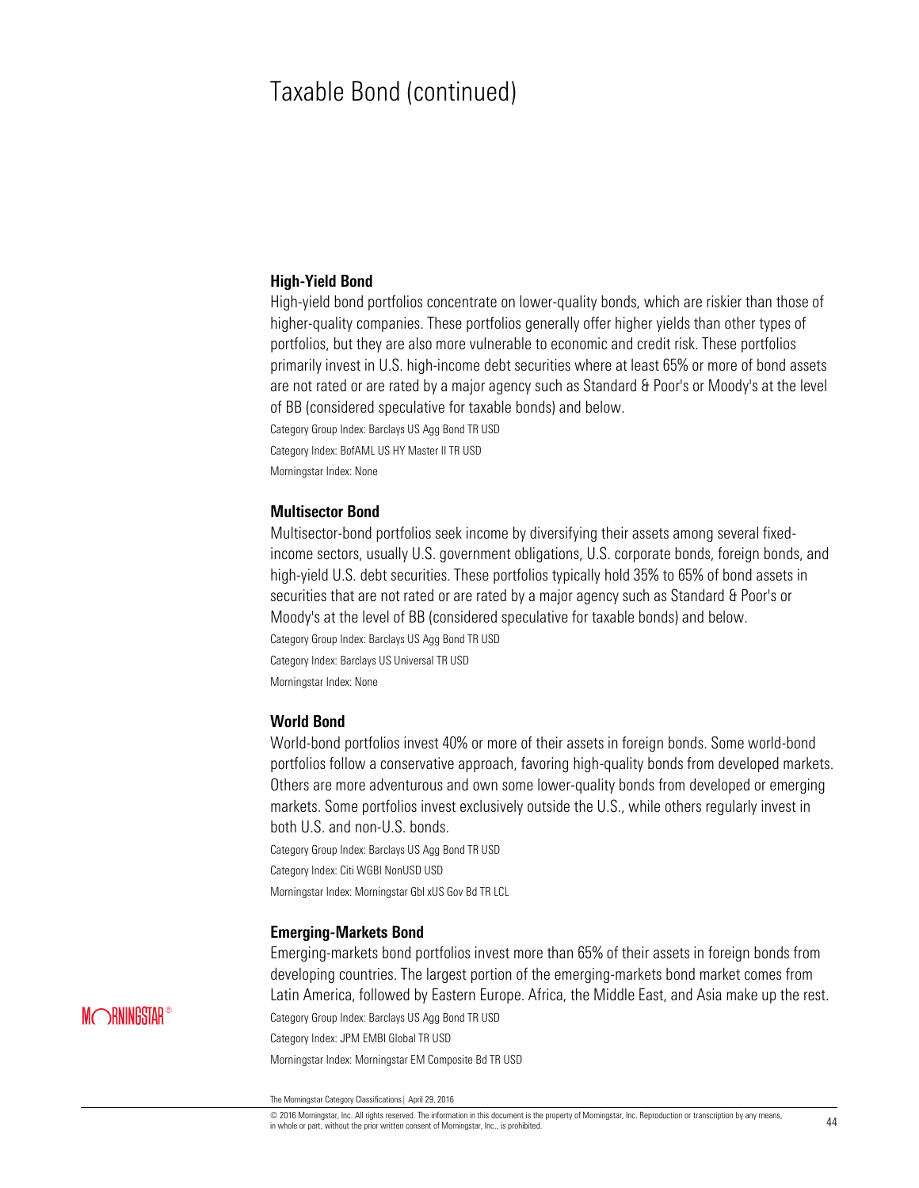# Taxable Bond (continued)

### High-Yield Bond

High-yield bond portfolios concentrate on lower-quality bonds, which are riskier than those of higher-quality companies. These portfolios generally offer higher yields than other types of portfolios, but they are also more vulnerable to economic and credit risk. These portfolios primarily invest in U.S. high-income debt securities where at least 65% or more of bond assets are not rated or are rated by a major agency such as Standard & Poor's or Moody's at the level of BB (considered speculative for taxable bonds) and below.

Category Group Index: Barclays US Agg Bond TR USD

Category Index: BofAML US HY Master II TR USD

Morningstar Index: None

### Multisector Bond

Multisector-bond portfolios seek income by diversifying their assets among several fixed-income sectors, usually U.S. government obligations, U.S. corporate bonds, foreign bonds, and high-yield U.S. debt securities. These portfolios typically hold 35% to 65% of bond assets in securities that are not rated or are rated by a major agency such as Standard & Poor's or Moody's at the level of BB (considered speculative for taxable bonds) and below.

Category Group Index: Barclays US Agg Bond TR USD

Category Index: Barclays US Universal TR USD

Morningstar Index: None

### World Bond

World-bond portfolios invest 40% or more of their assets in foreign bonds. Some world-bond portfolios follow a conservative approach, favoring high-quality bonds from developed markets. Others are more adventurous and own some lower-quality bonds from developed or emerging markets. Some portfolios invest exclusively outside the U.S., while others regularly invest in both U.S. and non-U.S. bonds.

Category Group Index: Barclays US Agg Bond TR USD

Category Index: Citi WGBI NonUSD USD

Morningstar Index: Morningstar Gbl xUS Gov Bd TR LCL

### Emerging-Markets Bond

Emerging-markets bond portfolios invest more than 65% of their assets in foreign bonds from developing countries. The largest portion of the emerging-markets bond market comes from Latin America, followed by Eastern Europe. Africa, the Middle East, and Asia make up the rest.

Category Group Index: Barclays US Agg Bond TR USD

Category Index: JPM EMBI Global TR USD

Morningstar Index: Morningstar EM Composite Bd TR USD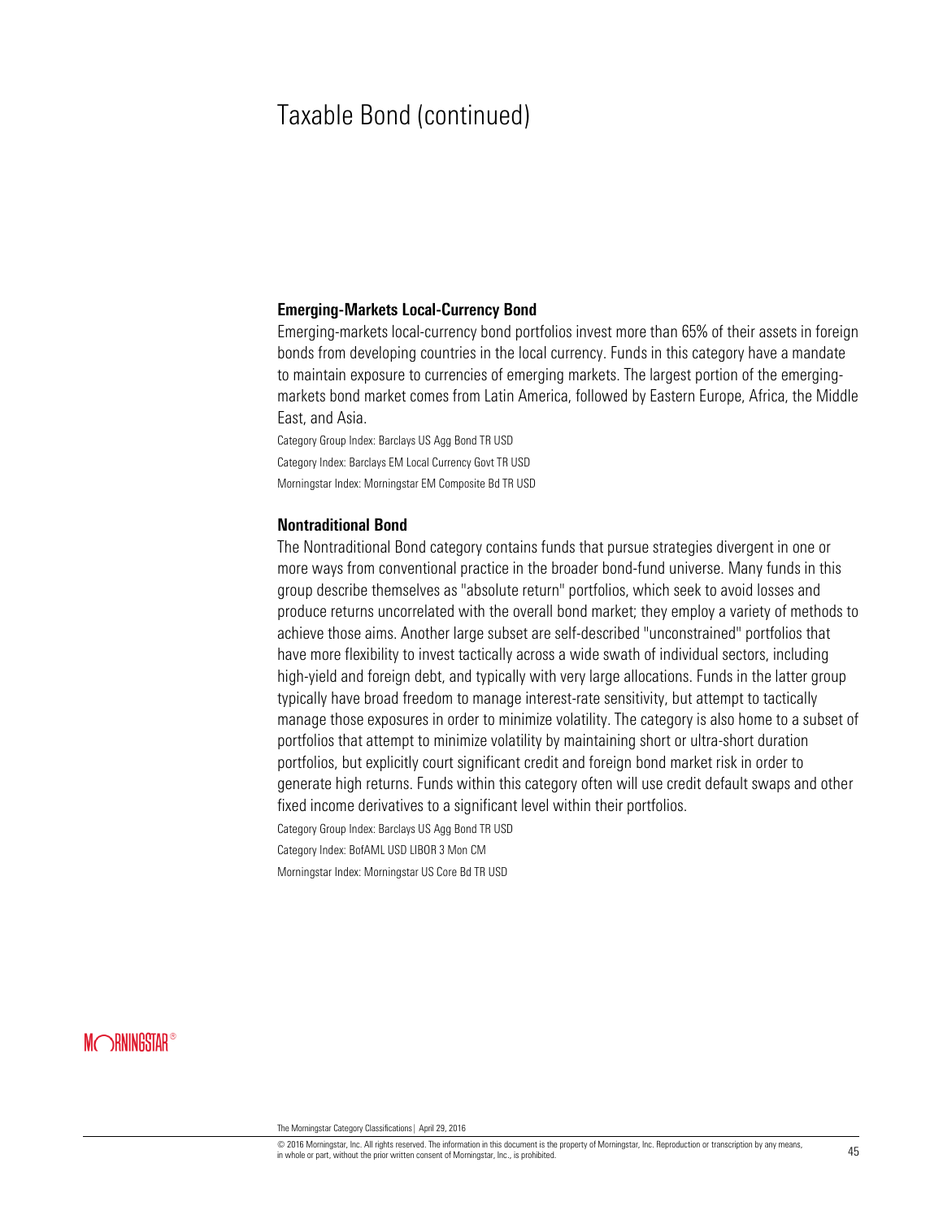# Taxable Bond (continued)

### Emerging-Markets Local-Currency Bond

Emerging-markets local-currency bond portfolios invest more than 65% of their assets in foreign bonds from developing countries in the local currency. Funds in this category have a mandate to maintain exposure to currencies of emerging markets. The largest portion of the emerging-markets bond market comes from Latin America, followed by Eastern Europe, Africa, the Middle East, and Asia.

Category Group Index: Barclays US Agg Bond TR USD

Category Index: Barclays EM Local Currency Govt TR USD

Morningstar Index: Morningstar EM Composite Bd TR USD

### Nontraditional Bond

The Nontraditional Bond category contains funds that pursue strategies divergent in one or more ways from conventional practice in the broader bond-fund universe. Many funds in this group describe themselves as "absolute return" portfolios, which seek to avoid losses and produce returns uncorrelated with the overall bond market; they employ a variety of methods to achieve those aims. Another large subset are self-described "unconstrained" portfolios that have more flexibility to invest tactically across a wide swath of individual sectors, including high-yield and foreign debt, and typically with very large allocations. Funds in the latter group typically have broad freedom to manage interest-rate sensitivity, but attempt to tactically manage those exposures in order to minimize volatility. The category is also home to a subset of portfolios that attempt to minimize volatility by maintaining short or ultra-short duration portfolios, but explicitly court significant credit and foreign bond market risk in order to generate high returns. Funds within this category often will use credit default swaps and other fixed income derivatives to a significant level within their portfolios.

Category Group Index: Barclays US Agg Bond TR USD

Category Index: BofAML USD LIBOR 3 Mon CM

Morningstar Index: Morningstar US Core Bd TR USD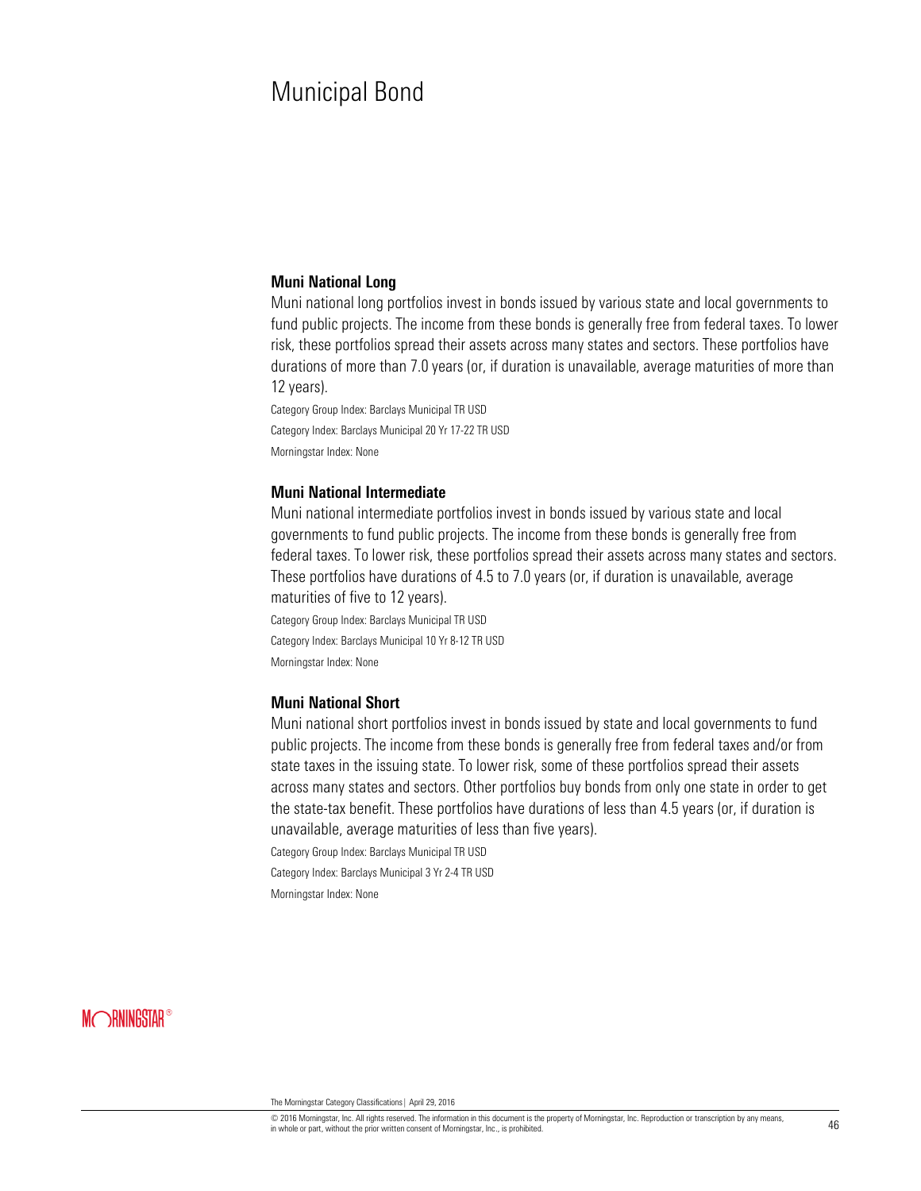# Municipal Bond

### Muni National Long

Muni national long portfolios invest in bonds issued by various state and local governments to fund public projects. The income from these bonds is generally free from federal taxes. To lower risk, these portfolios spread their assets across many states and sectors. These portfolios have durations of more than 7.0 years (or, if duration is unavailable, average maturities of more than 12 years).

Category Group Index: Barclays Municipal TR USD

Category Index: Barclays Municipal 20 Yr 17-22 TR USD

Morningstar Index: None

### Muni National Intermediate

Muni national intermediate portfolios invest in bonds issued by various state and local governments to fund public projects. The income from these bonds is generally free from federal taxes. To lower risk, these portfolios spread their assets across many states and sectors. These portfolios have durations of 4.5 to 7.0 years (or, if duration is unavailable, average maturities of five to 12 years).

Category Group Index: Barclays Municipal TR USD

Category Index: Barclays Municipal 10 Yr 8-12 TR USD

Morningstar Index: None

### Muni National Short

Muni national short portfolios invest in bonds issued by state and local governments to fund public projects. The income from these bonds is generally free from federal taxes and/or from state taxes in the issuing state. To lower risk, some of these portfolios spread their assets across many states and sectors. Other portfolios buy bonds from only one state in order to get the state-tax benefit. These portfolios have durations of less than 4.5 years (or, if duration is unavailable, average maturities of less than five years).

Category Group Index: Barclays Municipal TR USD

Category Index: Barclays Municipal 3 Yr 2-4 TR USD

Morningstar Index: None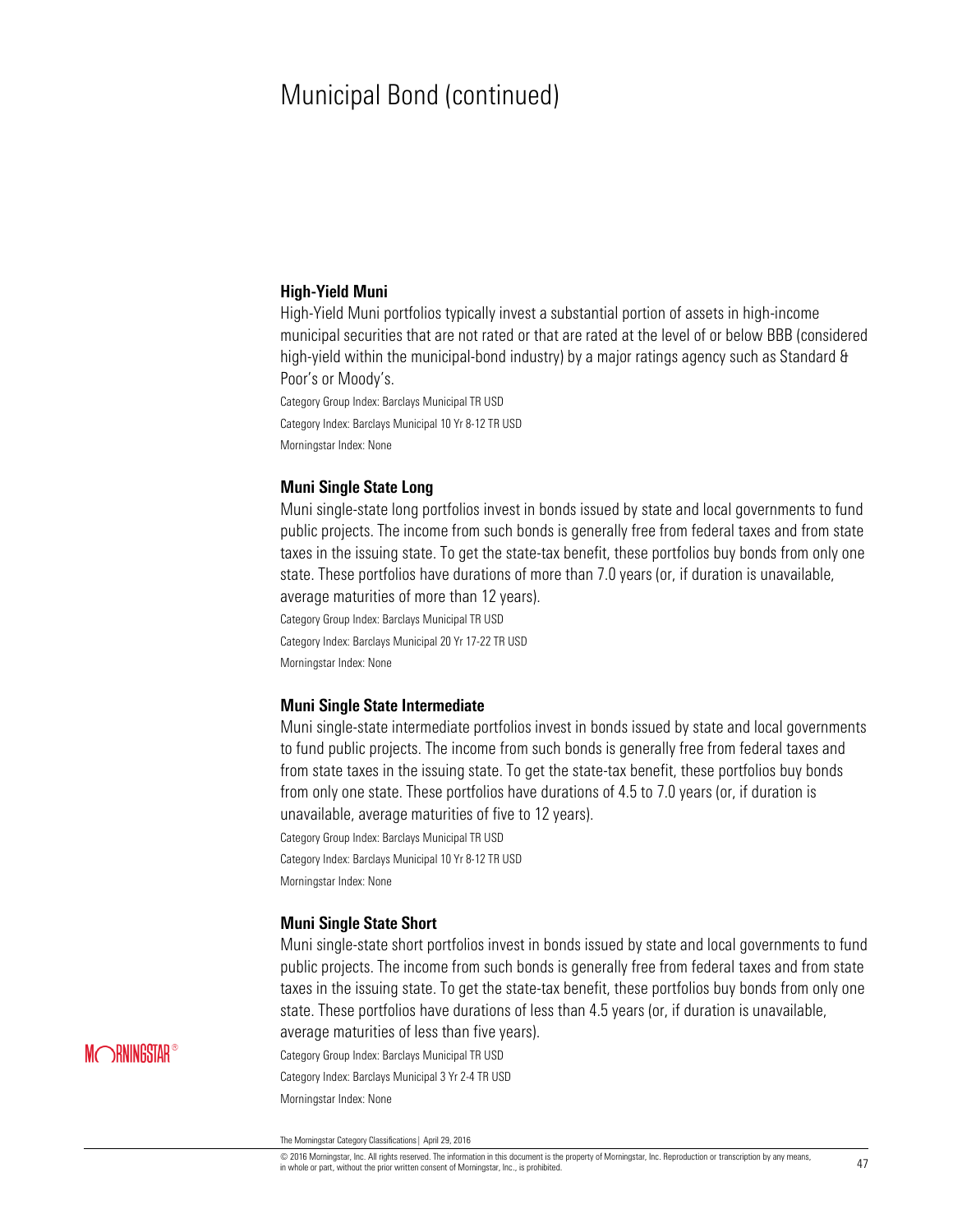# Municipal Bond (continued)

### High-Yield Muni

High-Yield Muni portfolios typically invest a substantial portion of assets in high-income municipal securities that are not rated or that are rated at the level of or below BBB (considered high-yield within the municipal-bond industry) by a major ratings agency such as Standard & Poor's or Moody's.

Category Group Index: Barclays Municipal TR USD

Category Index: Barclays Municipal 10 Yr 8-12 TR USD

Morningstar Index: None

### Muni Single State Long

Muni single-state long portfolios invest in bonds issued by state and local governments to fund public projects. The income from such bonds is generally free from federal taxes and from state taxes in the issuing state. To get the state-tax benefit, these portfolios buy bonds from only one state. These portfolios have durations of more than 7.0 years (or, if duration is unavailable, average maturities of more than 12 years).

Category Group Index: Barclays Municipal TR USD

Category Index: Barclays Municipal 20 Yr 17-22 TR USD

Morningstar Index: None

### Muni Single State Intermediate

Muni single-state intermediate portfolios invest in bonds issued by state and local governments to fund public projects. The income from such bonds is generally free from federal taxes and from state taxes in the issuing state. To get the state-tax benefit, these portfolios buy bonds from only one state. These portfolios have durations of 4.5 to 7.0 years (or, if duration is unavailable, average maturities of five to 12 years).

Category Group Index: Barclays Municipal TR USD

Category Index: Barclays Municipal 10 Yr 8-12 TR USD

Morningstar Index: None

### Muni Single State Short

Muni single-state short portfolios invest in bonds issued by state and local governments to fund public projects. The income from such bonds is generally free from federal taxes and from state taxes in the issuing state. To get the state-tax benefit, these portfolios buy bonds from only one state. These portfolios have durations of less than 4.5 years (or, if duration is unavailable, average maturities of less than five years).

Category Group Index: Barclays Municipal TR USD

Category Index: Barclays Municipal 3 Yr 2-4 TR USD

Morningstar Index: None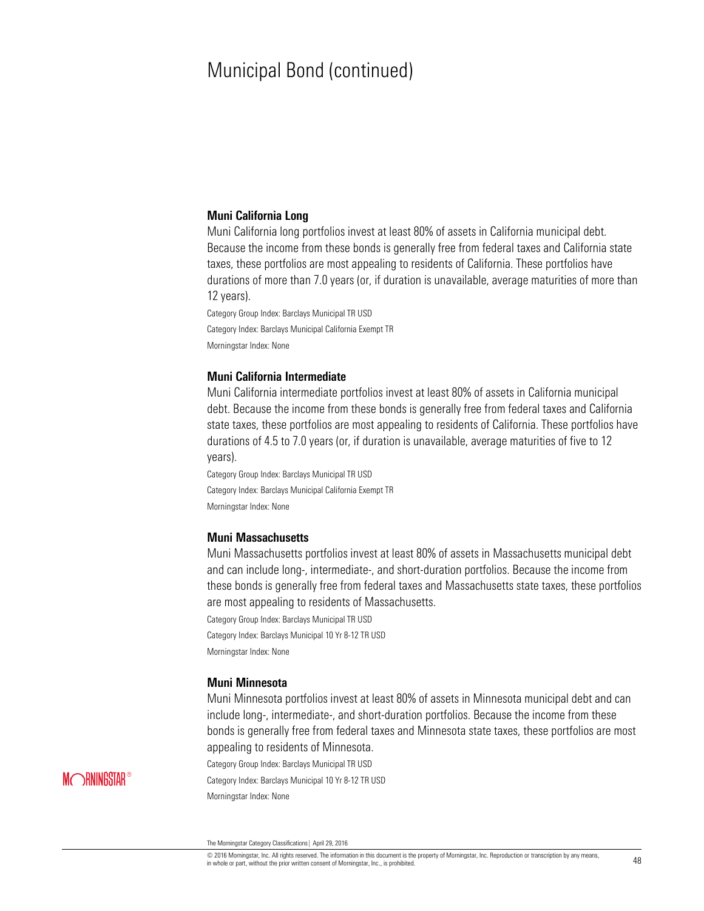# Municipal Bond (continued)

### Muni California Long

Muni California long portfolios invest at least 80% of assets in California municipal debt. Because the income from these bonds is generally free from federal taxes and California state taxes, these portfolios are most appealing to residents of California. These portfolios have durations of more than 7.0 years (or, if duration is unavailable, average maturities of more than 12 years).

Category Group Index: Barclays Municipal TR USD

Category Index: Barclays Municipal California Exempt TR

Morningstar Index: None

### Muni California Intermediate

Muni California intermediate portfolios invest at least 80% of assets in California municipal debt. Because the income from these bonds is generally free from federal taxes and California state taxes, these portfolios are most appealing to residents of California. These portfolios have durations of 4.5 to 7.0 years (or, if duration is unavailable, average maturities of five to 12 years).

Category Group Index: Barclays Municipal TR USD

Category Index: Barclays Municipal California Exempt TR

Morningstar Index: None

### Muni Massachusetts

Muni Massachusetts portfolios invest at least 80% of assets in Massachusetts municipal debt and can include long-, intermediate-, and short-duration portfolios. Because the income from these bonds is generally free from federal taxes and Massachusetts state taxes, these portfolios are most appealing to residents of Massachusetts.

Category Group Index: Barclays Municipal TR USD

Category Index: Barclays Municipal 10 Yr 8-12 TR USD

Morningstar Index: None

### Muni Minnesota

Muni Minnesota portfolios invest at least 80% of assets in Minnesota municipal debt and can include long-, intermediate-, and short-duration portfolios. Because the income from these bonds is generally free from federal taxes and Minnesota state taxes, these portfolios are most appealing to residents of Minnesota.

Category Group Index: Barclays Municipal TR USD

Category Index: Barclays Municipal 10 Yr 8-12 TR USD

Morningstar Index: None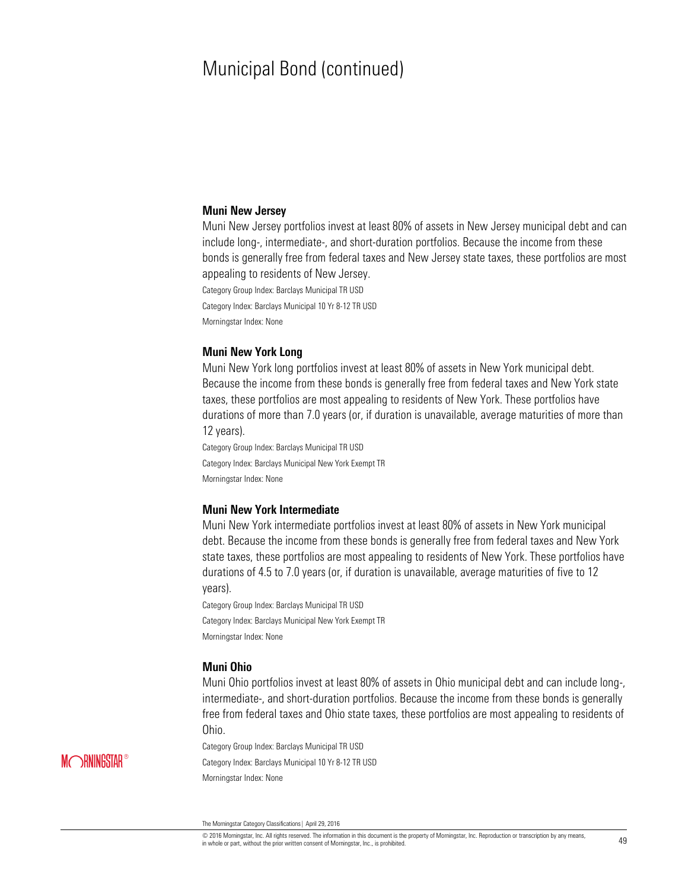# Municipal Bond (continued)

### Muni New Jersey

Muni New Jersey portfolios invest at least 80% of assets in New Jersey municipal debt and can include long-, intermediate-, and short-duration portfolios. Because the income from these bonds is generally free from federal taxes and New Jersey state taxes, these portfolios are most appealing to residents of New Jersey.

Category Group Index: Barclays Municipal TR USD

Category Index: Barclays Municipal 10 Yr 8-12 TR USD

Morningstar Index: None

### Muni New York Long

Muni New York long portfolios invest at least 80% of assets in New York municipal debt. Because the income from these bonds is generally free from federal taxes and New York state taxes, these portfolios are most appealing to residents of New York. These portfolios have durations of more than 7.0 years (or, if duration is unavailable, average maturities of more than 12 years).

Category Group Index: Barclays Municipal TR USD

Category Index: Barclays Municipal New York Exempt TR

Morningstar Index: None

### Muni New York Intermediate

Muni New York intermediate portfolios invest at least 80% of assets in New York municipal debt. Because the income from these bonds is generally free from federal taxes and New York state taxes, these portfolios are most appealing to residents of New York. These portfolios have durations of 4.5 to 7.0 years (or, if duration is unavailable, average maturities of five to 12 years).

Category Group Index: Barclays Municipal TR USD

Category Index: Barclays Municipal New York Exempt TR

Morningstar Index: None

### Muni Ohio

Muni Ohio portfolios invest at least 80% of assets in Ohio municipal debt and can include long-, intermediate-, and short-duration portfolios. Because the income from these bonds is generally free from federal taxes and Ohio state taxes, these portfolios are most appealing to residents of Ohio.

Category Group Index: Barclays Municipal TR USD

Category Index: Barclays Municipal 10 Yr 8-12 TR USD

Morningstar Index: None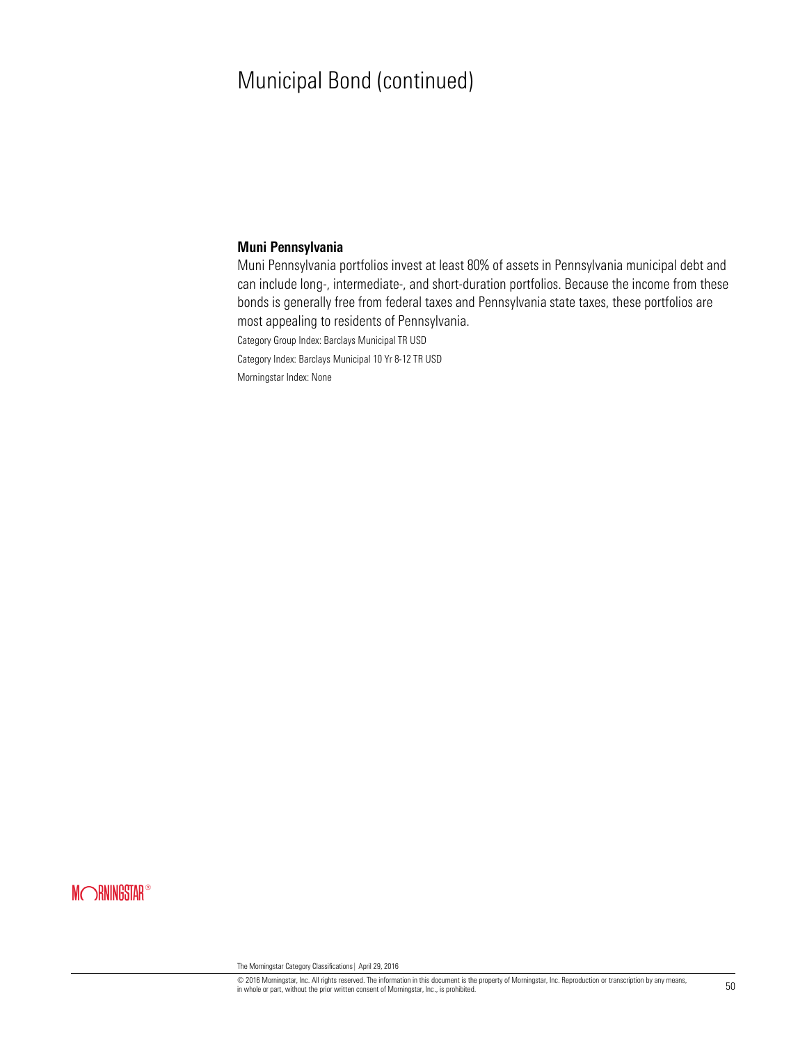# Municipal Bond (continued)

### Muni Pennsylvania

Muni Pennsylvania portfolios invest at least 80% of assets in Pennsylvania municipal debt and can include long-, intermediate-, and short-duration portfolios. Because the income from these bonds is generally free from federal taxes and Pennsylvania state taxes, these portfolios are most appealing to residents of Pennsylvania.

Category Group Index: Barclays Municipal TR USD

Category Index: Barclays Municipal 10 Yr 8-12 TR USD

Morningstar Index: None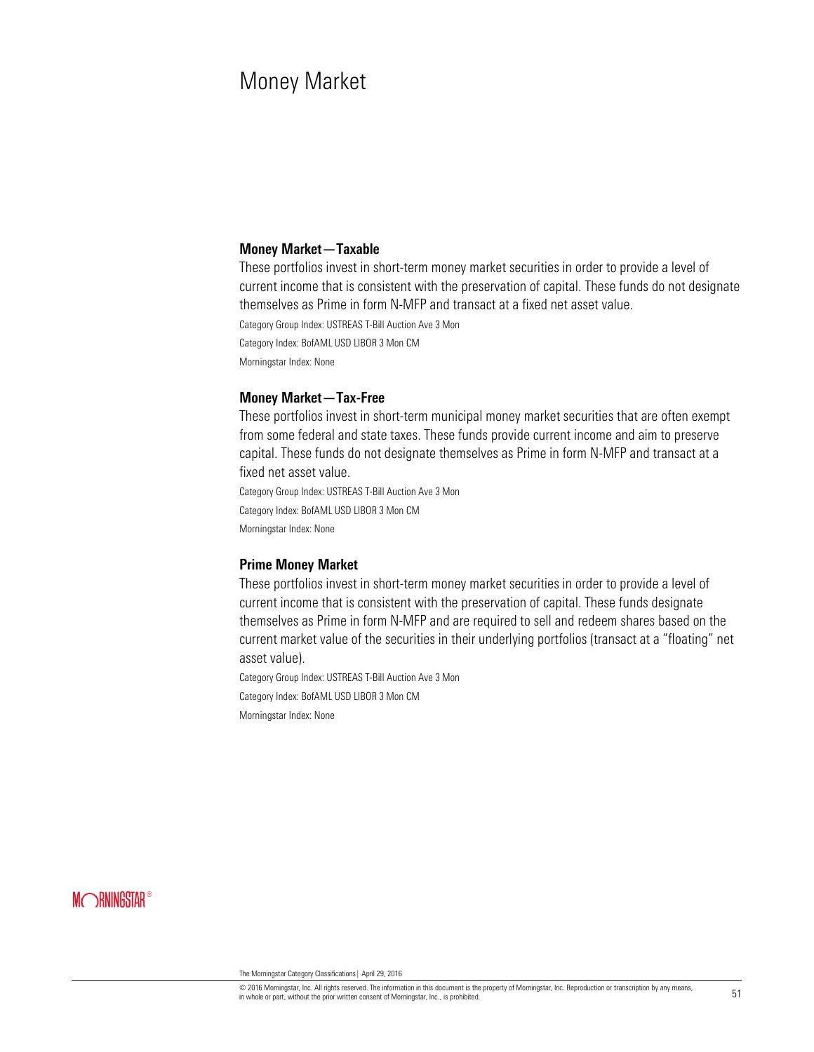# Money Market

### Money Market—Taxable

These portfolios invest in short-term money market securities in order to provide a level of current income that is consistent with the preservation of capital. These funds do not designate themselves as Prime in form N-MFP and transact at a fixed net asset value.

Category Group Index: USTREAS T-Bill Auction Ave 3 Mon

Category Index: BofAML USD LIBOR 3 Mon CM

Morningstar Index: None

### Money Market—Tax-Free

These portfolios invest in short-term municipal money market securities that are often exempt from some federal and state taxes. These funds provide current income and aim to preserve capital. These funds do not designate themselves as Prime in form N-MFP and transact at a fixed net asset value.

Category Group Index: USTREAS T-Bill Auction Ave 3 Mon

Category Index: BofAML USD LIBOR 3 Mon CM

Morningstar Index: None

### Prime Money Market

These portfolios invest in short-term money market securities in order to provide a level of current income that is consistent with the preservation of capital. These funds designate themselves as Prime in form N-MFP and are required to sell and redeem shares based on the current market value of the securities in their underlying portfolios (transact at a "floating" net asset value).

Category Group Index: USTREAS T-Bill Auction Ave 3 Mon

Category Index: BofAML USD LIBOR 3 Mon CM

Morningstar Index: None